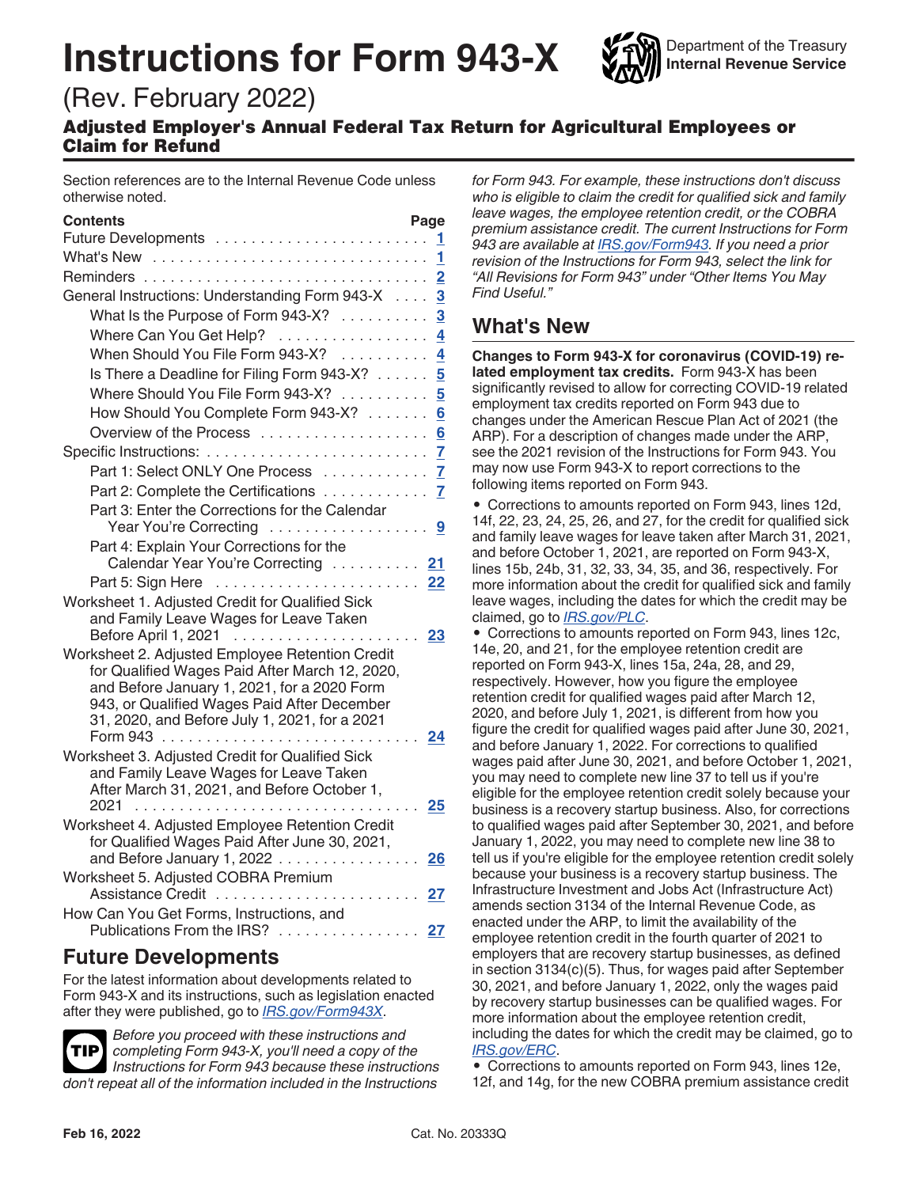# Instructions for Form 943-X

Department of the Treasury
Internal Revenue Service

(Rev. February 2022)

## Adjusted Employer's Annual Federal Tax Return for Agricultural Employees or Claim for Refund

Section references are to the Internal Revenue Code unless otherwise noted.

| Contents | Page |
| --- | --- |
| Future Developments | 1 |
| What's New | 1 |
| Reminders | 2 |
| General Instructions: Understanding Form 943-X | 3 |
| What Is the Purpose of Form 943-X? | 3 |
| Where Can You Get Help? | 4 |
| When Should You File Form 943-X? | 4 |
| Is There a Deadline for Filing Form 943-X? | 5 |
| Where Should You File Form 943-X? | 5 |
| How Should You Complete Form 943-X? | 6 |
| Overview of the Process | 6 |
| Specific Instructions: | 7 |
| Part 1: Select ONLY One Process | 7 |
| Part 2: Complete the Certifications | 7 |
| Part 3: Enter the Corrections for the Calendar Year You're Correcting | 9 |
| Part 4: Explain Your Corrections for the Calendar Year You're Correcting | 21 |
| Part 5: Sign Here | 22 |
| Worksheet 1. Adjusted Credit for Qualified Sick and Family Leave Wages for Leave Taken Before April 1, 2021 | 23 |
| Worksheet 2. Adjusted Employee Retention Credit for Qualified Wages Paid After March 12, 2020, and Before January 1, 2021, for a 2020 Form 943, or Qualified Wages Paid After December 31, 2020, and Before July 1, 2021, for a 2021 Form 943 | 24 |
| Worksheet 3. Adjusted Credit for Qualified Sick and Family Leave Wages for Leave Taken After March 31, 2021, and Before October 1, 2021 | 25 |
| Worksheet 4. Adjusted Employee Retention Credit for Qualified Wages Paid After June 30, 2021, and Before January 1, 2022 | 26 |
| Worksheet 5. Adjusted COBRA Premium Assistance Credit | 27 |
| How Can You Get Forms, Instructions, and Publications From the IRS? | 27 |

## Future Developments

For the latest information about developments related to Form 943-X and its instructions, such as legislation enacted after they were published, go to *IRS.gov/Form943X*.

**TIP** *Before you proceed with these instructions and completing Form 943-X, you'll need a copy of the Instructions for Form 943 because these instructions don't repeat all of the information included in the Instructions for Form 943. For example, these instructions don't discuss who is eligible to claim the credit for qualified sick and family leave wages, the employee retention credit, or the COBRA premium assistance credit. The current Instructions for Form 943 are available at IRS.gov/Form943. If you need a prior revision of the Instructions for Form 943, select the link for "All Revisions for Form 943" under "Other Items You May Find Useful."*

## What's New

**Changes to Form 943-X for coronavirus (COVID-19) related employment tax credits.** Form 943-X has been significantly revised to allow for correcting COVID-19 related employment tax credits reported on Form 943 due to changes under the American Rescue Plan Act of 2021 (the ARP). For a description of changes made under the ARP, see the 2021 revision of the Instructions for Form 943. You may now use Form 943-X to report corrections to the following items reported on Form 943.

- Corrections to amounts reported on Form 943, lines 12d, 14f, 22, 23, 24, 25, 26, and 27, for the credit for qualified sick and family leave wages for leave taken after March 31, 2021, and before October 1, 2021, are reported on Form 943-X, lines 15b, 24b, 31, 32, 33, 34, 35, and 36, respectively. For more information about the credit for qualified sick and family leave wages, including the dates for which the credit may be claimed, go to *IRS.gov/PLC*.
- Corrections to amounts reported on Form 943, lines 12c, 14e, 20, and 21, for the employee retention credit are reported on Form 943-X, lines 15a, 24a, 28, and 29, respectively. However, how you figure the employee retention credit for qualified wages paid after March 12, 2020, and before July 1, 2021, is different from how you figure the credit for qualified wages paid after June 30, 2021, and before January 1, 2022. For corrections to qualified wages paid after June 30, 2021, and before October 1, 2021, you may need to complete new line 37 to tell us if you're eligible for the employee retention credit solely because your business is a recovery startup business. Also, for corrections to qualified wages paid after September 30, 2021, and before January 1, 2022, you may need to complete new line 38 to tell us if you're eligible for the employee retention credit solely because your business is a recovery startup business. The Infrastructure Investment and Jobs Act (Infrastructure Act) amends section 3134 of the Internal Revenue Code, as enacted under the ARP, to limit the availability of the employee retention credit in the fourth quarter of 2021 to employers that are recovery startup businesses, as defined in section 3134(c)(5). Thus, for wages paid after September 30, 2021, and before January 1, 2022, only the wages paid by recovery startup businesses can be qualified wages. For more information about the employee retention credit, including the dates for which the credit may be claimed, go to *IRS.gov/ERC*.
- Corrections to amounts reported on Form 943, lines 12e, 12f, and 14g, for the new COBRA premium assistance credit

Feb 16, 2022 Cat. No. 20333Q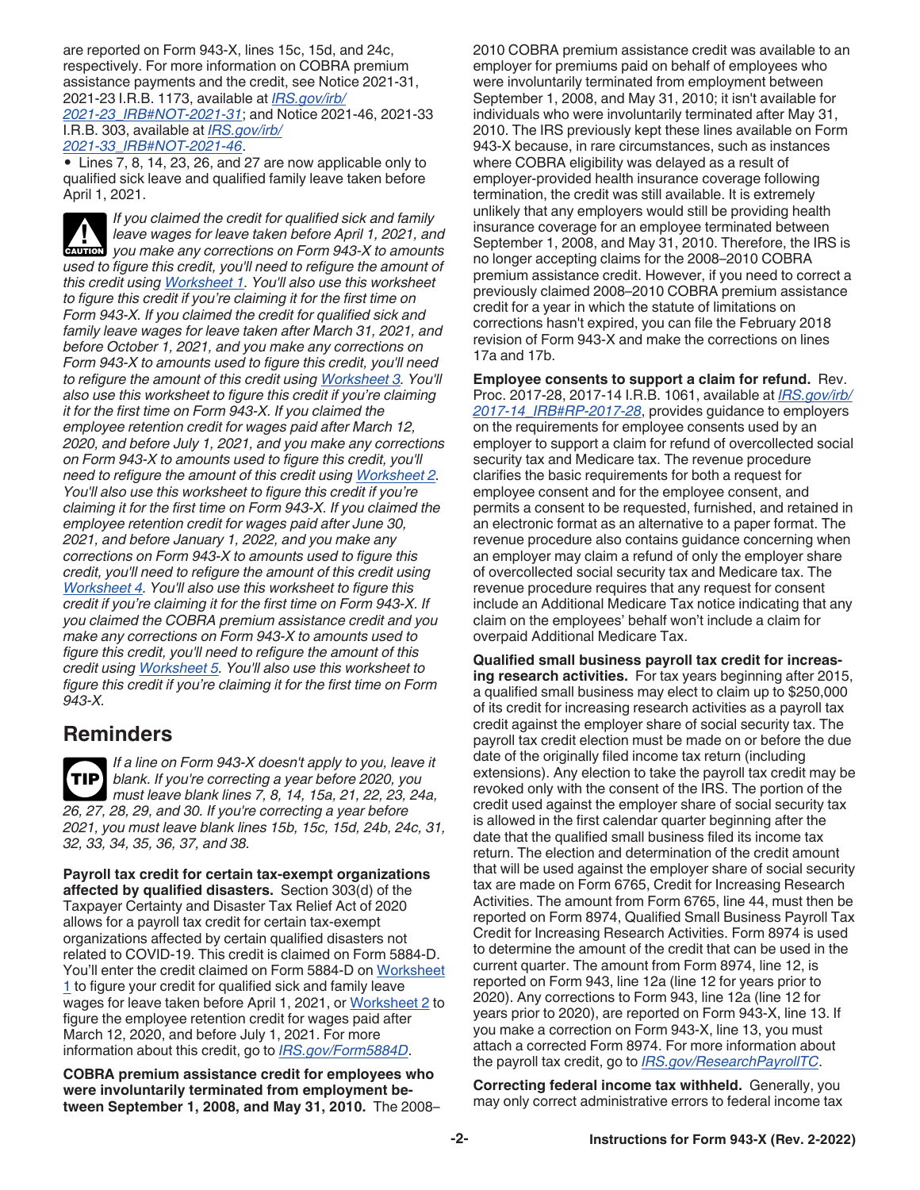are reported on Form 943-X, lines 15c, 15d, and 24c, respectively. For more information on COBRA premium assistance payments and the credit, see Notice 2021-31, 2021-23 I.R.B. 1173, available at *IRS.gov/irb/2021-23_IRB#NOT-2021-31*; and Notice 2021-46, 2021-33 I.R.B. 303, available at *IRS.gov/irb/2021-33_IRB#NOT-2021-46*.

- Lines 7, 8, 14, 23, 26, and 27 are now applicable only to qualified sick leave and qualified family leave taken before April 1, 2021.

**CAUTION** *If you claimed the credit for qualified sick and family leave wages for leave taken before April 1, 2021, and you make any corrections on Form 943-X to amounts used to figure this credit, you'll need to refigure the amount of this credit using Worksheet 1. You'll also use this worksheet to figure this credit if you're claiming it for the first time on Form 943-X. If you claimed the credit for qualified sick and family leave wages for leave taken after March 31, 2021, and before October 1, 2021, and you make any corrections on Form 943-X to amounts used to figure this credit, you'll need to refigure the amount of this credit using Worksheet 3. You'll also use this worksheet to figure this credit if you're claiming it for the first time on Form 943-X. If you claimed the employee retention credit for wages paid after March 12, 2020, and before July 1, 2021, and you make any corrections on Form 943-X to amounts used to figure this credit, you'll need to refigure the amount of this credit using Worksheet 2. You'll also use this worksheet to figure this credit if you're claiming it for the first time on Form 943-X. If you claimed the employee retention credit for wages paid after June 30, 2021, and before January 1, 2022, and you make any corrections on Form 943-X to amounts used to figure this credit, you'll need to refigure the amount of this credit using Worksheet 4. You'll also use this worksheet to figure this credit if you're claiming it for the first time on Form 943-X. If you claimed the COBRA premium assistance credit and you make any corrections on Form 943-X to amounts used to figure this credit, you'll need to refigure the amount of this credit using Worksheet 5. You'll also use this worksheet to figure this credit if you're claiming it for the first time on Form 943-X.*

## Reminders

**TIP** *If a line on Form 943-X doesn't apply to you, leave it blank. If you're correcting a year before 2020, you must leave blank lines 7, 8, 14, 15a, 21, 22, 23, 24a, 26, 27, 28, 29, and 30. If you're correcting a year before 2021, you must leave blank lines 15b, 15c, 15d, 24b, 24c, 31, 32, 33, 34, 35, 36, 37, and 38.*

**Payroll tax credit for certain tax-exempt organizations affected by qualified disasters.** Section 303(d) of the Taxpayer Certainty and Disaster Tax Relief Act of 2020 allows for a payroll tax credit for certain tax-exempt organizations affected by certain qualified disasters not related to COVID-19. This credit is claimed on Form 5884-D. You'll enter the credit claimed on Form 5884-D on Worksheet 1 to figure your credit for qualified sick and family leave wages for leave taken before April 1, 2021, or Worksheet 2 to figure the employee retention credit for wages paid after March 12, 2020, and before July 1, 2021. For more information about this credit, go to *IRS.gov/Form5884D*.

**COBRA premium assistance credit for employees who were involuntarily terminated from employment between September 1, 2008, and May 31, 2010.** The 2008–2010 COBRA premium assistance credit was available to an employer for premiums paid on behalf of employees who were involuntarily terminated from employment between September 1, 2008, and May 31, 2010; it isn't available for individuals who were involuntarily terminated after May 31, 2010. The IRS previously kept these lines available on Form 943-X because, in rare circumstances, such as instances where COBRA eligibility was delayed as a result of employer-provided health insurance coverage following termination, the credit was still available. It is extremely unlikely that any employers would still be providing health insurance coverage for an employee terminated between September 1, 2008, and May 31, 2010. Therefore, the IRS is no longer accepting claims for the 2008–2010 COBRA premium assistance credit. However, if you need to correct a previously claimed 2008–2010 COBRA premium assistance credit for a year in which the statute of limitations on corrections hasn't expired, you can file the February 2018 revision of Form 943-X and make the corrections on lines 17a and 17b.

**Employee consents to support a claim for refund.** Rev. Proc. 2017-28, 2017-14 I.R.B. 1061, available at *IRS.gov/irb/2017-14_IRB#RP-2017-28*, provides guidance to employers on the requirements for employee consents used by an employer to support a claim for refund of overcollected social security tax and Medicare tax. The revenue procedure clarifies the basic requirements for both a request for employee consent and for the employee consent, and permits a consent to be requested, furnished, and retained in an electronic format as an alternative to a paper format. The revenue procedure also contains guidance concerning when an employer may claim a refund of only the employer share of overcollected social security tax and Medicare tax. The revenue procedure requires that any request for consent include an Additional Medicare Tax notice indicating that any claim on the employees' behalf won't include a claim for overpaid Additional Medicare Tax.

**Qualified small business payroll tax credit for increasing research activities.** For tax years beginning after 2015, a qualified small business may elect to claim up to $250,000 of its credit for increasing research activities as a payroll tax credit against the employer share of social security tax. The payroll tax credit election must be made on or before the due date of the originally filed income tax return (including extensions). Any election to take the payroll tax credit may be revoked only with the consent of the IRS. The portion of the credit used against the employer share of social security tax is allowed in the first calendar quarter beginning after the date that the qualified small business filed its income tax return. The election and determination of the credit amount that will be used against the employer share of social security tax are made on Form 6765, Credit for Increasing Research Activities. The amount from Form 6765, line 44, must then be reported on Form 8974, Qualified Small Business Payroll Tax Credit for Increasing Research Activities. Form 8974 is used to determine the amount of the credit that can be used in the current quarter. The amount from Form 8974, line 12, is reported on Form 943, line 12a (line 12 for years prior to 2020). Any corrections to Form 943, line 12a (line 12 for years prior to 2020), are reported on Form 943-X, line 13. If you make a correction on Form 943-X, line 13, you must attach a corrected Form 8974. For more information about the payroll tax credit, go to *IRS.gov/ResearchPayrollTC*.

**Correcting federal income tax withheld.** Generally, you may only correct administrative errors to federal income tax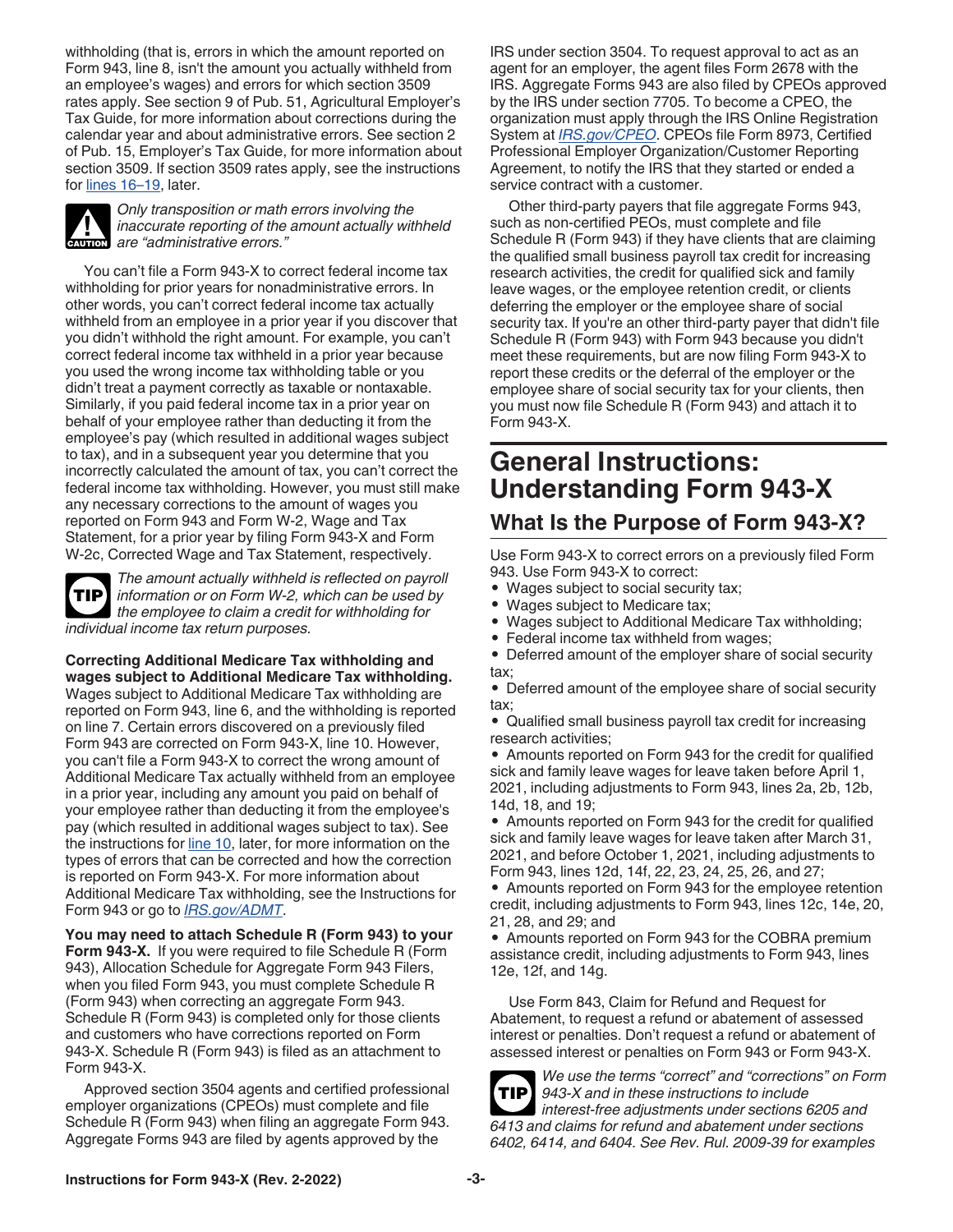withholding (that is, errors in which the amount reported on Form 943, line 8, isn't the amount you actually withheld from an employee's wages) and errors for which section 3509 rates apply. See section 9 of Pub. 51, Agricultural Employer's Tax Guide, for more information about corrections during the calendar year and about administrative errors. See section 2 of Pub. 15, Employer's Tax Guide, for more information about section 3509. If section 3509 rates apply, see the instructions for lines 16–19, later.

**CAUTION** *Only transposition or math errors involving the inaccurate reporting of the amount actually withheld are "administrative errors."*

You can't file a Form 943-X to correct federal income tax withholding for prior years for nonadministrative errors. In other words, you can't correct federal income tax actually withheld from an employee in a prior year if you discover that you didn't withhold the right amount. For example, you can't correct federal income tax withheld in a prior year because you used the wrong income tax withholding table or you didn't treat a payment correctly as taxable or nontaxable. Similarly, if you paid federal income tax in a prior year on behalf of your employee rather than deducting it from the employee's pay (which resulted in additional wages subject to tax), and in a subsequent year you determine that you incorrectly calculated the amount of tax, you can't correct the federal income tax withholding. However, you must still make any necessary corrections to the amount of wages you reported on Form 943 and Form W-2, Wage and Tax Statement, for a prior year by filing Form 943-X and Form W-2c, Corrected Wage and Tax Statement, respectively.

**TIP** *The amount actually withheld is reflected on payroll information or on Form W-2, which can be used by the employee to claim a credit for withholding for individual income tax return purposes.*

**Correcting Additional Medicare Tax withholding and wages subject to Additional Medicare Tax withholding.** Wages subject to Additional Medicare Tax withholding are reported on Form 943, line 6, and the withholding is reported on line 7. Certain errors discovered on a previously filed Form 943 are corrected on Form 943-X, line 10. However, you can't file a Form 943-X to correct the wrong amount of Additional Medicare Tax actually withheld from an employee in a prior year, including any amount you paid on behalf of your employee rather than deducting it from the employee's pay (which resulted in additional wages subject to tax). See the instructions for line 10, later, for more information on the types of errors that can be corrected and how the correction is reported on Form 943-X. For more information about Additional Medicare Tax withholding, see the Instructions for Form 943 or go to *IRS.gov/ADMT*.

**You may need to attach Schedule R (Form 943) to your Form 943-X.** If you were required to file Schedule R (Form 943), Allocation Schedule for Aggregate Form 943 Filers, when you filed Form 943, you must complete Schedule R (Form 943) when correcting an aggregate Form 943. Schedule R (Form 943) is completed only for those clients and customers who have corrections reported on Form 943-X. Schedule R (Form 943) is filed as an attachment to Form 943-X.

Approved section 3504 agents and certified professional employer organizations (CPEOs) must complete and file Schedule R (Form 943) when filing an aggregate Form 943. Aggregate Forms 943 are filed by agents approved by the IRS under section 3504. To request approval to act as an agent for an employer, the agent files Form 2678 with the IRS. Aggregate Forms 943 are also filed by CPEOs approved by the IRS under section 7705. To become a CPEO, the organization must apply through the IRS Online Registration System at *IRS.gov/CPEO*. CPEOs file Form 8973, Certified Professional Employer Organization/Customer Reporting Agreement, to notify the IRS that they started or ended a service contract with a customer.

Other third-party payers that file aggregate Forms 943, such as non-certified PEOs, must complete and file Schedule R (Form 943) if they have clients that are claiming the qualified small business payroll tax credit for increasing research activities, the credit for qualified sick and family leave wages, or the employee retention credit, or clients deferring the employer or the employee share of social security tax. If you're an other third-party payer that didn't file Schedule R (Form 943) with Form 943 because you didn't meet these requirements, but are now filing Form 943-X to report these credits or the deferral of the employer or the employee share of social security tax for your clients, then you must now file Schedule R (Form 943) and attach it to Form 943-X.

# General Instructions: Understanding Form 943-X

## What Is the Purpose of Form 943-X?

Use Form 943-X to correct errors on a previously filed Form 943. Use Form 943-X to correct:

- Wages subject to social security tax;
- Wages subject to Medicare tax;
- Wages subject to Additional Medicare Tax withholding;
- Federal income tax withheld from wages;
- Deferred amount of the employer share of social security tax;
- Deferred amount of the employee share of social security tax;
- Qualified small business payroll tax credit for increasing research activities;
- Amounts reported on Form 943 for the credit for qualified sick and family leave wages for leave taken before April 1, 2021, including adjustments to Form 943, lines 2a, 2b, 12b, 14d, 18, and 19;
- Amounts reported on Form 943 for the credit for qualified sick and family leave wages for leave taken after March 31, 2021, and before October 1, 2021, including adjustments to Form 943, lines 12d, 14f, 22, 23, 24, 25, 26, and 27;
- Amounts reported on Form 943 for the employee retention credit, including adjustments to Form 943, lines 12c, 14e, 20, 21, 28, and 29; and
- Amounts reported on Form 943 for the COBRA premium assistance credit, including adjustments to Form 943, lines 12e, 12f, and 14g.

Use Form 843, Claim for Refund and Request for Abatement, to request a refund or abatement of assessed interest or penalties. Don't request a refund or abatement of assessed interest or penalties on Form 943 or Form 943-X.

**TIP** *We use the terms "correct" and "corrections" on Form 943-X and in these instructions to include interest-free adjustments under sections 6205 and 6413 and claims for refund and abatement under sections 6402, 6414, and 6404. See Rev. Rul. 2009-39 for examples*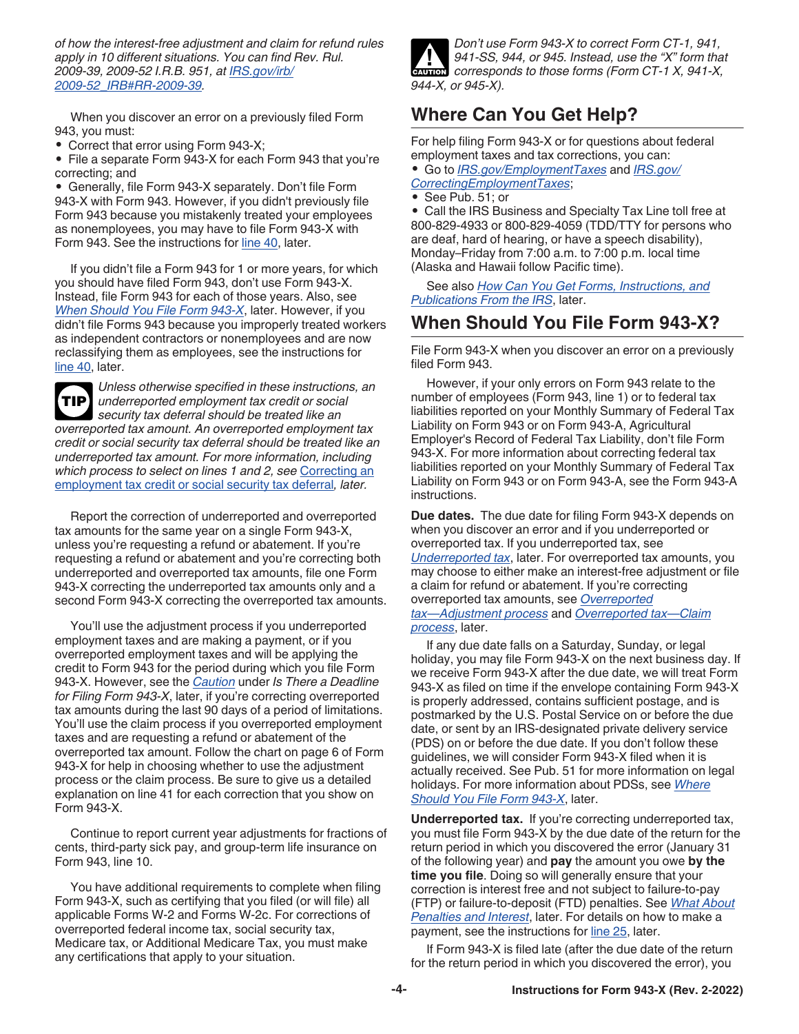*of how the interest-free adjustment and claim for refund rules apply in 10 different situations. You can find Rev. Rul. 2009-39, 2009-52 I.R.B. 951, at IRS.gov/irb/2009-52_IRB#RR-2009-39.*

When you discover an error on a previously filed Form 943, you must:

- Correct that error using Form 943-X;
- File a separate Form 943-X for each Form 943 that you're correcting; and
- Generally, file Form 943-X separately. Don't file Form 943-X with Form 943. However, if you didn't previously file Form 943 because you mistakenly treated your employees as nonemployees, you may have to file Form 943-X with Form 943. See the instructions for line 40, later.

If you didn't file a Form 943 for 1 or more years, for which you should have filed Form 943, don't use Form 943-X. Instead, file Form 943 for each of those years. Also, see *When Should You File Form 943-X*, later. However, if you didn't file Forms 943 because you improperly treated workers as independent contractors or nonemployees and are now reclassifying them as employees, see the instructions for line 40, later.

**TIP** *Unless otherwise specified in these instructions, an underreported employment tax credit or social security tax deferral should be treated like an overreported tax amount. An overreported employment tax credit or social security tax deferral should be treated like an underreported tax amount. For more information, including which process to select on lines 1 and 2, see* Correcting an employment tax credit or social security tax deferral*, later.*

Report the correction of underreported and overreported tax amounts for the same year on a single Form 943-X, unless you're requesting a refund or abatement. If you're requesting a refund or abatement and you're correcting both underreported and overreported tax amounts, file one Form 943-X correcting the underreported tax amounts only and a second Form 943-X correcting the overreported tax amounts.

You'll use the adjustment process if you underreported employment taxes and are making a payment, or if you overreported employment taxes and will be applying the credit to Form 943 for the period during which you file Form 943-X. However, see the *Caution* under *Is There a Deadline for Filing Form 943-X*, later, if you're correcting overreported tax amounts during the last 90 days of a period of limitations. You'll use the claim process if you overreported employment taxes and are requesting a refund or abatement of the overreported tax amount. Follow the chart on page 6 of Form 943-X for help in choosing whether to use the adjustment process or the claim process. Be sure to give us a detailed explanation on line 41 for each correction that you show on Form 943-X.

Continue to report current year adjustments for fractions of cents, third-party sick pay, and group-term life insurance on Form 943, line 10.

You have additional requirements to complete when filing Form 943-X, such as certifying that you filed (or will file) all applicable Forms W-2 and Forms W-2c. For corrections of overreported federal income tax, social security tax, Medicare tax, or Additional Medicare Tax, you must make any certifications that apply to your situation.

**CAUTION** *Don't use Form 943-X to correct Form CT-1, 941, 941-SS, 944, or 945. Instead, use the "X" form that corresponds to those forms (Form CT-1 X, 941-X, 944-X, or 945-X).*

## Where Can You Get Help?

For help filing Form 943-X or for questions about federal employment taxes and tax corrections, you can:

- Go to *IRS.gov/EmploymentTaxes* and *IRS.gov/CorrectingEmploymentTaxes*;
- See Pub. 51; or
- Call the IRS Business and Specialty Tax Line toll free at 800-829-4933 or 800-829-4059 (TDD/TTY for persons who are deaf, hard of hearing, or have a speech disability), Monday–Friday from 7:00 a.m. to 7:00 p.m. local time (Alaska and Hawaii follow Pacific time).

See also *How Can You Get Forms, Instructions, and Publications From the IRS*, later.

## When Should You File Form 943-X?

File Form 943-X when you discover an error on a previously filed Form 943.

However, if your only errors on Form 943 relate to the number of employees (Form 943, line 1) or to federal tax liabilities reported on your Monthly Summary of Federal Tax Liability on Form 943 or on Form 943-A, Agricultural Employer's Record of Federal Tax Liability, don't file Form 943-X. For more information about correcting federal tax liabilities reported on your Monthly Summary of Federal Tax Liability on Form 943 or on Form 943-A, see the Form 943-A instructions.

**Due dates.** The due date for filing Form 943-X depends on when you discover an error and if you underreported or overreported tax. If you underreported tax, see *Underreported tax*, later. For overreported tax amounts, you may choose to either make an interest-free adjustment or file a claim for refund or abatement. If you're correcting overreported tax amounts, see *Overreported tax—Adjustment process* and *Overreported tax—Claim process*, later.

If any due date falls on a Saturday, Sunday, or legal holiday, you may file Form 943-X on the next business day. If we receive Form 943-X after the due date, we will treat Form 943-X as filed on time if the envelope containing Form 943-X is properly addressed, contains sufficient postage, and is postmarked by the U.S. Postal Service on or before the due date, or sent by an IRS-designated private delivery service (PDS) on or before the due date. If you don't follow these guidelines, we will consider Form 943-X filed when it is actually received. See Pub. 51 for more information on legal holidays. For more information about PDSs, see *Where Should You File Form 943-X*, later.

**Underreported tax.** If you're correcting underreported tax, you must file Form 943-X by the due date of the return for the return period in which you discovered the error (January 31 of the following year) and **pay** the amount you owe **by the time you file**. Doing so will generally ensure that your correction is interest free and not subject to failure-to-pay (FTP) or failure-to-deposit (FTD) penalties. See *What About Penalties and Interest*, later. For details on how to make a payment, see the instructions for line 25, later.

If Form 943-X is filed late (after the due date of the return for the return period in which you discovered the error), you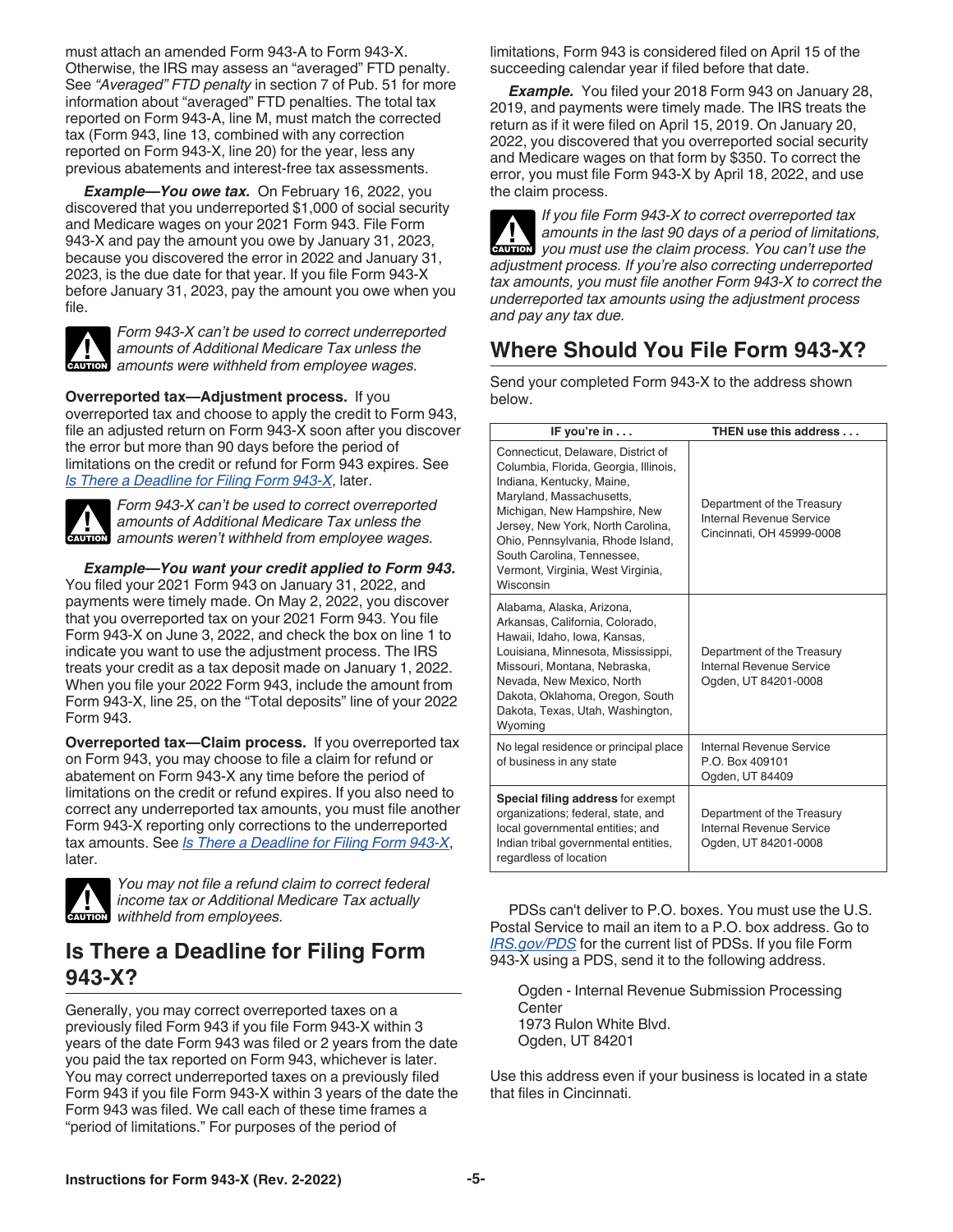must attach an amended Form 943-A to Form 943-X. Otherwise, the IRS may assess an "averaged" FTD penalty. See *"Averaged" FTD penalty* in section 7 of Pub. 51 for more information about "averaged" FTD penalties. The total tax reported on Form 943-A, line M, must match the corrected tax (Form 943, line 13, combined with any correction reported on Form 943-X, line 20) for the year, less any previous abatements and interest-free tax assessments.

***Example—You owe tax.*** On February 16, 2022, you discovered that you underreported $1,000 of social security and Medicare wages on your 2021 Form 943. File Form 943-X and pay the amount you owe by January 31, 2023, because you discovered the error in 2022 and January 31, 2023, is the due date for that year. If you file Form 943-X before January 31, 2023, pay the amount you owe when you file.

**CAUTION** *Form 943-X can't be used to correct underreported amounts of Additional Medicare Tax unless the amounts were withheld from employee wages.*

**Overreported tax—Adjustment process.** If you overreported tax and choose to apply the credit to Form 943, file an adjusted return on Form 943-X soon after you discover the error but more than 90 days before the period of limitations on the credit or refund for Form 943 expires. See *Is There a Deadline for Filing Form 943-X*, later.

**CAUTION** *Form 943-X can't be used to correct overreported amounts of Additional Medicare Tax unless the amounts weren't withheld from employee wages.*

***Example—You want your credit applied to Form 943.*** You filed your 2021 Form 943 on January 31, 2022, and payments were timely made. On May 2, 2022, you discover that you overreported tax on your 2021 Form 943. You file Form 943-X on June 3, 2022, and check the box on line 1 to indicate you want to use the adjustment process. The IRS treats your credit as a tax deposit made on January 1, 2022. When you file your 2022 Form 943, include the amount from Form 943-X, line 25, on the "Total deposits" line of your 2022 Form 943.

**Overreported tax—Claim process.** If you overreported tax on Form 943, you may choose to file a claim for refund or abatement on Form 943-X any time before the period of limitations on the credit or refund expires. If you also need to correct any underreported tax amounts, you must file another Form 943-X reporting only corrections to the underreported tax amounts. See *Is There a Deadline for Filing Form 943-X*, later.

**CAUTION** *You may not file a refund claim to correct federal income tax or Additional Medicare Tax actually withheld from employees.*

## Is There a Deadline for Filing Form 943-X?

Generally, you may correct overreported taxes on a previously filed Form 943 if you file Form 943-X within 3 years of the date Form 943 was filed or 2 years from the date you paid the tax reported on Form 943, whichever is later. You may correct underreported taxes on a previously filed Form 943 if you file Form 943-X within 3 years of the date the Form 943 was filed. We call each of these time frames a "period of limitations." For purposes of the period of limitations, Form 943 is considered filed on April 15 of the succeeding calendar year if filed before that date.

***Example.*** You filed your 2018 Form 943 on January 28, 2019, and payments were timely made. The IRS treats the return as if it were filed on April 15, 2019. On January 20, 2022, you discovered that you overreported social security and Medicare wages on that form by $350. To correct the error, you must file Form 943-X by April 18, 2022, and use the claim process.

**CAUTION** *If you file Form 943-X to correct overreported tax amounts in the last 90 days of a period of limitations, you must use the claim process. You can't use the adjustment process. If you're also correcting underreported tax amounts, you must file another Form 943-X to correct the underreported tax amounts using the adjustment process and pay any tax due.*

## Where Should You File Form 943-X?

Send your completed Form 943-X to the address shown below.

| IF you're in . . . | THEN use this address . . . |
|---|---|
| Connecticut, Delaware, District of Columbia, Florida, Georgia, Illinois, Indiana, Kentucky, Maine, Maryland, Massachusetts, Michigan, New Hampshire, New Jersey, New York, North Carolina, Ohio, Pennsylvania, Rhode Island, South Carolina, Tennessee, Vermont, Virginia, West Virginia, Wisconsin | Department of the Treasury<br>Internal Revenue Service<br>Cincinnati, OH 45999-0008 |
| Alabama, Alaska, Arizona, Arkansas, California, Colorado, Hawaii, Idaho, Iowa, Kansas, Louisiana, Minnesota, Mississippi, Missouri, Montana, Nebraska, Nevada, New Mexico, North Dakota, Oklahoma, Oregon, South Dakota, Texas, Utah, Washington, Wyoming | Department of the Treasury<br>Internal Revenue Service<br>Ogden, UT 84201-0008 |
| No legal residence or principal place of business in any state | Internal Revenue Service<br>P.O. Box 409101<br>Ogden, UT 84409 |
| **Special filing address** for exempt organizations; federal, state, and local governmental entities; and Indian tribal governmental entities, regardless of location | Department of the Treasury<br>Internal Revenue Service<br>Ogden, UT 84201-0008 |

PDSs can't deliver to P.O. boxes. You must use the U.S. Postal Service to mail an item to a P.O. box address. Go to *IRS.gov/PDS* for the current list of PDSs. If you file Form 943-X using a PDS, send it to the following address.

Ogden - Internal Revenue Submission Processing Center
1973 Rulon White Blvd.
Ogden, UT 84201

Use this address even if your business is located in a state that files in Cincinnati.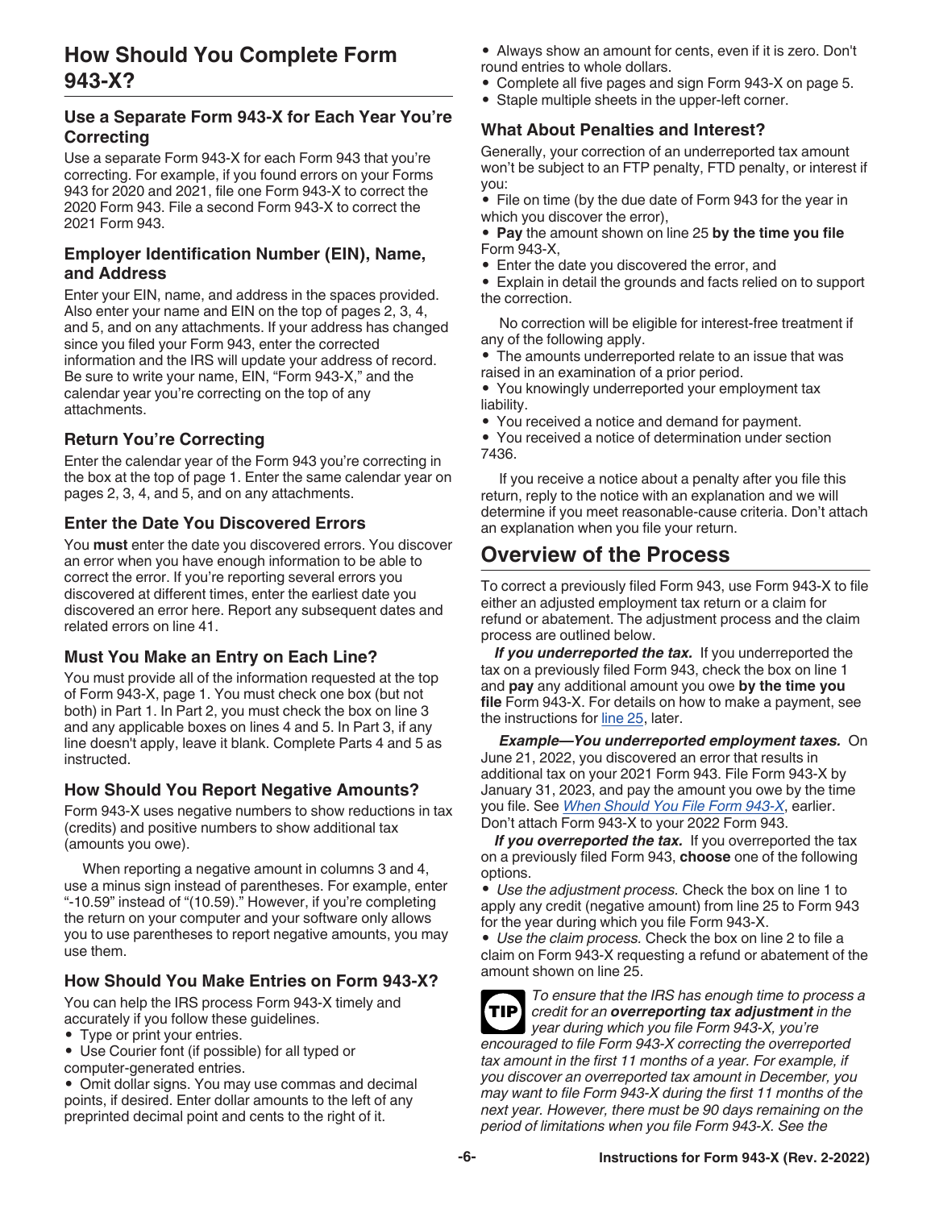## How Should You Complete Form 943-X?

### Use a Separate Form 943-X for Each Year You're Correcting

Use a separate Form 943-X for each Form 943 that you're correcting. For example, if you found errors on your Forms 943 for 2020 and 2021, file one Form 943-X to correct the 2020 Form 943. File a second Form 943-X to correct the 2021 Form 943.

### Employer Identification Number (EIN), Name, and Address

Enter your EIN, name, and address in the spaces provided. Also enter your name and EIN on the top of pages 2, 3, 4, and 5, and on any attachments. If your address has changed since you filed your Form 943, enter the corrected information and the IRS will update your address of record. Be sure to write your name, EIN, "Form 943-X," and the calendar year you're correcting on the top of any attachments.

### Return You're Correcting

Enter the calendar year of the Form 943 you're correcting in the box at the top of page 1. Enter the same calendar year on pages 2, 3, 4, and 5, and on any attachments.

### Enter the Date You Discovered Errors

You **must** enter the date you discovered errors. You discover an error when you have enough information to be able to correct the error. If you're reporting several errors you discovered at different times, enter the earliest date you discovered an error here. Report any subsequent dates and related errors on line 41.

### Must You Make an Entry on Each Line?

You must provide all of the information requested at the top of Form 943-X, page 1. You must check one box (but not both) in Part 1. In Part 2, you must check the box on line 3 and any applicable boxes on lines 4 and 5. In Part 3, if any line doesn't apply, leave it blank. Complete Parts 4 and 5 as instructed.

### How Should You Report Negative Amounts?

Form 943-X uses negative numbers to show reductions in tax (credits) and positive numbers to show additional tax (amounts you owe).

When reporting a negative amount in columns 3 and 4, use a minus sign instead of parentheses. For example, enter "-10.59" instead of "(10.59)." However, if you're completing the return on your computer and your software only allows you to use parentheses to report negative amounts, you may use them.

### How Should You Make Entries on Form 943-X?

You can help the IRS process Form 943-X timely and accurately if you follow these guidelines.

- Type or print your entries.
- Use Courier font (if possible) for all typed or computer-generated entries.
- Omit dollar signs. You may use commas and decimal points, if desired. Enter dollar amounts to the left of any preprinted decimal point and cents to the right of it.
- Always show an amount for cents, even if it is zero. Don't round entries to whole dollars.
- Complete all five pages and sign Form 943-X on page 5.
- Staple multiple sheets in the upper-left corner.

### What About Penalties and Interest?

Generally, your correction of an underreported tax amount won't be subject to an FTP penalty, FTD penalty, or interest if you:

- File on time (by the due date of Form 943 for the year in which you discover the error),
- **Pay** the amount shown on line 25 **by the time you file** Form 943-X,
- Enter the date you discovered the error, and
- Explain in detail the grounds and facts relied on to support the correction.

No correction will be eligible for interest-free treatment if any of the following apply.

- The amounts underreported relate to an issue that was raised in an examination of a prior period.
- You knowingly underreported your employment tax liability.
- You received a notice and demand for payment.
- You received a notice of determination under section 7436.

If you receive a notice about a penalty after you file this return, reply to the notice with an explanation and we will determine if you meet reasonable-cause criteria. Don't attach an explanation when you file your return.

## Overview of the Process

To correct a previously filed Form 943, use Form 943-X to file either an adjusted employment tax return or a claim for refund or abatement. The adjustment process and the claim process are outlined below.

***If you underreported the tax.*** If you underreported the tax on a previously filed Form 943, check the box on line 1 and **pay** any additional amount you owe **by the time you file** Form 943-X. For details on how to make a payment, see the instructions for line 25, later.

***Example—You underreported employment taxes.*** On June 21, 2022, you discovered an error that results in additional tax on your 2021 Form 943. File Form 943-X by January 31, 2023, and pay the amount you owe by the time you file. See *When Should You File Form 943-X*, earlier. Don't attach Form 943-X to your 2022 Form 943.

***If you overreported the tax.*** If you overreported the tax on a previously filed Form 943, **choose** one of the following options.

- *Use the adjustment process.* Check the box on line 1 to apply any credit (negative amount) from line 25 to Form 943 for the year during which you file Form 943-X.
- *Use the claim process.* Check the box on line 2 to file a claim on Form 943-X requesting a refund or abatement of the amount shown on line 25.

**TIP** *To ensure that the IRS has enough time to process a credit for an **overreporting tax adjustment** in the year during which you file Form 943-X, you're encouraged to file Form 943-X correcting the overreported tax amount in the first 11 months of a year. For example, if you discover an overreported tax amount in December, you may want to file Form 943-X during the first 11 months of the next year. However, there must be 90 days remaining on the period of limitations when you file Form 943-X. See the*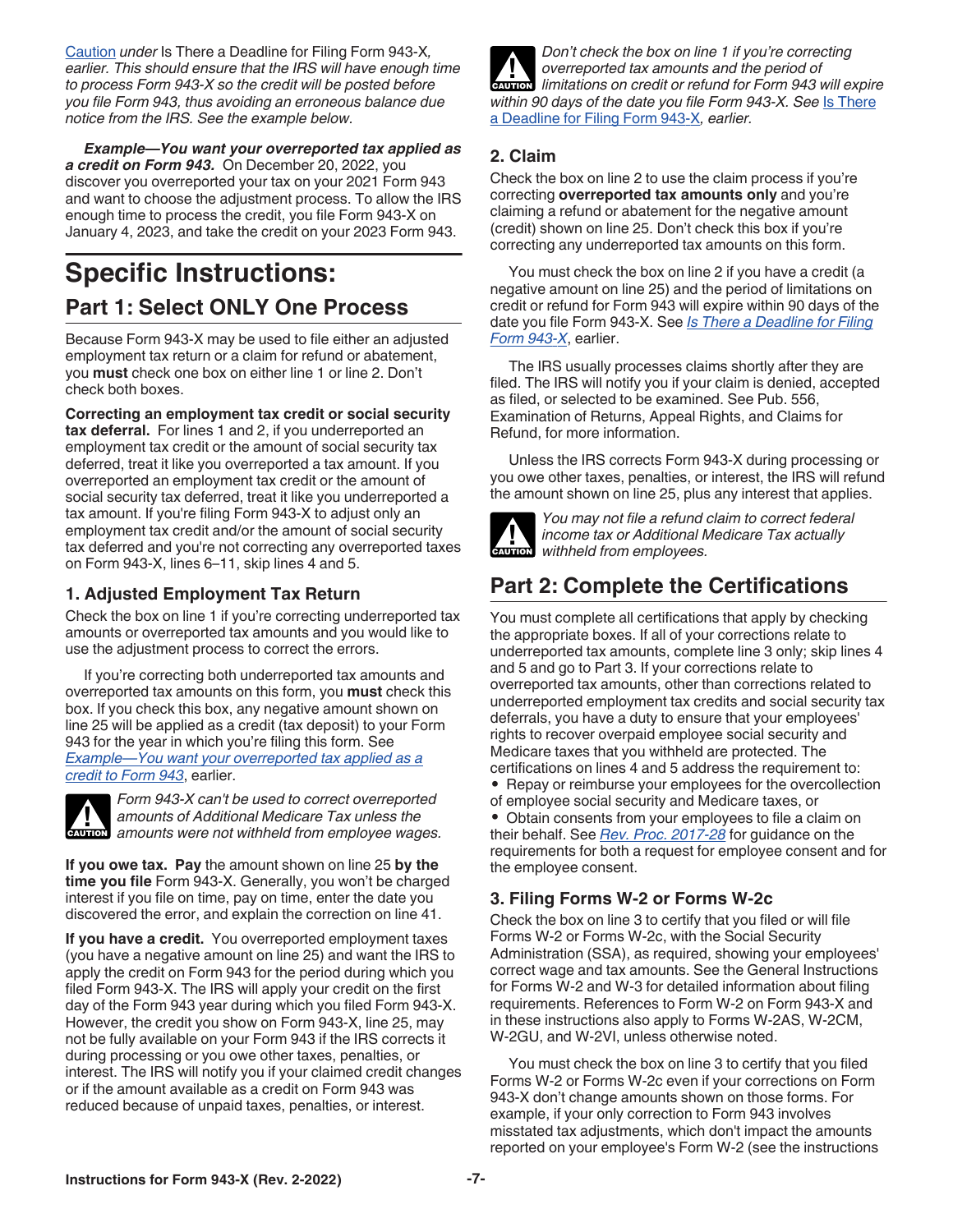*Caution under Is There a Deadline for Filing Form 943-X, earlier. This should ensure that the IRS will have enough time to process Form 943-X so the credit will be posted before you file Form 943, thus avoiding an erroneous balance due notice from the IRS. See the example below.*

***Example—You want your overreported tax applied as a credit on Form 943.*** On December 20, 2022, you discover you overreported your tax on your 2021 Form 943 and want to choose the adjustment process. To allow the IRS enough time to process the credit, you file Form 943-X on January 4, 2023, and take the credit on your 2023 Form 943.

# Specific Instructions:

## Part 1: Select ONLY One Process

Because Form 943-X may be used to file either an adjusted employment tax return or a claim for refund or abatement, you **must** check one box on either line 1 or line 2. Don't check both boxes.

**Correcting an employment tax credit or social security tax deferral.** For lines 1 and 2, if you underreported an employment tax credit or the amount of social security tax deferred, treat it like you overreported a tax amount. If you overreported an employment tax credit or the amount of social security tax deferred, treat it like you underreported a tax amount. If you're filing Form 943-X to adjust only an employment tax credit and/or the amount of social security tax deferred and you're not correcting any overreported taxes on Form 943-X, lines 6–11, skip lines 4 and 5.

### 1. Adjusted Employment Tax Return

Check the box on line 1 if you're correcting underreported tax amounts or overreported tax amounts and you would like to use the adjustment process to correct the errors.

If you're correcting both underreported tax amounts and overreported tax amounts on this form, you **must** check this box. If you check this box, any negative amount shown on line 25 will be applied as a credit (tax deposit) to your Form 943 for the year in which you're filing this form. See *Example—You want your overreported tax applied as a credit to Form 943*, earlier.

CAUTION: *Form 943-X can't be used to correct overreported amounts of Additional Medicare Tax unless the amounts were not withheld from employee wages.*

**If you owe tax.** **Pay** the amount shown on line 25 **by the time you file** Form 943-X. Generally, you won't be charged interest if you file on time, pay on time, enter the date you discovered the error, and explain the correction on line 41.

**If you have a credit.** You overreported employment taxes (you have a negative amount on line 25) and want the IRS to apply the credit on Form 943 for the period during which you filed Form 943-X. The IRS will apply your credit on the first day of the Form 943 year during which you filed Form 943-X. However, the credit you show on Form 943-X, line 25, may not be fully available on your Form 943 if the IRS corrects it during processing or you owe other taxes, penalties, or interest. The IRS will notify you if your claimed credit changes or if the amount available as a credit on Form 943 was reduced because of unpaid taxes, penalties, or interest.

CAUTION: *Don't check the box on line 1 if you're correcting overreported tax amounts and the period of limitations on credit or refund for Form 943 will expire within 90 days of the date you file Form 943-X. See Is There a Deadline for Filing Form 943-X, earlier.*

### 2. Claim

Check the box on line 2 to use the claim process if you're correcting **overreported tax amounts only** and you're claiming a refund or abatement for the negative amount (credit) shown on line 25. Don't check this box if you're correcting any underreported tax amounts on this form.

You must check the box on line 2 if you have a credit (a negative amount on line 25) and the period of limitations on credit or refund for Form 943 will expire within 90 days of the date you file Form 943-X. See *Is There a Deadline for Filing Form 943-X*, earlier.

The IRS usually processes claims shortly after they are filed. The IRS will notify you if your claim is denied, accepted as filed, or selected to be examined. See Pub. 556, Examination of Returns, Appeal Rights, and Claims for Refund, for more information.

Unless the IRS corrects Form 943-X during processing or you owe other taxes, penalties, or interest, the IRS will refund the amount shown on line 25, plus any interest that applies.

CAUTION: *You may not file a refund claim to correct federal income tax or Additional Medicare Tax actually withheld from employees.*

## Part 2: Complete the Certifications

You must complete all certifications that apply by checking the appropriate boxes. If all of your corrections relate to underreported tax amounts, complete line 3 only; skip lines 4 and 5 and go to Part 3. If your corrections relate to overreported tax amounts, other than corrections related to underreported employment tax credits and social security tax deferrals, you have a duty to ensure that your employees' rights to recover overpaid employee social security and Medicare taxes that you withheld are protected. The certifications on lines 4 and 5 address the requirement to:

- Repay or reimburse your employees for the overcollection of employee social security and Medicare taxes, or
- Obtain consents from your employees to file a claim on their behalf. See *Rev. Proc. 2017-28* for guidance on the requirements for both a request for employee consent and for the employee consent.

### 3. Filing Forms W-2 or Forms W-2c

Check the box on line 3 to certify that you filed or will file Forms W-2 or Forms W-2c, with the Social Security Administration (SSA), as required, showing your employees' correct wage and tax amounts. See the General Instructions for Forms W-2 and W-3 for detailed information about filing requirements. References to Form W-2 on Form 943-X and in these instructions also apply to Forms W-2AS, W-2CM, W-2GU, and W-2VI, unless otherwise noted.

You must check the box on line 3 to certify that you filed Forms W-2 or Forms W-2c even if your corrections on Form 943-X don't change amounts shown on those forms. For example, if your only correction to Form 943 involves misstated tax adjustments, which don't impact the amounts reported on your employee's Form W-2 (see the instructions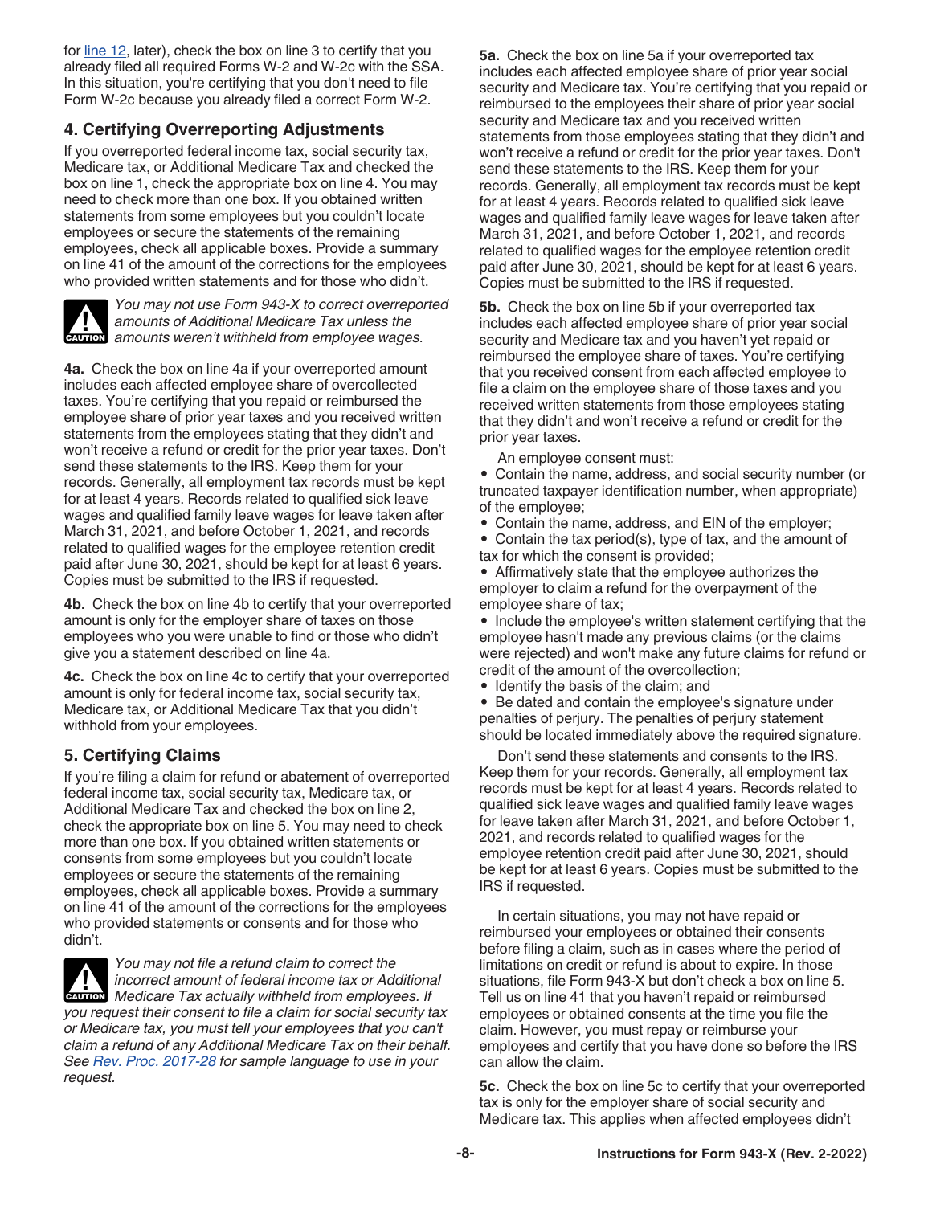for line 12, later), check the box on line 3 to certify that you already filed all required Forms W-2 and W-2c with the SSA. In this situation, you're certifying that you don't need to file Form W-2c because you already filed a correct Form W-2.

## 4. Certifying Overreporting Adjustments

If you overreported federal income tax, social security tax, Medicare tax, or Additional Medicare Tax and checked the box on line 1, check the appropriate box on line 4. You may need to check more than one box. If you obtained written statements from some employees but you couldn't locate employees or secure the statements of the remaining employees, check all applicable boxes. Provide a summary on line 41 of the amount of the corrections for the employees who provided written statements and for those who didn't.

**CAUTION** *You may not use Form 943-X to correct overreported amounts of Additional Medicare Tax unless the amounts weren't withheld from employee wages.*

**4a.** Check the box on line 4a if your overreported amount includes each affected employee share of overcollected taxes. You're certifying that you repaid or reimbursed the employee share of prior year taxes and you received written statements from the employees stating that they didn't and won't receive a refund or credit for the prior year taxes. Don't send these statements to the IRS. Keep them for your records. Generally, all employment tax records must be kept for at least 4 years. Records related to qualified sick leave wages and qualified family leave wages for leave taken after March 31, 2021, and before October 1, 2021, and records related to qualified wages for the employee retention credit paid after June 30, 2021, should be kept for at least 6 years. Copies must be submitted to the IRS if requested.

**4b.** Check the box on line 4b to certify that your overreported amount is only for the employer share of taxes on those employees who you were unable to find or those who didn't give you a statement described on line 4a.

**4c.** Check the box on line 4c to certify that your overreported amount is only for federal income tax, social security tax, Medicare tax, or Additional Medicare Tax that you didn't withhold from your employees.

## 5. Certifying Claims

If you're filing a claim for refund or abatement of overreported federal income tax, social security tax, Medicare tax, or Additional Medicare Tax and checked the box on line 2, check the appropriate box on line 5. You may need to check more than one box. If you obtained written statements or consents from some employees but you couldn't locate employees or secure the statements of the remaining employees, check all applicable boxes. Provide a summary on line 41 of the amount of the corrections for the employees who provided statements or consents and for those who didn't.

**CAUTION** *You may not file a refund claim to correct the incorrect amount of federal income tax or Additional Medicare Tax actually withheld from employees. If you request their consent to file a claim for social security tax or Medicare tax, you must tell your employees that you can't claim a refund of any Additional Medicare Tax on their behalf. See Rev. Proc. 2017-28 for sample language to use in your request.*

**5a.** Check the box on line 5a if your overreported tax includes each affected employee share of prior year social security and Medicare tax. You're certifying that you repaid or reimbursed to the employees their share of prior year social security and Medicare tax and you received written statements from those employees stating that they didn't and won't receive a refund or credit for the prior year taxes. Don't send these statements to the IRS. Keep them for your records. Generally, all employment tax records must be kept for at least 4 years. Records related to qualified sick leave wages and qualified family leave wages for leave taken after March 31, 2021, and before October 1, 2021, and records related to qualified wages for the employee retention credit paid after June 30, 2021, should be kept for at least 6 years. Copies must be submitted to the IRS if requested.

**5b.** Check the box on line 5b if your overreported tax includes each affected employee share of prior year social security and Medicare tax and you haven't yet repaid or reimbursed the employee share of taxes. You're certifying that you received consent from each affected employee to file a claim on the employee share of those taxes and you received written statements from those employees stating that they didn't and won't receive a refund or credit for the prior year taxes.

An employee consent must:

- Contain the name, address, and social security number (or truncated taxpayer identification number, when appropriate) of the employee;
- Contain the name, address, and EIN of the employer;
- Contain the tax period(s), type of tax, and the amount of tax for which the consent is provided;
- Affirmatively state that the employee authorizes the employer to claim a refund for the overpayment of the employee share of tax;
- Include the employee's written statement certifying that the employee hasn't made any previous claims (or the claims were rejected) and won't make any future claims for refund or credit of the amount of the overcollection;
- Identify the basis of the claim; and
- Be dated and contain the employee's signature under penalties of perjury. The penalties of perjury statement should be located immediately above the required signature.

Don't send these statements and consents to the IRS. Keep them for your records. Generally, all employment tax records must be kept for at least 4 years. Records related to qualified sick leave wages and qualified family leave wages for leave taken after March 31, 2021, and before October 1, 2021, and records related to qualified wages for the employee retention credit paid after June 30, 2021, should be kept for at least 6 years. Copies must be submitted to the IRS if requested.

In certain situations, you may not have repaid or reimbursed your employees or obtained their consents before filing a claim, such as in cases where the period of limitations on credit or refund is about to expire. In those situations, file Form 943-X but don't check a box on line 5. Tell us on line 41 that you haven't repaid or reimbursed employees or obtained consents at the time you file the claim. However, you must repay or reimburse your employees and certify that you have done so before the IRS can allow the claim.

**5c.** Check the box on line 5c to certify that your overreported tax is only for the employer share of social security and Medicare tax. This applies when affected employees didn't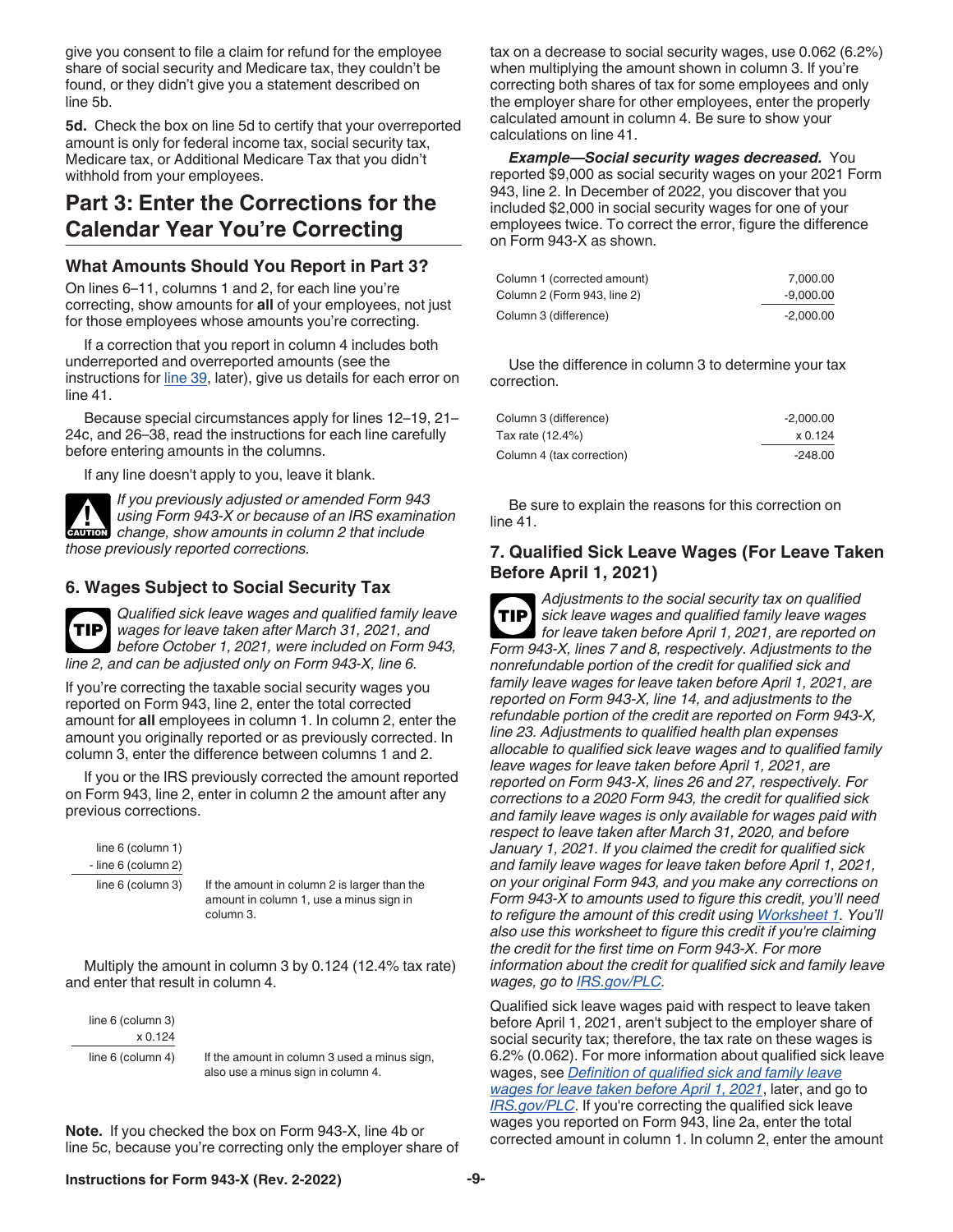give you consent to file a claim for refund for the employee share of social security and Medicare tax, they couldn't be found, or they didn't give you a statement described on line 5b.

**5d.** Check the box on line 5d to certify that your overreported amount is only for federal income tax, social security tax, Medicare tax, or Additional Medicare Tax that you didn't withhold from your employees.

## Part 3: Enter the Corrections for the Calendar Year You're Correcting

### What Amounts Should You Report in Part 3?

On lines 6–11, columns 1 and 2, for each line you're correcting, show amounts for **all** of your employees, not just for those employees whose amounts you're correcting.

If a correction that you report in column 4 includes both underreported and overreported amounts (see the instructions for line 39, later), give us details for each error on line 41.

Because special circumstances apply for lines 12–19, 21–24c, and 26–38, read the instructions for each line carefully before entering amounts in the columns.

If any line doesn't apply to you, leave it blank.

**CAUTION:** *If you previously adjusted or amended Form 943 using Form 943-X or because of an IRS examination change, show amounts in column 2 that include those previously reported corrections.*

### 6. Wages Subject to Social Security Tax

**TIP:** *Qualified sick leave wages and qualified family leave wages for leave taken after March 31, 2021, and before October 1, 2021, were included on Form 943, line 2, and can be adjusted only on Form 943-X, line 6.*

If you're correcting the taxable social security wages you reported on Form 943, line 2, enter the total corrected amount for **all** employees in column 1. In column 2, enter the amount you originally reported or as previously corrected. In column 3, enter the difference between columns 1 and 2.

If you or the IRS previously corrected the amount reported on Form 943, line 2, enter in column 2 the amount after any previous corrections.

| | |
|---|---|
| line 6 (column 1) | |
| - line 6 (column 2) | |
| line 6 (column 3) | If the amount in column 2 is larger than the amount in column 1, use a minus sign in column 3. |

Multiply the amount in column 3 by 0.124 (12.4% tax rate) and enter that result in column 4.

| | |
|---|---|
| line 6 (column 3) | |
| x 0.124 | |
| line 6 (column 4) | If the amount in column 3 used a minus sign, also use a minus sign in column 4. |

**Note.** If you checked the box on Form 943-X, line 4b or line 5c, because you're correcting only the employer share of tax on a decrease to social security wages, use 0.062 (6.2%) when multiplying the amount shown in column 3. If you're correcting both shares of tax for some employees and only the employer share for other employees, enter the properly calculated amount in column 4. Be sure to show your calculations on line 41.

***Example—Social security wages decreased.*** You reported $9,000 as social security wages on your 2021 Form 943, line 2. In December of 2022, you discover that you included $2,000 in social security wages for one of your employees twice. To correct the error, figure the difference on Form 943-X as shown.

| | |
|---|---|
| Column 1 (corrected amount) | 7,000.00 |
| Column 2 (Form 943, line 2) | -9,000.00 |
| Column 3 (difference) | -2,000.00 |

Use the difference in column 3 to determine your tax correction.

| | |
|---|---|
| Column 3 (difference) | -2,000.00 |
| Tax rate (12.4%) | x 0.124 |
| Column 4 (tax correction) | -248.00 |

Be sure to explain the reasons for this correction on line 41.

### 7. Qualified Sick Leave Wages (For Leave Taken Before April 1, 2021)

**TIP:** *Adjustments to the social security tax on qualified sick leave wages and qualified family leave wages for leave taken before April 1, 2021, are reported on Form 943-X, lines 7 and 8, respectively. Adjustments to the nonrefundable portion of the credit for qualified sick and family leave wages for leave taken before April 1, 2021, are reported on Form 943-X, line 14, and adjustments to the refundable portion of the credit are reported on Form 943-X, line 23. Adjustments to qualified health plan expenses allocable to qualified sick leave wages and to qualified family leave wages for leave taken before April 1, 2021, are reported on Form 943-X, lines 26 and 27, respectively. For corrections to a 2020 Form 943, the credit for qualified sick and family leave wages is only available for wages paid with respect to leave taken after March 31, 2020, and before January 1, 2021. If you claimed the credit for qualified sick and family leave wages for leave taken before April 1, 2021, on your original Form 943, and you make any corrections on Form 943-X to amounts used to figure this credit, you'll need to refigure the amount of this credit using Worksheet 1. You'll also use this worksheet to figure this credit if you're claiming the credit for the first time on Form 943-X. For more information about the credit for qualified sick and family leave wages, go to IRS.gov/PLC.*

Qualified sick leave wages paid with respect to leave taken before April 1, 2021, aren't subject to the employer share of social security tax; therefore, the tax rate on these wages is 6.2% (0.062). For more information about qualified sick leave wages, see *Definition of qualified sick and family leave wages for leave taken before April 1, 2021*, later, and go to *IRS.gov/PLC*. If you're correcting the qualified sick leave wages you reported on Form 943, line 2a, enter the total corrected amount in column 1. In column 2, enter the amount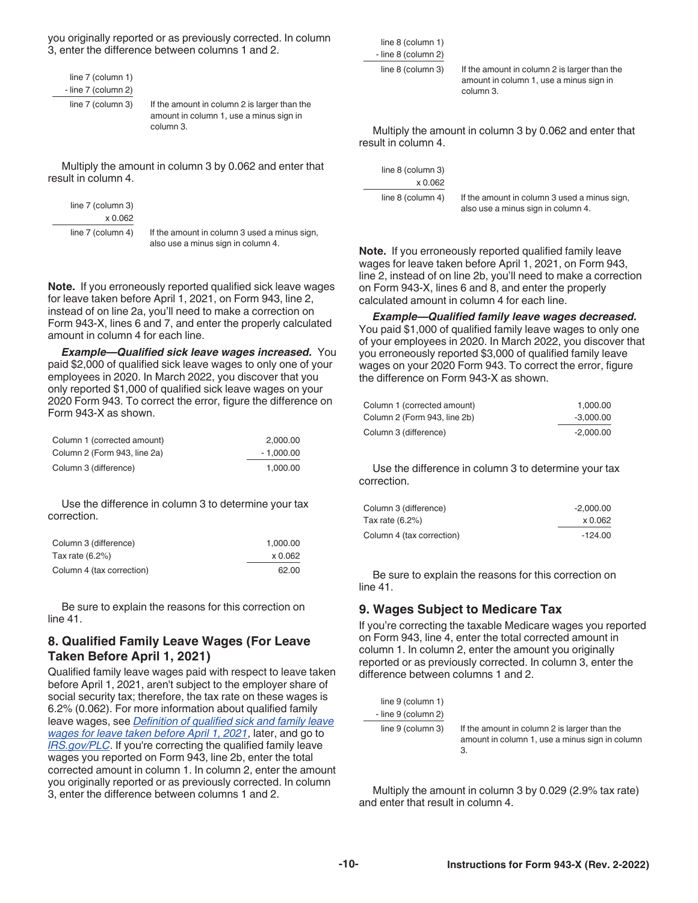you originally reported or as previously corrected. In column 3, enter the difference between columns 1 and 2.

| | |
|---|---|
| line 7 (column 1) | |
| - line 7 (column 2) | |
| line 7 (column 3) | If the amount in column 2 is larger than the amount in column 1, use a minus sign in column 3. |

Multiply the amount in column 3 by 0.062 and enter that result in column 4.

| | |
|---|---|
| line 7 (column 3) | |
| x 0.062 | |
| line 7 (column 4) | If the amount in column 3 used a minus sign, also use a minus sign in column 4. |

**Note.** If you erroneously reported qualified sick leave wages for leave taken before April 1, 2021, on Form 943, line 2, instead of on line 2a, you'll need to make a correction on Form 943-X, lines 6 and 7, and enter the properly calculated amount in column 4 for each line.

***Example—Qualified sick leave wages increased.*** You paid $2,000 of qualified sick leave wages to only one of your employees in 2020. In March 2022, you discover that you only reported $1,000 of qualified sick leave wages on your 2020 Form 943. To correct the error, figure the difference on Form 943-X as shown.

| | |
|---|---|
| Column 1 (corrected amount) | 2,000.00 |
| Column 2 (Form 943, line 2a) | - 1,000.00 |
| Column 3 (difference) | 1,000.00 |

Use the difference in column 3 to determine your tax correction.

| | |
|---|---|
| Column 3 (difference) | 1,000.00 |
| Tax rate (6.2%) | x 0.062 |
| Column 4 (tax correction) | 62.00 |

Be sure to explain the reasons for this correction on line 41.

## 8. Qualified Family Leave Wages (For Leave Taken Before April 1, 2021)

Qualified family leave wages paid with respect to leave taken before April 1, 2021, aren't subject to the employer share of social security tax; therefore, the tax rate on these wages is 6.2% (0.062). For more information about qualified family leave wages, see *Definition of qualified sick and family leave wages for leave taken before April 1, 2021*, later, and go to *IRS.gov/PLC*. If you're correcting the qualified family leave wages you reported on Form 943, line 2b, enter the total corrected amount in column 1. In column 2, enter the amount you originally reported or as previously corrected. In column 3, enter the difference between columns 1 and 2.

| | |
|---|---|
| line 8 (column 1) | |
| - line 8 (column 2) | |
| line 8 (column 3) | If the amount in column 2 is larger than the amount in column 1, use a minus sign in column 3. |

Multiply the amount in column 3 by 0.062 and enter that result in column 4.

| | |
|---|---|
| line 8 (column 3) | |
| x 0.062 | |
| line 8 (column 4) | If the amount in column 3 used a minus sign, also use a minus sign in column 4. |

**Note.** If you erroneously reported qualified family leave wages for leave taken before April 1, 2021, on Form 943, line 2, instead of on line 2b, you'll need to make a correction on Form 943-X, lines 6 and 8, and enter the properly calculated amount in column 4 for each line.

***Example—Qualified family leave wages decreased.*** You paid $1,000 of qualified family leave wages to only one of your employees in 2020. In March 2022, you discover that you erroneously reported $3,000 of qualified family leave wages on your 2020 Form 943. To correct the error, figure the difference on Form 943-X as shown.

| | |
|---|---|
| Column 1 (corrected amount) | 1,000.00 |
| Column 2 (Form 943, line 2b) | -3,000.00 |
| Column 3 (difference) | -2,000.00 |

Use the difference in column 3 to determine your tax correction.

| | |
|---|---|
| Column 3 (difference) | -2,000.00 |
| Tax rate (6.2%) | x 0.062 |
| Column 4 (tax correction) | -124.00 |

Be sure to explain the reasons for this correction on line 41.

## 9. Wages Subject to Medicare Tax

If you're correcting the taxable Medicare wages you reported on Form 943, line 4, enter the total corrected amount in column 1. In column 2, enter the amount you originally reported or as previously corrected. In column 3, enter the difference between columns 1 and 2.

| | |
|---|---|
| line 9 (column 1) | |
| - line 9 (column 2) | |
| line 9 (column 3) | If the amount in column 2 is larger than the amount in column 1, use a minus sign in column 3. |

Multiply the amount in column 3 by 0.029 (2.9% tax rate) and enter that result in column 4.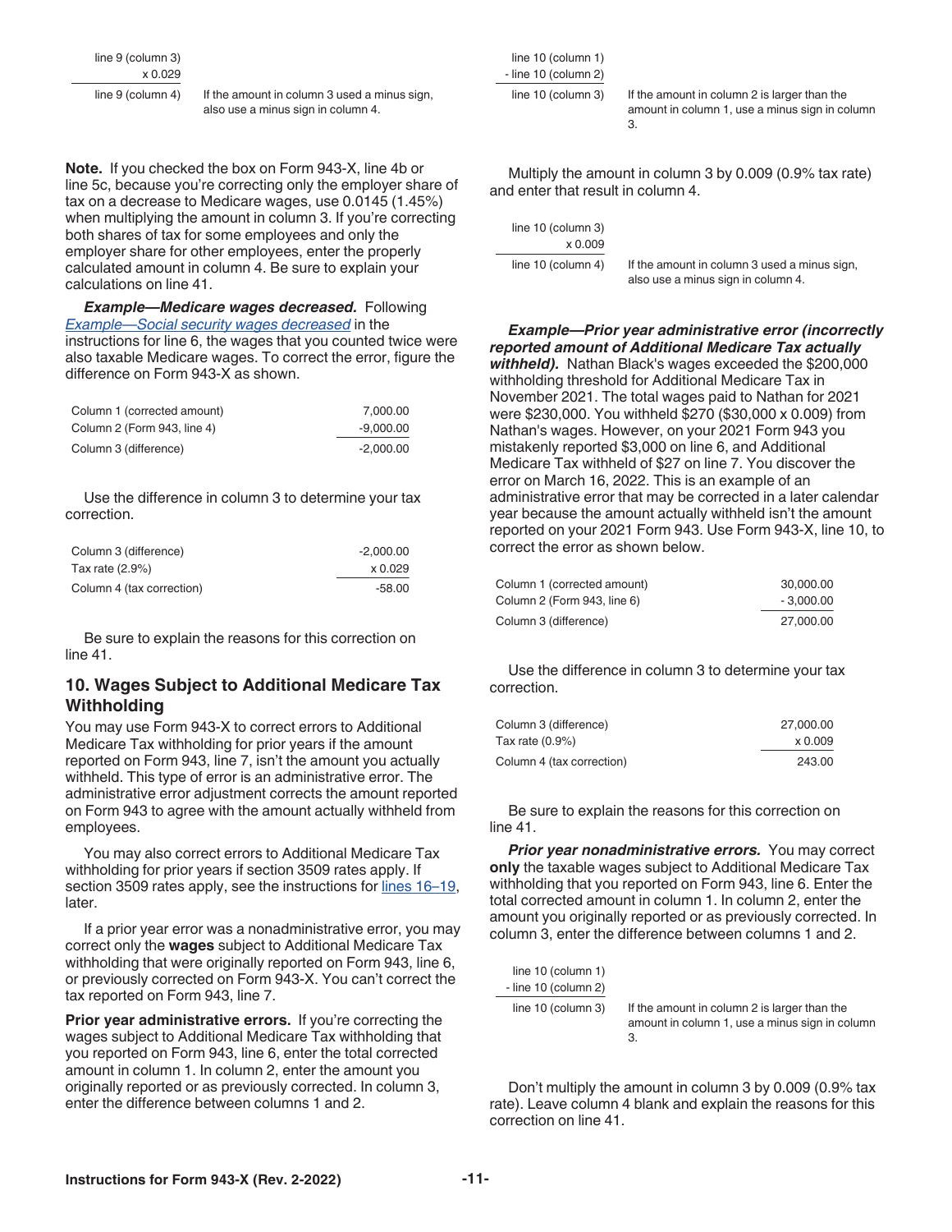| | |
|---|---|
| line 9 (column 3) | |
| x 0.029 | |
| line 9 (column 4) | If the amount in column 3 used a minus sign, also use a minus sign in column 4. |

**Note.** If you checked the box on Form 943-X, line 4b or line 5c, because you're correcting only the employer share of tax on a decrease to Medicare wages, use 0.0145 (1.45%) when multiplying the amount in column 3. If you're correcting both shares of tax for some employees and only the employer share for other employees, enter the properly calculated amount in column 4. Be sure to explain your calculations on line 41.

***Example—Medicare wages decreased.*** Following *Example—Social security wages decreased* in the instructions for line 6, the wages that you counted twice were also taxable Medicare wages. To correct the error, figure the difference on Form 943-X as shown.

| | |
|---|---|
| Column 1 (corrected amount) | 7,000.00 |
| Column 2 (Form 943, line 4) | -9,000.00 |
| Column 3 (difference) | -2,000.00 |

Use the difference in column 3 to determine your tax correction.

| | |
|---|---|
| Column 3 (difference) | -2,000.00 |
| Tax rate (2.9%) | x 0.029 |
| Column 4 (tax correction) | -58.00 |

Be sure to explain the reasons for this correction on line 41.

## 10. Wages Subject to Additional Medicare Tax Withholding

You may use Form 943-X to correct errors to Additional Medicare Tax withholding for prior years if the amount reported on Form 943, line 7, isn't the amount you actually withheld. This type of error is an administrative error. The administrative error adjustment corrects the amount reported on Form 943 to agree with the amount actually withheld from employees.

You may also correct errors to Additional Medicare Tax withholding for prior years if section 3509 rates apply. If section 3509 rates apply, see the instructions for lines 16–19, later.

If a prior year error was a nonadministrative error, you may correct only the **wages** subject to Additional Medicare Tax withholding that were originally reported on Form 943, line 6, or previously corrected on Form 943-X. You can't correct the tax reported on Form 943, line 7.

**Prior year administrative errors.** If you're correcting the wages subject to Additional Medicare Tax withholding that you reported on Form 943, line 6, enter the total corrected amount in column 1. In column 2, enter the amount you originally reported or as previously corrected. In column 3, enter the difference between columns 1 and 2.

| | |
|---|---|
| line 10 (column 1) | |
| - line 10 (column 2) | |
| line 10 (column 3) | If the amount in column 2 is larger than the amount in column 1, use a minus sign in column 3. |

Multiply the amount in column 3 by 0.009 (0.9% tax rate) and enter that result in column 4.

| | |
|---|---|
| line 10 (column 3) | |
| x 0.009 | |
| line 10 (column 4) | If the amount in column 3 used a minus sign, also use a minus sign in column 4. |

***Example—Prior year administrative error (incorrectly reported amount of Additional Medicare Tax actually withheld).*** Nathan Black's wages exceeded the $200,000 withholding threshold for Additional Medicare Tax in November 2021. The total wages paid to Nathan for 2021 were $230,000. You withheld $270 ($30,000 x 0.009) from Nathan's wages. However, on your 2021 Form 943 you mistakenly reported $3,000 on line 6, and Additional Medicare Tax withheld of $27 on line 7. You discover the error on March 16, 2022. This is an example of an administrative error that may be corrected in a later calendar year because the amount actually withheld isn't the amount reported on your 2021 Form 943. Use Form 943-X, line 10, to correct the error as shown below.

| | |
|---|---|
| Column 1 (corrected amount) | 30,000.00 |
| Column 2 (Form 943, line 6) | - 3,000.00 |
| Column 3 (difference) | 27,000.00 |

Use the difference in column 3 to determine your tax correction.

| | |
|---|---|
| Column 3 (difference) | 27,000.00 |
| Tax rate (0.9%) | x 0.009 |
| Column 4 (tax correction) | 243.00 |

Be sure to explain the reasons for this correction on line 41.

***Prior year nonadministrative errors.*** You may correct **only** the taxable wages subject to Additional Medicare Tax withholding that you reported on Form 943, line 6. Enter the total corrected amount in column 1. In column 2, enter the amount you originally reported or as previously corrected. In column 3, enter the difference between columns 1 and 2.

| | |
|---|---|
| line 10 (column 1) | |
| - line 10 (column 2) | |
| line 10 (column 3) | If the amount in column 2 is larger than the amount in column 1, use a minus sign in column 3. |

Don't multiply the amount in column 3 by 0.009 (0.9% tax rate). Leave column 4 blank and explain the reasons for this correction on line 41.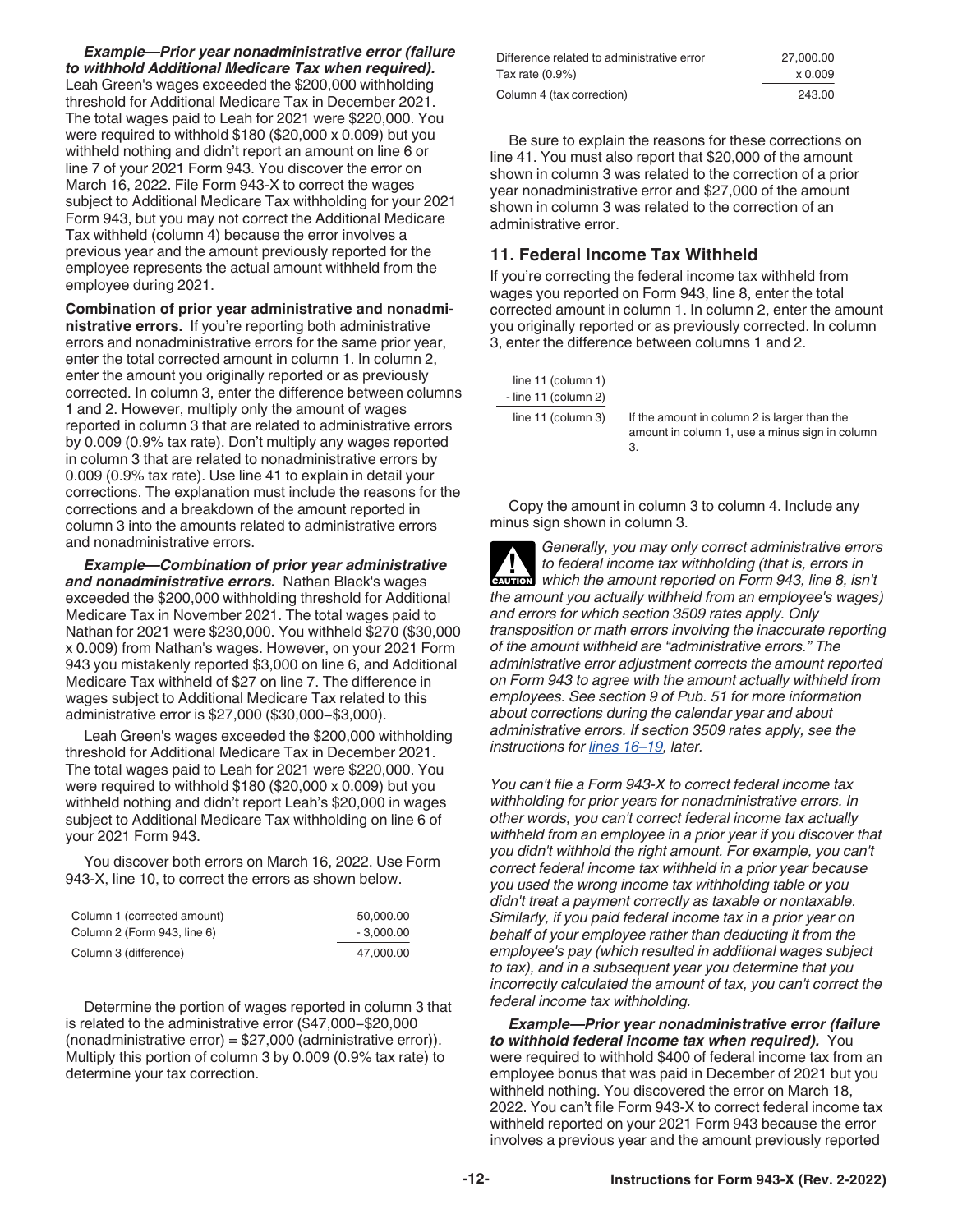***Example—Prior year nonadministrative error (failure to withhold Additional Medicare Tax when required).*** Leah Green's wages exceeded the $200,000 withholding threshold for Additional Medicare Tax in December 2021. The total wages paid to Leah for 2021 were $220,000. You were required to withhold $180 ($20,000 x 0.009) but you withheld nothing and didn't report an amount on line 6 or line 7 of your 2021 Form 943. You discover the error on March 16, 2022. File Form 943-X to correct the wages subject to Additional Medicare Tax withholding for your 2021 Form 943, but you may not correct the Additional Medicare Tax withheld (column 4) because the error involves a previous year and the amount previously reported for the employee represents the actual amount withheld from the employee during 2021.

**Combination of prior year administrative and nonadministrative errors.** If you're reporting both administrative errors and nonadministrative errors for the same prior year, enter the total corrected amount in column 1. In column 2, enter the amount you originally reported or as previously corrected. In column 3, enter the difference between columns 1 and 2. However, multiply only the amount of wages reported in column 3 that are related to administrative errors by 0.009 (0.9% tax rate). Don't multiply any wages reported in column 3 that are related to nonadministrative errors by 0.009 (0.9% tax rate). Use line 41 to explain in detail your corrections. The explanation must include the reasons for the corrections and a breakdown of the amount reported in column 3 into the amounts related to administrative errors and nonadministrative errors.

***Example—Combination of prior year administrative and nonadministrative errors.*** Nathan Black's wages exceeded the $200,000 withholding threshold for Additional Medicare Tax in November 2021. The total wages paid to Nathan for 2021 were $230,000. You withheld $270 ($30,000 x 0.009) from Nathan's wages. However, on your 2021 Form 943 you mistakenly reported $3,000 on line 6, and Additional Medicare Tax withheld of $27 on line 7. The difference in wages subject to Additional Medicare Tax related to this administrative error is $27,000 ($30,000−$3,000).

Leah Green's wages exceeded the $200,000 withholding threshold for Additional Medicare Tax in December 2021. The total wages paid to Leah for 2021 were $220,000. You were required to withhold $180 ($20,000 x 0.009) but you withheld nothing and didn't report Leah's $20,000 in wages subject to Additional Medicare Tax withholding on line 6 of your 2021 Form 943.

You discover both errors on March 16, 2022. Use Form 943-X, line 10, to correct the errors as shown below.

| | |
|---|---|
| Column 1 (corrected amount) | 50,000.00 |
| Column 2 (Form 943, line 6) | - 3,000.00 |
| Column 3 (difference) | 47,000.00 |

Determine the portion of wages reported in column 3 that is related to the administrative error ($47,000−$20,000 (nonadministrative error) = $27,000 (administrative error)). Multiply this portion of column 3 by 0.009 (0.9% tax rate) to determine your tax correction.

| | |
|---|---|
| Difference related to administrative error | 27,000.00 |
| Tax rate (0.9%) | x 0.009 |
| Column 4 (tax correction) | 243.00 |

Be sure to explain the reasons for these corrections on line 41. You must also report that $20,000 of the amount shown in column 3 was related to the correction of a prior year nonadministrative error and $27,000 of the amount shown in column 3 was related to the correction of an administrative error.

## 11. Federal Income Tax Withheld

If you're correcting the federal income tax withheld from wages you reported on Form 943, line 8, enter the total corrected amount in column 1. In column 2, enter the amount you originally reported or as previously corrected. In column 3, enter the difference between columns 1 and 2.

| | |
|---|---|
| line 11 (column 1) | |
| - line 11 (column 2) | |
| line 11 (column 3) | If the amount in column 2 is larger than the amount in column 1, use a minus sign in column 3. |

Copy the amount in column 3 to column 4. Include any minus sign shown in column 3.

**CAUTION** *Generally, you may only correct administrative errors to federal income tax withholding (that is, errors in which the amount reported on Form 943, line 8, isn't the amount you actually withheld from an employee's wages) and errors for which section 3509 rates apply. Only transposition or math errors involving the inaccurate reporting of the amount withheld are "administrative errors." The administrative error adjustment corrects the amount reported on Form 943 to agree with the amount actually withheld from employees. See section 9 of Pub. 51 for more information about corrections during the calendar year and about administrative errors. If section 3509 rates apply, see the instructions for lines 16–19, later.*

*You can't file a Form 943-X to correct federal income tax withholding for prior years for nonadministrative errors. In other words, you can't correct federal income tax actually withheld from an employee in a prior year if you discover that you didn't withhold the right amount. For example, you can't correct federal income tax withheld in a prior year because you used the wrong income tax withholding table or you didn't treat a payment correctly as taxable or nontaxable. Similarly, if you paid federal income tax in a prior year on behalf of your employee rather than deducting it from the employee's pay (which resulted in additional wages subject to tax), and in a subsequent year you determine that you incorrectly calculated the amount of tax, you can't correct the federal income tax withholding.*

***Example—Prior year nonadministrative error (failure to withhold federal income tax when required).*** You were required to withhold $400 of federal income tax from an employee bonus that was paid in December of 2021 but you withheld nothing. You discovered the error on March 18, 2022. You can't file Form 943-X to correct federal income tax withheld reported on your 2021 Form 943 because the error involves a previous year and the amount previously reported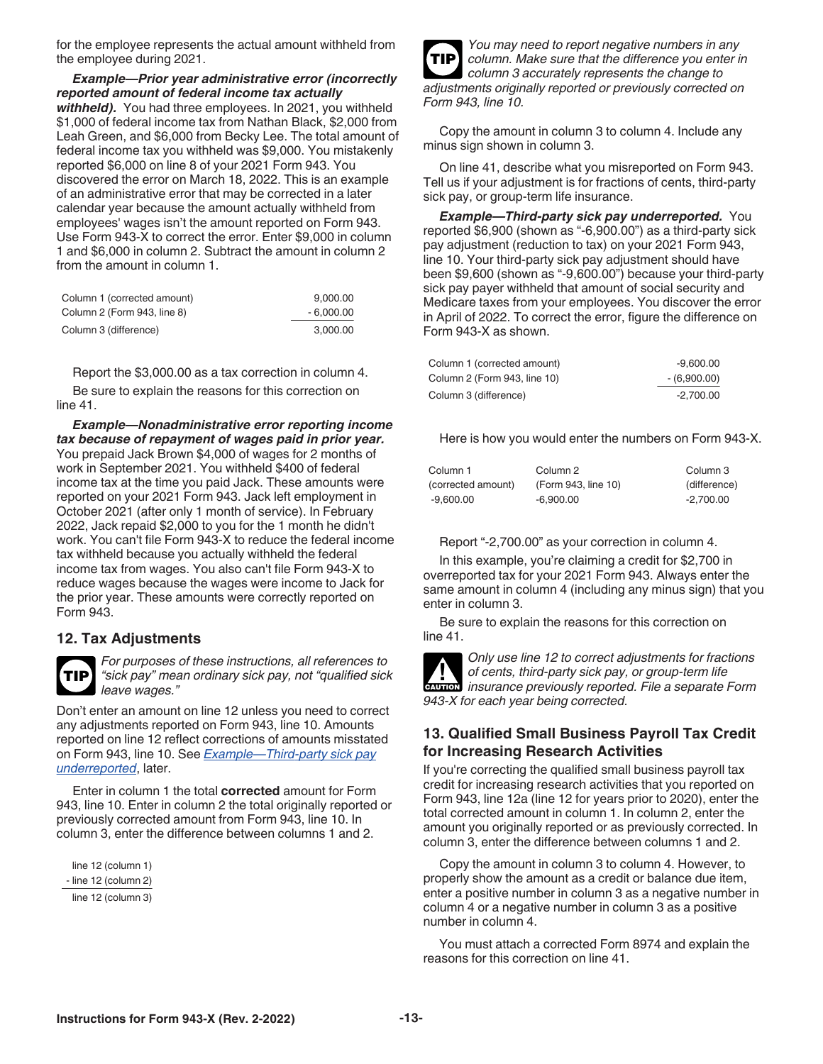for the employee represents the actual amount withheld from the employee during 2021.

***Example—Prior year administrative error (incorrectly reported amount of federal income tax actually withheld).*** You had three employees. In 2021, you withheld $1,000 of federal income tax from Nathan Black, $2,000 from Leah Green, and $6,000 from Becky Lee. The total amount of federal income tax you withheld was $9,000. You mistakenly reported $6,000 on line 8 of your 2021 Form 943. You discovered the error on March 18, 2022. This is an example of an administrative error that may be corrected in a later calendar year because the amount actually withheld from employees' wages isn't the amount reported on Form 943. Use Form 943-X to correct the error. Enter $9,000 in column 1 and $6,000 in column 2. Subtract the amount in column 2 from the amount in column 1.

| | |
|---|---|
| Column 1 (corrected amount) | 9,000.00 |
| Column 2 (Form 943, line 8) | - 6,000.00 |
| Column 3 (difference) | 3,000.00 |

Report the $3,000.00 as a tax correction in column 4.

Be sure to explain the reasons for this correction on line 41.

***Example—Nonadministrative error reporting income tax because of repayment of wages paid in prior year.*** You prepaid Jack Brown $4,000 of wages for 2 months of work in September 2021. You withheld $400 of federal income tax at the time you paid Jack. These amounts were reported on your 2021 Form 943. Jack left employment in October 2021 (after only 1 month of service). In February 2022, Jack repaid $2,000 to you for the 1 month he didn't work. You can't file Form 943-X to reduce the federal income tax withheld because you actually withheld the federal income tax from wages. You also can't file Form 943-X to reduce wages because the wages were income to Jack for the prior year. These amounts were correctly reported on Form 943.

## 12. Tax Adjustments

**TIP** *For purposes of these instructions, all references to "sick pay" mean ordinary sick pay, not "qualified sick leave wages."*

Don't enter an amount on line 12 unless you need to correct any adjustments reported on Form 943, line 10. Amounts reported on line 12 reflect corrections of amounts misstated on Form 943, line 10. See *Example—Third-party sick pay underreported*, later.

Enter in column 1 the total **corrected** amount for Form 943, line 10. Enter in column 2 the total originally reported or previously corrected amount from Form 943, line 10. In column 3, enter the difference between columns 1 and 2.

line 12 (column 1)
- line 12 (column 2)
line 12 (column 3)

**TIP** *You may need to report negative numbers in any column. Make sure that the difference you enter in column 3 accurately represents the change to adjustments originally reported or previously corrected on Form 943, line 10.*

Copy the amount in column 3 to column 4. Include any minus sign shown in column 3.

On line 41, describe what you misreported on Form 943. Tell us if your adjustment is for fractions of cents, third-party sick pay, or group-term life insurance.

***Example—Third-party sick pay underreported.*** You reported $6,900 (shown as "-6,900.00") as a third-party sick pay adjustment (reduction to tax) on your 2021 Form 943, line 10. Your third-party sick pay adjustment should have been $9,600 (shown as "-9,600.00") because your third-party sick pay payer withheld that amount of social security and Medicare taxes from your employees. You discover the error in April of 2022. To correct the error, figure the difference on Form 943-X as shown.

| | |
|---|---|
| Column 1 (corrected amount) | -9,600.00 |
| Column 2 (Form 943, line 10) | - (6,900.00) |
| Column 3 (difference) | -2,700.00 |

Here is how you would enter the numbers on Form 943-X.

| Column 1 (corrected amount) | Column 2 (Form 943, line 10) | Column 3 (difference) |
|---|---|---|
| -9,600.00 | -6,900.00 | -2,700.00 |

Report "-2,700.00" as your correction in column 4.

In this example, you're claiming a credit for $2,700 in overreported tax for your 2021 Form 943. Always enter the same amount in column 4 (including any minus sign) that you enter in column 3.

Be sure to explain the reasons for this correction on line 41.

**CAUTION** *Only use line 12 to correct adjustments for fractions of cents, third-party sick pay, or group-term life insurance previously reported. File a separate Form 943-X for each year being corrected.*

## 13. Qualified Small Business Payroll Tax Credit for Increasing Research Activities

If you're correcting the qualified small business payroll tax credit for increasing research activities that you reported on Form 943, line 12a (line 12 for years prior to 2020), enter the total corrected amount in column 1. In column 2, enter the amount you originally reported or as previously corrected. In column 3, enter the difference between columns 1 and 2.

Copy the amount in column 3 to column 4. However, to properly show the amount as a credit or balance due item, enter a positive number in column 3 as a negative number in column 4 or a negative number in column 3 as a positive number in column 4.

You must attach a corrected Form 8974 and explain the reasons for this correction on line 41.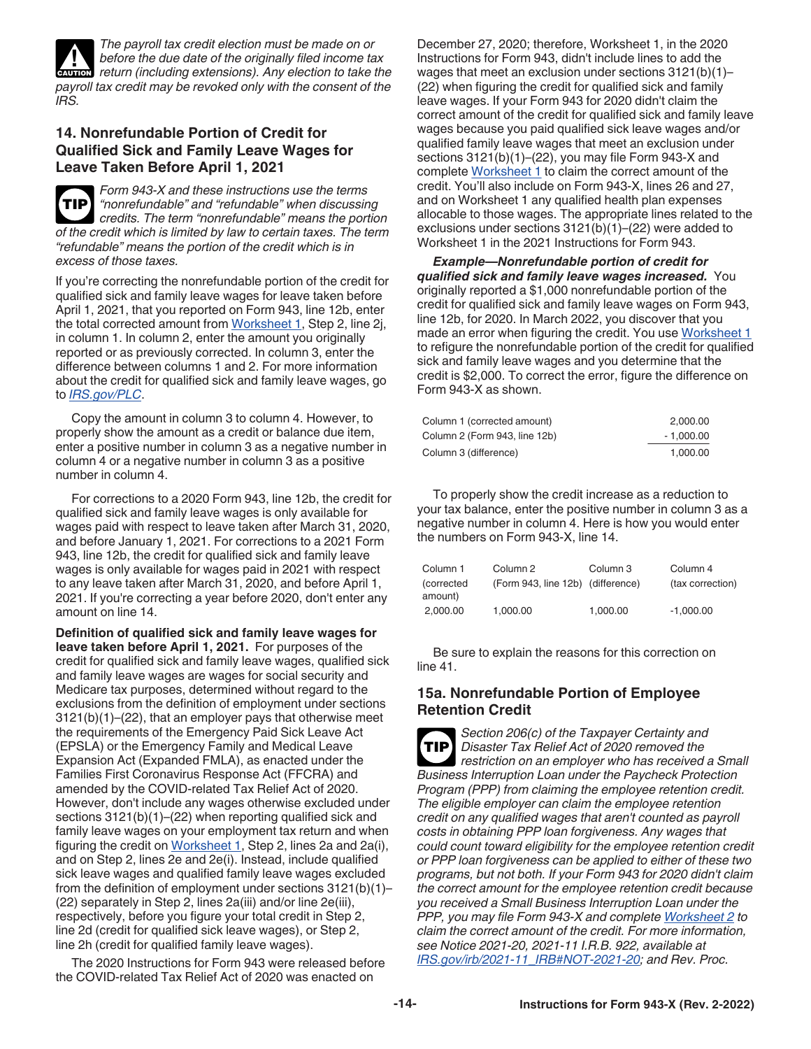**CAUTION** *The payroll tax credit election must be made on or before the due date of the originally filed income tax return (including extensions). Any election to take the payroll tax credit may be revoked only with the consent of the IRS.*

## 14. Nonrefundable Portion of Credit for Qualified Sick and Family Leave Wages for Leave Taken Before April 1, 2021

**TIP** *Form 943-X and these instructions use the terms "nonrefundable" and "refundable" when discussing credits. The term "nonrefundable" means the portion of the credit which is limited by law to certain taxes. The term "refundable" means the portion of the credit which is in excess of those taxes.*

If you're correcting the nonrefundable portion of the credit for qualified sick and family leave wages for leave taken before April 1, 2021, that you reported on Form 943, line 12b, enter the total corrected amount from Worksheet 1, Step 2, line 2j, in column 1. In column 2, enter the amount you originally reported or as previously corrected. In column 3, enter the difference between columns 1 and 2. For more information about the credit for qualified sick and family leave wages, go to *IRS.gov/PLC*.

Copy the amount in column 3 to column 4. However, to properly show the amount as a credit or balance due item, enter a positive number in column 3 as a negative number in column 4 or a negative number in column 3 as a positive number in column 4.

For corrections to a 2020 Form 943, line 12b, the credit for qualified sick and family leave wages is only available for wages paid with respect to leave taken after March 31, 2020, and before January 1, 2021. For corrections to a 2021 Form 943, line 12b, the credit for qualified sick and family leave wages is only available for wages paid in 2021 with respect to any leave taken after March 31, 2020, and before April 1, 2021. If you're correcting a year before 2020, don't enter any amount on line 14.

**Definition of qualified sick and family leave wages for leave taken before April 1, 2021.** For purposes of the credit for qualified sick and family leave wages, qualified sick and family leave wages are wages for social security and Medicare tax purposes, determined without regard to the exclusions from the definition of employment under sections 3121(b)(1)–(22), that an employer pays that otherwise meet the requirements of the Emergency Paid Sick Leave Act (EPSLA) or the Emergency Family and Medical Leave Expansion Act (Expanded FMLA), as enacted under the Families First Coronavirus Response Act (FFCRA) and amended by the COVID-related Tax Relief Act of 2020. However, don't include any wages otherwise excluded under sections 3121(b)(1)–(22) when reporting qualified sick and family leave wages on your employment tax return and when figuring the credit on Worksheet 1, Step 2, lines 2a and 2a(i), and on Step 2, lines 2e and 2e(i). Instead, include qualified sick leave wages and qualified family leave wages excluded from the definition of employment under sections 3121(b)(1)–(22) separately in Step 2, lines 2a(iii) and/or line 2e(iii), respectively, before you figure your total credit in Step 2, line 2d (credit for qualified sick leave wages), or Step 2, line 2h (credit for qualified family leave wages).

The 2020 Instructions for Form 943 were released before the COVID-related Tax Relief Act of 2020 was enacted on December 27, 2020; therefore, Worksheet 1, in the 2020 Instructions for Form 943, didn't include lines to add the wages that meet an exclusion under sections 3121(b)(1)–(22) when figuring the credit for qualified sick and family leave wages. If your Form 943 for 2020 didn't claim the correct amount of the credit for qualified sick and family leave wages because you paid qualified sick leave wages and/or qualified family leave wages that meet an exclusion under sections 3121(b)(1)–(22), you may file Form 943-X and complete Worksheet 1 to claim the correct amount of the credit. You'll also include on Form 943-X, lines 26 and 27, and on Worksheet 1 any qualified health plan expenses allocable to those wages. The appropriate lines related to the exclusions under sections 3121(b)(1)–(22) were added to Worksheet 1 in the 2021 Instructions for Form 943.

***Example—Nonrefundable portion of credit for qualified sick and family leave wages increased.*** You originally reported a $1,000 nonrefundable portion of the credit for qualified sick and family leave wages on Form 943, line 12b, for 2020. In March 2022, you discover that you made an error when figuring the credit. You use Worksheet 1 to refigure the nonrefundable portion of the credit for qualified sick and family leave wages and you determine that the credit is $2,000. To correct the error, figure the difference on Form 943-X as shown.

| | |
|---|---|
| Column 1 (corrected amount) | 2,000.00 |
| Column 2 (Form 943, line 12b) | - 1,000.00 |
| Column 3 (difference) | 1,000.00 |

To properly show the credit increase as a reduction to your tax balance, enter the positive number in column 3 as a negative number in column 4. Here is how you would enter the numbers on Form 943-X, line 14.

| Column 1 (corrected amount) | Column 2 (Form 943, line 12b) | Column 3 (difference) | Column 4 (tax correction) |
|---|---|---|---|
| 2,000.00 | 1,000.00 | 1,000.00 | -1,000.00 |

Be sure to explain the reasons for this correction on line 41.

## 15a. Nonrefundable Portion of Employee Retention Credit

**TIP** *Section 206(c) of the Taxpayer Certainty and Disaster Tax Relief Act of 2020 removed the restriction on an employer who has received a Small Business Interruption Loan under the Paycheck Protection Program (PPP) from claiming the employee retention credit. The eligible employer can claim the employee retention credit on any qualified wages that aren't counted as payroll costs in obtaining PPP loan forgiveness. Any wages that could count toward eligibility for the employee retention credit or PPP loan forgiveness can be applied to either of these two programs, but not both. If your Form 943 for 2020 didn't claim the correct amount for the employee retention credit because you received a Small Business Interruption Loan under the PPP, you may file Form 943-X and complete Worksheet 2 to claim the correct amount of the credit. For more information, see Notice 2021-20, 2021-11 I.R.B. 922, available at IRS.gov/irb/2021-11_IRB#NOT-2021-20; and Rev. Proc.*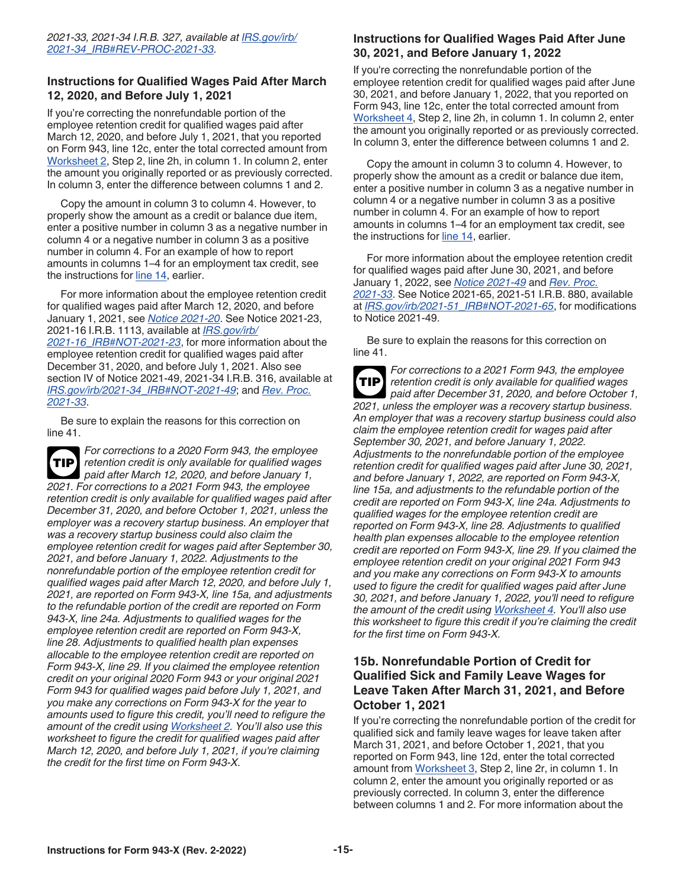*2021-33, 2021-34 I.R.B. 327, available at IRS.gov/irb/2021-34_IRB#REV-PROC-2021-33.*

### Instructions for Qualified Wages Paid After March 12, 2020, and Before July 1, 2021

If you're correcting the nonrefundable portion of the employee retention credit for qualified wages paid after March 12, 2020, and before July 1, 2021, that you reported on Form 943, line 12c, enter the total corrected amount from Worksheet 2, Step 2, line 2h, in column 1. In column 2, enter the amount you originally reported or as previously corrected. In column 3, enter the difference between columns 1 and 2.

Copy the amount in column 3 to column 4. However, to properly show the amount as a credit or balance due item, enter a positive number in column 3 as a negative number in column 4 or a negative number in column 3 as a positive number in column 4. For an example of how to report amounts in columns 1–4 for an employment tax credit, see the instructions for line 14, earlier.

For more information about the employee retention credit for qualified wages paid after March 12, 2020, and before January 1, 2021, see *Notice 2021-20*. See Notice 2021-23, 2021-16 I.R.B. 1113, available at *IRS.gov/irb/2021-16_IRB#NOT-2021-23*, for more information about the employee retention credit for qualified wages paid after December 31, 2020, and before July 1, 2021. Also see section IV of Notice 2021-49, 2021-34 I.R.B. 316, available at *IRS.gov/irb/2021-34_IRB#NOT-2021-49*; and *Rev. Proc. 2021-33*.

Be sure to explain the reasons for this correction on line 41.

**TIP** *For corrections to a 2020 Form 943, the employee retention credit is only available for qualified wages paid after March 12, 2020, and before January 1, 2021. For corrections to a 2021 Form 943, the employee retention credit is only available for qualified wages paid after December 31, 2020, and before October 1, 2021, unless the employer was a recovery startup business. An employer that was a recovery startup business could also claim the employee retention credit for wages paid after September 30, 2021, and before January 1, 2022. Adjustments to the nonrefundable portion of the employee retention credit for qualified wages paid after March 12, 2020, and before July 1, 2021, are reported on Form 943-X, line 15a, and adjustments to the refundable portion of the credit are reported on Form 943-X, line 24a. Adjustments to qualified wages for the employee retention credit are reported on Form 943-X, line 28. Adjustments to qualified health plan expenses allocable to the employee retention credit are reported on Form 943-X, line 29. If you claimed the employee retention credit on your original 2020 Form 943 or your original 2021 Form 943 for qualified wages paid before July 1, 2021, and you make any corrections on Form 943-X for the year to amounts used to figure this credit, you'll need to refigure the amount of the credit using Worksheet 2. You'll also use this worksheet to figure the credit for qualified wages paid after March 12, 2020, and before July 1, 2021, if you're claiming the credit for the first time on Form 943-X.*

### Instructions for Qualified Wages Paid After June 30, 2021, and Before January 1, 2022

If you're correcting the nonrefundable portion of the employee retention credit for qualified wages paid after June 30, 2021, and before January 1, 2022, that you reported on Form 943, line 12c, enter the total corrected amount from Worksheet 4, Step 2, line 2h, in column 1. In column 2, enter the amount you originally reported or as previously corrected. In column 3, enter the difference between columns 1 and 2.

Copy the amount in column 3 to column 4. However, to properly show the amount as a credit or balance due item, enter a positive number in column 3 as a negative number in column 4 or a negative number in column 3 as a positive number in column 4. For an example of how to report amounts in columns 1–4 for an employment tax credit, see the instructions for line 14, earlier.

For more information about the employee retention credit for qualified wages paid after June 30, 2021, and before January 1, 2022, see *Notice 2021-49* and *Rev. Proc. 2021-33*. See Notice 2021-65, 2021-51 I.R.B. 880, available at *IRS.gov/irb/2021-51_IRB#NOT-2021-65*, for modifications to Notice 2021-49.

Be sure to explain the reasons for this correction on line 41.

**TIP** *For corrections to a 2021 Form 943, the employee retention credit is only available for qualified wages paid after December 31, 2020, and before October 1, 2021, unless the employer was a recovery startup business. An employer that was a recovery startup business could also claim the employee retention credit for wages paid after September 30, 2021, and before January 1, 2022. Adjustments to the nonrefundable portion of the employee retention credit for qualified wages paid after June 30, 2021, and before January 1, 2022, are reported on Form 943-X, line 15a, and adjustments to the refundable portion of the credit are reported on Form 943-X, line 24a. Adjustments to qualified wages for the employee retention credit are reported on Form 943-X, line 28. Adjustments to qualified health plan expenses allocable to the employee retention credit are reported on Form 943-X, line 29. If you claimed the employee retention credit on your original 2021 Form 943 and you make any corrections on Form 943-X to amounts used to figure the credit for qualified wages paid after June 30, 2021, and before January 1, 2022, you'll need to refigure the amount of the credit using Worksheet 4. You'll also use this worksheet to figure this credit if you're claiming the credit for the first time on Form 943-X.*

## 15b. Nonrefundable Portion of Credit for Qualified Sick and Family Leave Wages for Leave Taken After March 31, 2021, and Before October 1, 2021

If you're correcting the nonrefundable portion of the credit for qualified sick and family leave wages for leave taken after March 31, 2021, and before October 1, 2021, that you reported on Form 943, line 12d, enter the total corrected amount from Worksheet 3, Step 2, line 2r, in column 1. In column 2, enter the amount you originally reported or as previously corrected. In column 3, enter the difference between columns 1 and 2. For more information about the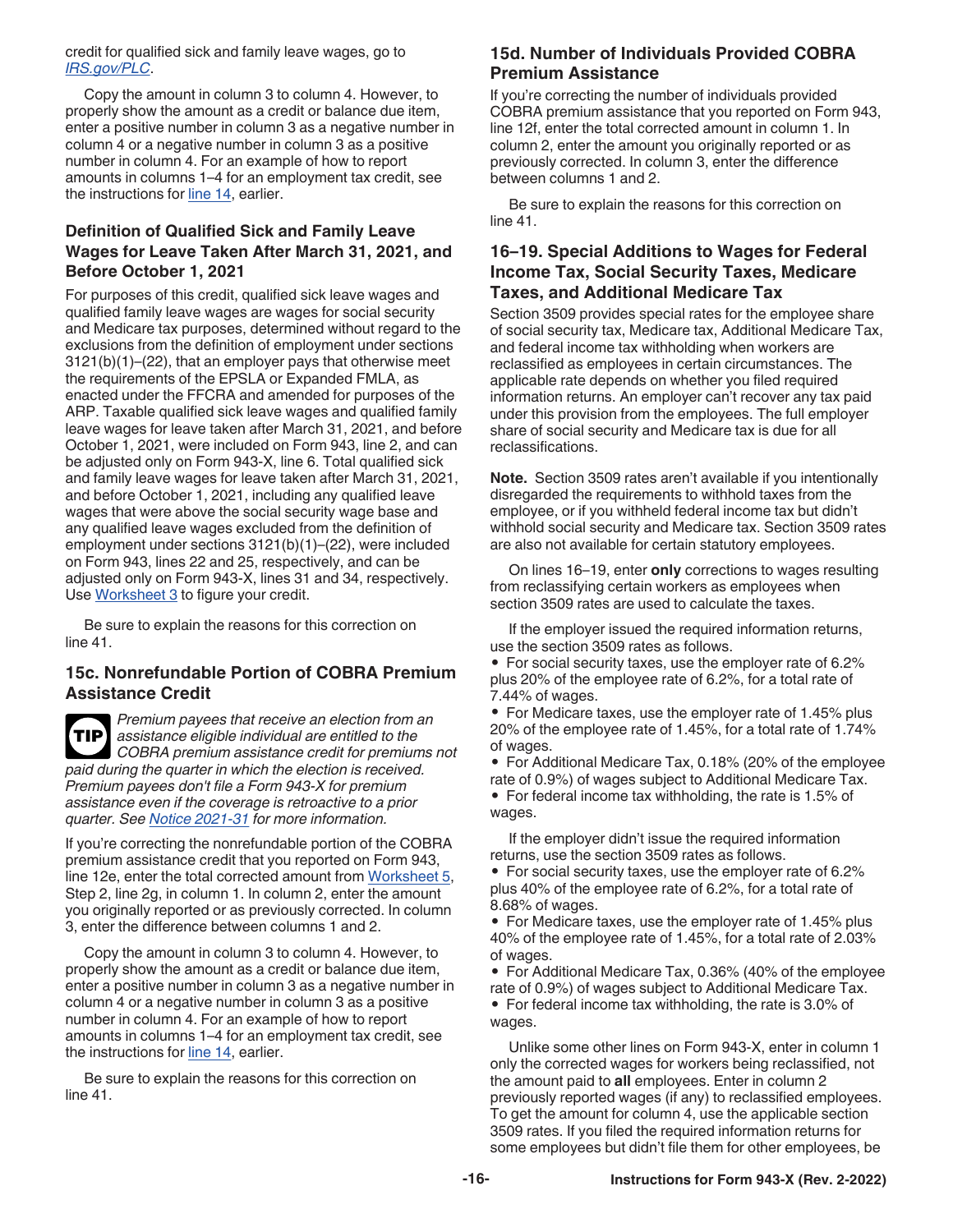credit for qualified sick and family leave wages, go to *IRS.gov/PLC*.

Copy the amount in column 3 to column 4. However, to properly show the amount as a credit or balance due item, enter a positive number in column 3 as a negative number in column 4 or a negative number in column 3 as a positive number in column 4. For an example of how to report amounts in columns 1–4 for an employment tax credit, see the instructions for line 14, earlier.

### Definition of Qualified Sick and Family Leave Wages for Leave Taken After March 31, 2021, and Before October 1, 2021

For purposes of this credit, qualified sick leave wages and qualified family leave wages are wages for social security and Medicare tax purposes, determined without regard to the exclusions from the definition of employment under sections 3121(b)(1)–(22), that an employer pays that otherwise meet the requirements of the EPSLA or Expanded FMLA, as enacted under the FFCRA and amended for purposes of the ARP. Taxable qualified sick leave wages and qualified family leave wages for leave taken after March 31, 2021, and before October 1, 2021, were included on Form 943, line 2, and can be adjusted only on Form 943-X, line 6. Total qualified sick and family leave wages for leave taken after March 31, 2021, and before October 1, 2021, including any qualified leave wages that were above the social security wage base and any qualified leave wages excluded from the definition of employment under sections 3121(b)(1)–(22), were included on Form 943, lines 22 and 25, respectively, and can be adjusted only on Form 943-X, lines 31 and 34, respectively. Use Worksheet 3 to figure your credit.

Be sure to explain the reasons for this correction on line 41.

### 15c. Nonrefundable Portion of COBRA Premium Assistance Credit

**TIP** *Premium payees that receive an election from an assistance eligible individual are entitled to the COBRA premium assistance credit for premiums not paid during the quarter in which the election is received. Premium payees don't file a Form 943-X for premium assistance even if the coverage is retroactive to a prior quarter. See Notice 2021-31 for more information.*

If you're correcting the nonrefundable portion of the COBRA premium assistance credit that you reported on Form 943, line 12e, enter the total corrected amount from Worksheet 5, Step 2, line 2g, in column 1. In column 2, enter the amount you originally reported or as previously corrected. In column 3, enter the difference between columns 1 and 2.

Copy the amount in column 3 to column 4. However, to properly show the amount as a credit or balance due item, enter a positive number in column 3 as a negative number in column 4 or a negative number in column 3 as a positive number in column 4. For an example of how to report amounts in columns 1–4 for an employment tax credit, see the instructions for line 14, earlier.

Be sure to explain the reasons for this correction on line 41.

### 15d. Number of Individuals Provided COBRA Premium Assistance

If you're correcting the number of individuals provided COBRA premium assistance that you reported on Form 943, line 12f, enter the total corrected amount in column 1. In column 2, enter the amount you originally reported or as previously corrected. In column 3, enter the difference between columns 1 and 2.

Be sure to explain the reasons for this correction on line 41.

### 16–19. Special Additions to Wages for Federal Income Tax, Social Security Taxes, Medicare Taxes, and Additional Medicare Tax

Section 3509 provides special rates for the employee share of social security tax, Medicare tax, Additional Medicare Tax, and federal income tax withholding when workers are reclassified as employees in certain circumstances. The applicable rate depends on whether you filed required information returns. An employer can't recover any tax paid under this provision from the employees. The full employer share of social security and Medicare tax is due for all reclassifications.

**Note.** Section 3509 rates aren't available if you intentionally disregarded the requirements to withhold taxes from the employee, or if you withheld federal income tax but didn't withhold social security and Medicare tax. Section 3509 rates are also not available for certain statutory employees.

On lines 16–19, enter **only** corrections to wages resulting from reclassifying certain workers as employees when section 3509 rates are used to calculate the taxes.

If the employer issued the required information returns, use the section 3509 rates as follows.

- For social security taxes, use the employer rate of 6.2% plus 20% of the employee rate of 6.2%, for a total rate of 7.44% of wages.
- For Medicare taxes, use the employer rate of 1.45% plus 20% of the employee rate of 1.45%, for a total rate of 1.74% of wages.
- For Additional Medicare Tax, 0.18% (20% of the employee rate of 0.9%) of wages subject to Additional Medicare Tax.
- For federal income tax withholding, the rate is 1.5% of wages.

If the employer didn't issue the required information returns, use the section 3509 rates as follows.

- For social security taxes, use the employer rate of 6.2% plus 40% of the employee rate of 6.2%, for a total rate of 8.68% of wages.
- For Medicare taxes, use the employer rate of 1.45% plus 40% of the employee rate of 1.45%, for a total rate of 2.03% of wages.
- For Additional Medicare Tax, 0.36% (40% of the employee rate of 0.9%) of wages subject to Additional Medicare Tax.
- For federal income tax withholding, the rate is 3.0% of wages.

Unlike some other lines on Form 943-X, enter in column 1 only the corrected wages for workers being reclassified, not the amount paid to **all** employees. Enter in column 2 previously reported wages (if any) to reclassified employees. To get the amount for column 4, use the applicable section 3509 rates. If you filed the required information returns for some employees but didn't file them for other employees, be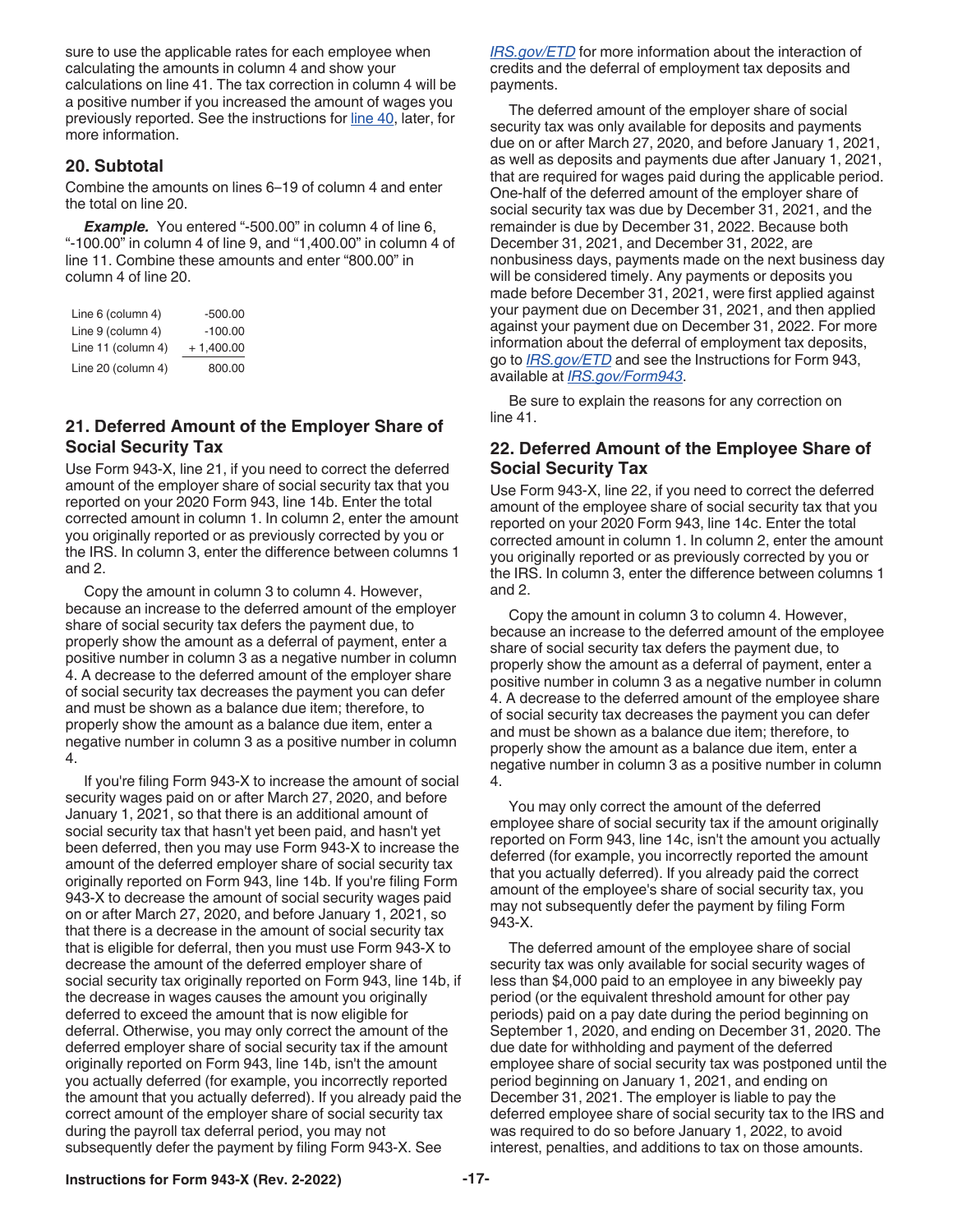sure to use the applicable rates for each employee when calculating the amounts in column 4 and show your calculations on line 41. The tax correction in column 4 will be a positive number if you increased the amount of wages you previously reported. See the instructions for line 40, later, for more information.

### 20. Subtotal

Combine the amounts on lines 6–19 of column 4 and enter the total on line 20.

***Example.*** You entered "-500.00" in column 4 of line 6, "-100.00" in column 4 of line 9, and "1,400.00" in column 4 of line 11. Combine these amounts and enter "800.00" in column 4 of line 20.

| | |
|---|---|
| Line 6 (column 4) | -500.00 |
| Line 9 (column 4) | -100.00 |
| Line 11 (column 4) | + 1,400.00 |
| Line 20 (column 4) | 800.00 |

### 21. Deferred Amount of the Employer Share of Social Security Tax

Use Form 943-X, line 21, if you need to correct the deferred amount of the employer share of social security tax that you reported on your 2020 Form 943, line 14b. Enter the total corrected amount in column 1. In column 2, enter the amount you originally reported or as previously corrected by you or the IRS. In column 3, enter the difference between columns 1 and 2.

Copy the amount in column 3 to column 4. However, because an increase to the deferred amount of the employer share of social security tax defers the payment due, to properly show the amount as a deferral of payment, enter a positive number in column 3 as a negative number in column 4. A decrease to the deferred amount of the employer share of social security tax decreases the payment you can defer and must be shown as a balance due item; therefore, to properly show the amount as a balance due item, enter a negative number in column 3 as a positive number in column 4.

If you're filing Form 943-X to increase the amount of social security wages paid on or after March 27, 2020, and before January 1, 2021, so that there is an additional amount of social security tax that hasn't yet been paid, and hasn't yet been deferred, then you may use Form 943-X to increase the amount of the deferred employer share of social security tax originally reported on Form 943, line 14b. If you're filing Form 943-X to decrease the amount of social security wages paid on or after March 27, 2020, and before January 1, 2021, so that there is a decrease in the amount of social security tax that is eligible for deferral, then you must use Form 943-X to decrease the amount of the deferred employer share of social security tax originally reported on Form 943, line 14b, if the decrease in wages causes the amount you originally deferred to exceed the amount that is now eligible for deferral. Otherwise, you may only correct the amount of the deferred employer share of social security tax if the amount originally reported on Form 943, line 14b, isn't the amount you actually deferred (for example, you incorrectly reported the amount that you actually deferred). If you already paid the correct amount of the employer share of social security tax during the payroll tax deferral period, you may not subsequently defer the payment by filing Form 943-X. See *IRS.gov/ETD* for more information about the interaction of credits and the deferral of employment tax deposits and payments.

The deferred amount of the employer share of social security tax was only available for deposits and payments due on or after March 27, 2020, and before January 1, 2021, as well as deposits and payments due after January 1, 2021, that are required for wages paid during the applicable period. One-half of the deferred amount of the employer share of social security tax was due by December 31, 2021, and the remainder is due by December 31, 2022. Because both December 31, 2021, and December 31, 2022, are nonbusiness days, payments made on the next business day will be considered timely. Any payments or deposits you made before December 31, 2021, were first applied against your payment due on December 31, 2021, and then applied against your payment due on December 31, 2022. For more information about the deferral of employment tax deposits, go to *IRS.gov/ETD* and see the Instructions for Form 943, available at *IRS.gov/Form943*.

Be sure to explain the reasons for any correction on line 41.

### 22. Deferred Amount of the Employee Share of Social Security Tax

Use Form 943-X, line 22, if you need to correct the deferred amount of the employee share of social security tax that you reported on your 2020 Form 943, line 14c. Enter the total corrected amount in column 1. In column 2, enter the amount you originally reported or as previously corrected by you or the IRS. In column 3, enter the difference between columns 1 and 2.

Copy the amount in column 3 to column 4. However, because an increase to the deferred amount of the employee share of social security tax defers the payment due, to properly show the amount as a deferral of payment, enter a positive number in column 3 as a negative number in column 4. A decrease to the deferred amount of the employee share of social security tax decreases the payment you can defer and must be shown as a balance due item; therefore, to properly show the amount as a balance due item, enter a negative number in column 3 as a positive number in column 4.

You may only correct the amount of the deferred employee share of social security tax if the amount originally reported on Form 943, line 14c, isn't the amount you actually deferred (for example, you incorrectly reported the amount that you actually deferred). If you already paid the correct amount of the employee's share of social security tax, you may not subsequently defer the payment by filing Form 943-X.

The deferred amount of the employee share of social security tax was only available for social security wages of less than $4,000 paid to an employee in any biweekly pay period (or the equivalent threshold amount for other pay periods) paid on a pay date during the period beginning on September 1, 2020, and ending on December 31, 2020. The due date for withholding and payment of the deferred employee share of social security tax was postponed until the period beginning on January 1, 2021, and ending on December 31, 2021. The employer is liable to pay the deferred employee share of social security tax to the IRS and was required to do so before January 1, 2022, to avoid interest, penalties, and additions to tax on those amounts.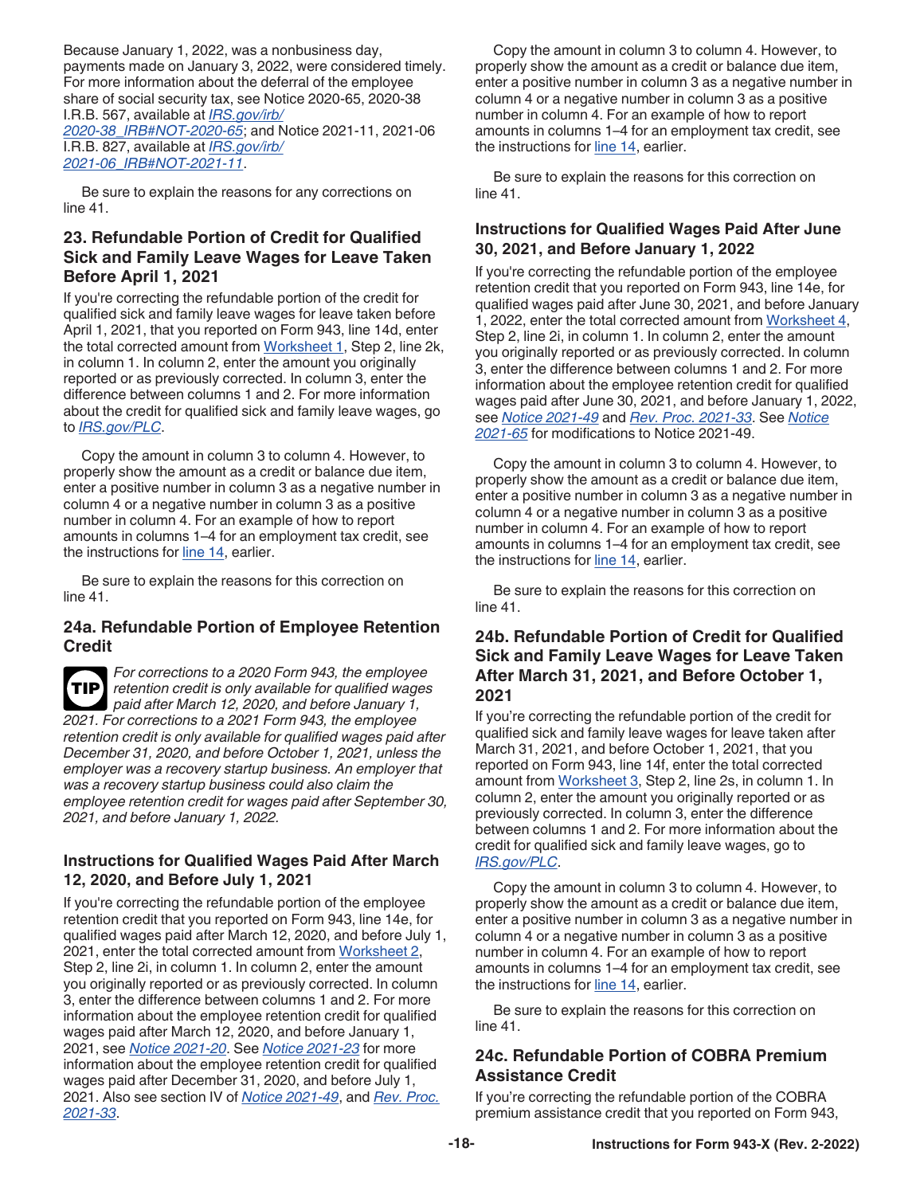Because January 1, 2022, was a nonbusiness day, payments made on January 3, 2022, were considered timely. For more information about the deferral of the employee share of social security tax, see Notice 2020-65, 2020-38 I.R.B. 567, available at *IRS.gov/irb/2020-38_IRB#NOT-2020-65*; and Notice 2021-11, 2021-06 I.R.B. 827, available at *IRS.gov/irb/2021-06_IRB#NOT-2021-11*.

Be sure to explain the reasons for any corrections on line 41.

## 23. Refundable Portion of Credit for Qualified Sick and Family Leave Wages for Leave Taken Before April 1, 2021

If you're correcting the refundable portion of the credit for qualified sick and family leave wages for leave taken before April 1, 2021, that you reported on Form 943, line 14d, enter the total corrected amount from Worksheet 1, Step 2, line 2k, in column 1. In column 2, enter the amount you originally reported or as previously corrected. In column 3, enter the difference between columns 1 and 2. For more information about the credit for qualified sick and family leave wages, go to *IRS.gov/PLC*.

Copy the amount in column 3 to column 4. However, to properly show the amount as a credit or balance due item, enter a positive number in column 3 as a negative number in column 4 or a negative number in column 3 as a positive number in column 4. For an example of how to report amounts in columns 1–4 for an employment tax credit, see the instructions for line 14, earlier.

Be sure to explain the reasons for this correction on line 41.

## 24a. Refundable Portion of Employee Retention Credit

**TIP** *For corrections to a 2020 Form 943, the employee retention credit is only available for qualified wages paid after March 12, 2020, and before January 1, 2021. For corrections to a 2021 Form 943, the employee retention credit is only available for qualified wages paid after December 31, 2020, and before October 1, 2021, unless the employer was a recovery startup business. An employer that was a recovery startup business could also claim the employee retention credit for wages paid after September 30, 2021, and before January 1, 2022.*

### Instructions for Qualified Wages Paid After March 12, 2020, and Before July 1, 2021

If you're correcting the refundable portion of the employee retention credit that you reported on Form 943, line 14e, for qualified wages paid after March 12, 2020, and before July 1, 2021, enter the total corrected amount from Worksheet 2, Step 2, line 2i, in column 1. In column 2, enter the amount you originally reported or as previously corrected. In column 3, enter the difference between columns 1 and 2. For more information about the employee retention credit for qualified wages paid after March 12, 2020, and before July 1, 2021, see *Notice 2021-20*. See *Notice 2021-23* for more information about the employee retention credit for qualified wages paid after December 31, 2020, and before July 1, 2021. Also see section IV of *Notice 2021-49*, and *Rev. Proc. 2021-33*.

Copy the amount in column 3 to column 4. However, to properly show the amount as a credit or balance due item, enter a positive number in column 3 as a negative number in column 4 or a negative number in column 3 as a positive number in column 4. For an example of how to report amounts in columns 1–4 for an employment tax credit, see the instructions for line 14, earlier.

Be sure to explain the reasons for this correction on line 41.

### Instructions for Qualified Wages Paid After June 30, 2021, and Before January 1, 2022

If you're correcting the refundable portion of the employee retention credit that you reported on Form 943, line 14e, for qualified wages paid after June 30, 2021, and before January 1, 2022, enter the total corrected amount from Worksheet 4, Step 2, line 2i, in column 1. In column 2, enter the amount you originally reported or as previously corrected. In column 3, enter the difference between columns 1 and 2. For more information about the employee retention credit for qualified wages paid after June 30, 2021, and before January 1, 2022, see *Notice 2021-49* and *Rev. Proc. 2021-33*. See *Notice 2021-65* for modifications to Notice 2021-49.

Copy the amount in column 3 to column 4. However, to properly show the amount as a credit or balance due item, enter a positive number in column 3 as a negative number in column 4 or a negative number in column 3 as a positive number in column 4. For an example of how to report amounts in columns 1–4 for an employment tax credit, see the instructions for line 14, earlier.

Be sure to explain the reasons for this correction on line 41.

## 24b. Refundable Portion of Credit for Qualified Sick and Family Leave Wages for Leave Taken After March 31, 2021, and Before October 1, 2021

If you're correcting the refundable portion of the credit for qualified sick and family leave wages for leave taken after March 31, 2021, and before October 1, 2021, that you reported on Form 943, line 14f, enter the total corrected amount from Worksheet 3, Step 2, line 2s, in column 1. In column 2, enter the amount you originally reported or as previously corrected. In column 3, enter the difference between columns 1 and 2. For more information about the credit for qualified sick and family leave wages, go to *IRS.gov/PLC*.

Copy the amount in column 3 to column 4. However, to properly show the amount as a credit or balance due item, enter a positive number in column 3 as a negative number in column 4 or a negative number in column 3 as a positive number in column 4. For an example of how to report amounts in columns 1–4 for an employment tax credit, see the instructions for line 14, earlier.

Be sure to explain the reasons for this correction on line 41.

## 24c. Refundable Portion of COBRA Premium Assistance Credit

If you're correcting the refundable portion of the COBRA premium assistance credit that you reported on Form 943,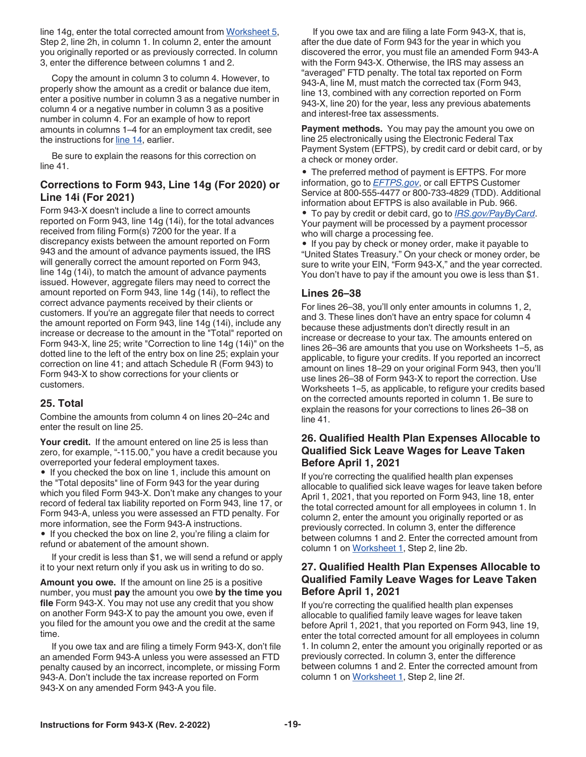line 14g, enter the total corrected amount from Worksheet 5, Step 2, line 2h, in column 1. In column 2, enter the amount you originally reported or as previously corrected. In column 3, enter the difference between columns 1 and 2.

Copy the amount in column 3 to column 4. However, to properly show the amount as a credit or balance due item, enter a positive number in column 3 as a negative number in column 4 or a negative number in column 3 as a positive number in column 4. For an example of how to report amounts in columns 1–4 for an employment tax credit, see the instructions for line 14, earlier.

Be sure to explain the reasons for this correction on line 41.

## Corrections to Form 943, Line 14g (For 2020) or Line 14i (For 2021)

Form 943-X doesn't include a line to correct amounts reported on Form 943, line 14g (14i), for the total advances received from filing Form(s) 7200 for the year. If a discrepancy exists between the amount reported on Form 943 and the amount of advance payments issued, the IRS will generally correct the amount reported on Form 943, line 14g (14i), to match the amount of advance payments issued. However, aggregate filers may need to correct the amount reported on Form 943, line 14g (14i), to reflect the correct advance payments received by their clients or customers. If you're an aggregate filer that needs to correct the amount reported on Form 943, line 14g (14i), include any increase or decrease to the amount in the "Total" reported on Form 943-X, line 25; write "Correction to line 14g (14i)" on the dotted line to the left of the entry box on line 25; explain your correction on line 41; and attach Schedule R (Form 943) to Form 943-X to show corrections for your clients or customers.

## 25. Total

Combine the amounts from column 4 on lines 20–24c and enter the result on line 25.

**Your credit.** If the amount entered on line 25 is less than zero, for example, "-115.00," you have a credit because you overreported your federal employment taxes.

- If you checked the box on line 1, include this amount on the "Total deposits" line of Form 943 for the year during which you filed Form 943-X. Don't make any changes to your record of federal tax liability reported on Form 943, line 17, or Form 943-A, unless you were assessed an FTD penalty. For more information, see the Form 943-A instructions.
- If you checked the box on line 2, you're filing a claim for refund or abatement of the amount shown.

If your credit is less than $1, we will send a refund or apply it to your next return only if you ask us in writing to do so.

**Amount you owe.** If the amount on line 25 is a positive number, you must **pay** the amount you owe **by the time you file** Form 943-X. You may not use any credit that you show on another Form 943-X to pay the amount you owe, even if you filed for the amount you owe and the credit at the same time.

If you owe tax and are filing a timely Form 943-X, don't file an amended Form 943-A unless you were assessed an FTD penalty caused by an incorrect, incomplete, or missing Form 943-A. Don't include the tax increase reported on Form 943-X on any amended Form 943-A you file.

If you owe tax and are filing a late Form 943-X, that is, after the due date of Form 943 for the year in which you discovered the error, you must file an amended Form 943-A with the Form 943-X. Otherwise, the IRS may assess an "averaged" FTD penalty. The total tax reported on Form 943-A, line M, must match the corrected tax (Form 943, line 13, combined with any correction reported on Form 943-X, line 20) for the year, less any previous abatements and interest-free tax assessments.

**Payment methods.** You may pay the amount you owe on line 25 electronically using the Electronic Federal Tax Payment System (EFTPS), by credit card or debit card, or by a check or money order.

- The preferred method of payment is EFTPS. For more information, go to *EFTPS.gov*, or call EFTPS Customer Service at 800-555-4477 or 800-733-4829 (TDD). Additional information about EFTPS is also available in Pub. 966.
- To pay by credit or debit card, go to *IRS.gov/PayByCard*. Your payment will be processed by a payment processor who will charge a processing fee.
- If you pay by check or money order, make it payable to "United States Treasury." On your check or money order, be sure to write your EIN, "Form 943-X," and the year corrected. You don't have to pay if the amount you owe is less than $1.

## Lines 26–38

For lines 26–38, you'll only enter amounts in columns 1, 2, and 3. These lines don't have an entry space for column 4 because these adjustments don't directly result in an increase or decrease to your tax. The amounts entered on lines 26–36 are amounts that you use on Worksheets 1–5, as applicable, to figure your credits. If you reported an incorrect amount on lines 18–29 on your original Form 943, then you'll use lines 26–38 of Form 943-X to report the correction. Use Worksheets 1–5, as applicable, to refigure your credits based on the corrected amounts reported in column 1. Be sure to explain the reasons for your corrections to lines 26–38 on line 41.

## 26. Qualified Health Plan Expenses Allocable to Qualified Sick Leave Wages for Leave Taken Before April 1, 2021

If you're correcting the qualified health plan expenses allocable to qualified sick leave wages for leave taken before April 1, 2021, that you reported on Form 943, line 18, enter the total corrected amount for all employees in column 1. In column 2, enter the amount you originally reported or as previously corrected. In column 3, enter the difference between columns 1 and 2. Enter the corrected amount from column 1 on Worksheet 1, Step 2, line 2b.

## 27. Qualified Health Plan Expenses Allocable to Qualified Family Leave Wages for Leave Taken Before April 1, 2021

If you're correcting the qualified health plan expenses allocable to qualified family leave wages for leave taken before April 1, 2021, that you reported on Form 943, line 19, enter the total corrected amount for all employees in column 1. In column 2, enter the amount you originally reported or as previously corrected. In column 3, enter the difference between columns 1 and 2. Enter the corrected amount from column 1 on Worksheet 1, Step 2, line 2f.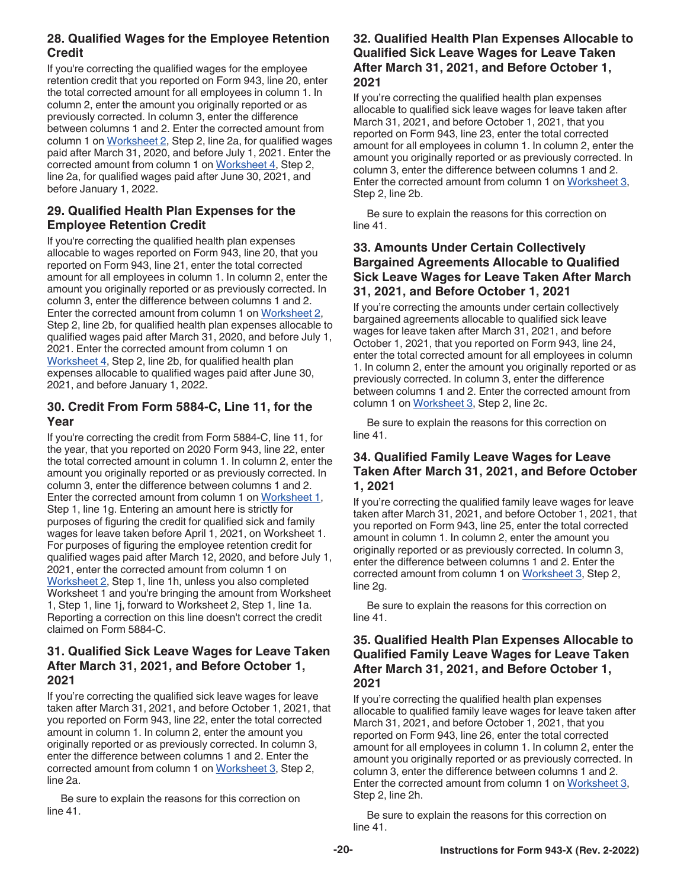### 28. Qualified Wages for the Employee Retention Credit

If you're correcting the qualified wages for the employee retention credit that you reported on Form 943, line 20, enter the total corrected amount for all employees in column 1. In column 2, enter the amount you originally reported or as previously corrected. In column 3, enter the difference between columns 1 and 2. Enter the corrected amount from column 1 on Worksheet 2, Step 2, line 2a, for qualified wages paid after March 31, 2020, and before July 1, 2021. Enter the corrected amount from column 1 on Worksheet 4, Step 2, line 2a, for qualified wages paid after June 30, 2021, and before January 1, 2022.

### 29. Qualified Health Plan Expenses for the Employee Retention Credit

If you're correcting the qualified health plan expenses allocable to wages reported on Form 943, line 20, that you reported on Form 943, line 21, enter the total corrected amount for all employees in column 1. In column 2, enter the amount you originally reported or as previously corrected. In column 3, enter the difference between columns 1 and 2. Enter the corrected amount from column 1 on Worksheet 2, Step 2, line 2b, for qualified health plan expenses allocable to qualified wages paid after March 31, 2020, and before July 1, 2021. Enter the corrected amount from column 1 on Worksheet 4, Step 2, line 2b, for qualified health plan expenses allocable to qualified wages paid after June 30, 2021, and before January 1, 2022.

### 30. Credit From Form 5884-C, Line 11, for the Year

If you're correcting the credit from Form 5884-C, line 11, for the year, that you reported on 2020 Form 943, line 22, enter the total corrected amount in column 1. In column 2, enter the amount you originally reported or as previously corrected. In column 3, enter the difference between columns 1 and 2. Enter the corrected amount from column 1 on Worksheet 1, Step 1, line 1g. Entering an amount here is strictly for purposes of figuring the credit for qualified sick and family wages for leave taken before April 1, 2021, on Worksheet 1. For purposes of figuring the employee retention credit for qualified wages paid after March 12, 2020, and before July 1, 2021, enter the corrected amount from column 1 on Worksheet 2, Step 1, line 1h, unless you also completed Worksheet 1 and you're bringing the amount from Worksheet 1, Step 1, line 1j, forward to Worksheet 2, Step 1, line 1a. Reporting a correction on this line doesn't correct the credit claimed on Form 5884-C.

### 31. Qualified Sick Leave Wages for Leave Taken After March 31, 2021, and Before October 1, 2021

If you're correcting the qualified sick leave wages for leave taken after March 31, 2021, and before October 1, 2021, that you reported on Form 943, line 22, enter the total corrected amount in column 1. In column 2, enter the amount you originally reported or as previously corrected. In column 3, enter the difference between columns 1 and 2. Enter the corrected amount from column 1 on Worksheet 3, Step 2, line 2a.

Be sure to explain the reasons for this correction on line 41.

### 32. Qualified Health Plan Expenses Allocable to Qualified Sick Leave Wages for Leave Taken After March 31, 2021, and Before October 1, 2021

If you're correcting the qualified health plan expenses allocable to qualified sick leave wages for leave taken after March 31, 2021, and before October 1, 2021, that you reported on Form 943, line 23, enter the total corrected amount for all employees in column 1. In column 2, enter the amount you originally reported or as previously corrected. In column 3, enter the difference between columns 1 and 2. Enter the corrected amount from column 1 on Worksheet 3, Step 2, line 2b.

Be sure to explain the reasons for this correction on line 41.

### 33. Amounts Under Certain Collectively Bargained Agreements Allocable to Qualified Sick Leave Wages for Leave Taken After March 31, 2021, and Before October 1, 2021

If you're correcting the amounts under certain collectively bargained agreements allocable to qualified sick leave wages for leave taken after March 31, 2021, and before October 1, 2021, that you reported on Form 943, line 24, enter the total corrected amount for all employees in column 1. In column 2, enter the amount you originally reported or as previously corrected. In column 3, enter the difference between columns 1 and 2. Enter the corrected amount from column 1 on Worksheet 3, Step 2, line 2c.

Be sure to explain the reasons for this correction on line 41.

### 34. Qualified Family Leave Wages for Leave Taken After March 31, 2021, and Before October 1, 2021

If you're correcting the qualified family leave wages for leave taken after March 31, 2021, and before October 1, 2021, that you reported on Form 943, line 25, enter the total corrected amount in column 1. In column 2, enter the amount you originally reported or as previously corrected. In column 3, enter the difference between columns 1 and 2. Enter the corrected amount from column 1 on Worksheet 3, Step 2, line 2g.

Be sure to explain the reasons for this correction on line 41.

### 35. Qualified Health Plan Expenses Allocable to Qualified Family Leave Wages for Leave Taken After March 31, 2021, and Before October 1, 2021

If you're correcting the qualified health plan expenses allocable to qualified family leave wages for leave taken after March 31, 2021, and before October 1, 2021, that you reported on Form 943, line 26, enter the total corrected amount for all employees in column 1. In column 2, enter the amount you originally reported or as previously corrected. In column 3, enter the difference between columns 1 and 2. Enter the corrected amount from column 1 on Worksheet 3, Step 2, line 2h.

Be sure to explain the reasons for this correction on line 41.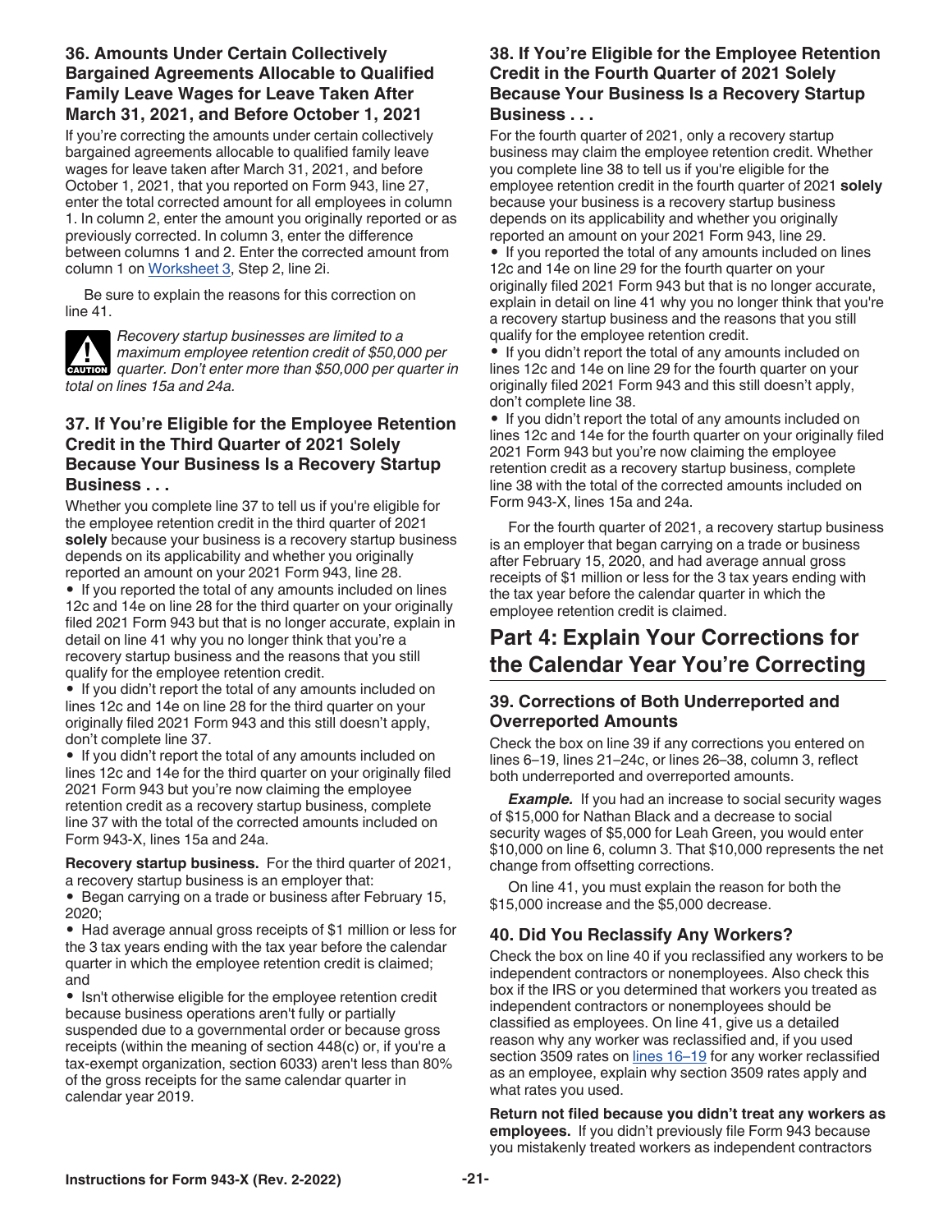### 36. Amounts Under Certain Collectively Bargained Agreements Allocable to Qualified Family Leave Wages for Leave Taken After March 31, 2021, and Before October 1, 2021

If you're correcting the amounts under certain collectively bargained agreements allocable to qualified family leave wages for leave taken after March 31, 2021, and before October 1, 2021, that you reported on Form 943, line 27, enter the total corrected amount for all employees in column 1. In column 2, enter the amount you originally reported or as previously corrected. In column 3, enter the difference between columns 1 and 2. Enter the corrected amount from column 1 on Worksheet 3, Step 2, line 2i.

Be sure to explain the reasons for this correction on line 41.

**CAUTION** *Recovery startup businesses are limited to a maximum employee retention credit of $50,000 per quarter. Don't enter more than $50,000 per quarter in total on lines 15a and 24a.*

### 37. If You're Eligible for the Employee Retention Credit in the Third Quarter of 2021 Solely Because Your Business Is a Recovery Startup Business . . .

Whether you complete line 37 to tell us if you're eligible for the employee retention credit in the third quarter of 2021 **solely** because your business is a recovery startup business depends on its applicability and whether you originally reported an amount on your 2021 Form 943, line 28.

- If you reported the total of any amounts included on lines 12c and 14e on line 28 for the third quarter on your originally filed 2021 Form 943 but that is no longer accurate, explain in detail on line 41 why you no longer think that you're a recovery startup business and the reasons that you still qualify for the employee retention credit.
- If you didn't report the total of any amounts included on lines 12c and 14e on line 28 for the third quarter on your originally filed 2021 Form 943 and this still doesn't apply, don't complete line 37.
- If you didn't report the total of any amounts included on lines 12c and 14e for the third quarter on your originally filed 2021 Form 943 but you're now claiming the employee retention credit as a recovery startup business, complete line 37 with the total of the corrected amounts included on Form 943-X, lines 15a and 24a.

**Recovery startup business.** For the third quarter of 2021, a recovery startup business is an employer that:

- Began carrying on a trade or business after February 15, 2020;
- Had average annual gross receipts of $1 million or less for the 3 tax years ending with the tax year before the calendar quarter in which the employee retention credit is claimed; and
- Isn't otherwise eligible for the employee retention credit because business operations aren't fully or partially suspended due to a governmental order or because gross receipts (within the meaning of section 448(c) or, if you're a tax-exempt organization, section 6033) aren't less than 80% of the gross receipts for the same calendar quarter in calendar year 2019.

### 38. If You're Eligible for the Employee Retention Credit in the Fourth Quarter of 2021 Solely Because Your Business Is a Recovery Startup Business . . .

For the fourth quarter of 2021, only a recovery startup business may claim the employee retention credit. Whether you complete line 38 to tell us if you're eligible for the employee retention credit in the fourth quarter of 2021 **solely** because your business is a recovery startup business depends on its applicability and whether you originally reported an amount on your 2021 Form 943, line 29.

- If you reported the total of any amounts included on lines 12c and 14e on line 29 for the fourth quarter on your originally filed 2021 Form 943 but that is no longer accurate, explain in detail on line 41 why you no longer think that you're a recovery startup business and the reasons that you still qualify for the employee retention credit.
- If you didn't report the total of any amounts included on lines 12c and 14e on line 29 for the fourth quarter on your originally filed 2021 Form 943 and this still doesn't apply, don't complete line 38.
- If you didn't report the total of any amounts included on lines 12c and 14e for the fourth quarter on your originally filed 2021 Form 943 but you're now claiming the employee retention credit as a recovery startup business, complete line 38 with the total of the corrected amounts included on Form 943-X, lines 15a and 24a.

For the fourth quarter of 2021, a recovery startup business is an employer that began carrying on a trade or business after February 15, 2020, and had average annual gross receipts of $1 million or less for the 3 tax years ending with the tax year before the calendar quarter in which the employee retention credit is claimed.

## Part 4: Explain Your Corrections for the Calendar Year You're Correcting

### 39. Corrections of Both Underreported and Overreported Amounts

Check the box on line 39 if any corrections you entered on lines 6–19, lines 21–24c, or lines 26–38, column 3, reflect both underreported and overreported amounts.

***Example.*** If you had an increase to social security wages of $15,000 for Nathan Black and a decrease to social security wages of $5,000 for Leah Green, you would enter $10,000 on line 6, column 3. That $10,000 represents the net change from offsetting corrections.

On line 41, you must explain the reason for both the $15,000 increase and the $5,000 decrease.

### 40. Did You Reclassify Any Workers?

Check the box on line 40 if you reclassified any workers to be independent contractors or nonemployees. Also check this box if the IRS or you determined that workers you treated as independent contractors or nonemployees should be classified as employees. On line 41, give us a detailed reason why any worker was reclassified and, if you used section 3509 rates on lines 16–19 for any worker reclassified as an employee, explain why section 3509 rates apply and what rates you used.

**Return not filed because you didn't treat any workers as employees.** If you didn't previously file Form 943 because you mistakenly treated workers as independent contractors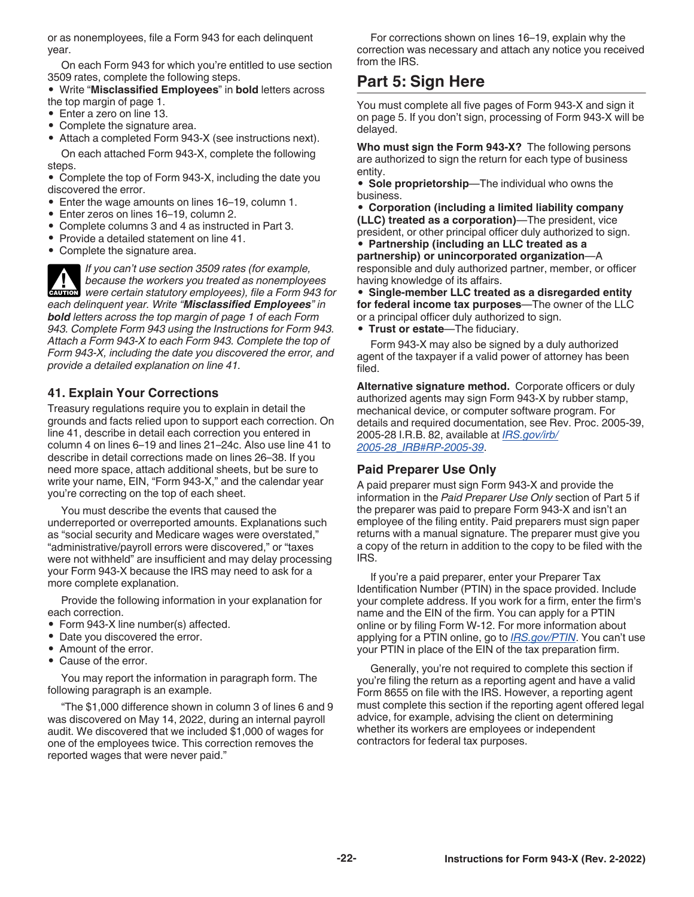or as nonemployees, file a Form 943 for each delinquent year.

On each Form 943 for which you're entitled to use section 3509 rates, complete the following steps.

- Write "**Misclassified Employees**" in **bold** letters across the top margin of page 1.
- Enter a zero on line 13.
- Complete the signature area.
- Attach a completed Form 943-X (see instructions next).

On each attached Form 943-X, complete the following steps.

- Complete the top of Form 943-X, including the date you discovered the error.
- Enter the wage amounts on lines 16–19, column 1.
- Enter zeros on lines 16–19, column 2.
- Complete columns 3 and 4 as instructed in Part 3.
- Provide a detailed statement on line 41.
- Complete the signature area.

CAUTION: *If you can't use section 3509 rates (for example, because the workers you treated as nonemployees were certain statutory employees), file a Form 943 for each delinquent year. Write "**Misclassified Employees**" in **bold** letters across the top margin of page 1 of each Form 943. Complete Form 943 using the Instructions for Form 943. Attach a Form 943-X to each Form 943. Complete the top of Form 943-X, including the date you discovered the error, and provide a detailed explanation on line 41.*

### 41. Explain Your Corrections

Treasury regulations require you to explain in detail the grounds and facts relied upon to support each correction. On line 41, describe in detail each correction you entered in column 4 on lines 6–19 and lines 21–24c. Also use line 41 to describe in detail corrections made on lines 26–38. If you need more space, attach additional sheets, but be sure to write your name, EIN, "Form 943-X," and the calendar year you're correcting on the top of each sheet.

You must describe the events that caused the underreported or overreported amounts. Explanations such as "social security and Medicare wages were overstated," "administrative/payroll errors were discovered," or "taxes were not withheld" are insufficient and may delay processing your Form 943-X because the IRS may need to ask for a more complete explanation.

Provide the following information in your explanation for each correction.

- Form 943-X line number(s) affected.
- Date you discovered the error.
- Amount of the error.
- Cause of the error.

You may report the information in paragraph form. The following paragraph is an example.

"The $1,000 difference shown in column 3 of lines 6 and 9 was discovered on May 14, 2022, during an internal payroll audit. We discovered that we included $1,000 of wages for one of the employees twice. This correction removes the reported wages that were never paid."

For corrections shown on lines 16–19, explain why the correction was necessary and attach any notice you received from the IRS.

## Part 5: Sign Here

You must complete all five pages of Form 943-X and sign it on page 5. If you don't sign, processing of Form 943-X will be delayed.

**Who must sign the Form 943-X?** The following persons are authorized to sign the return for each type of business entity.

- **Sole proprietorship**—The individual who owns the business.
- **Corporation (including a limited liability company (LLC) treated as a corporation)**—The president, vice president, or other principal officer duly authorized to sign.
- **Partnership (including an LLC treated as a partnership) or unincorporated organization**—A responsible and duly authorized partner, member, or officer having knowledge of its affairs.
- **Single-member LLC treated as a disregarded entity for federal income tax purposes**—The owner of the LLC or a principal officer duly authorized to sign.
- **Trust or estate**—The fiduciary.

Form 943-X may also be signed by a duly authorized agent of the taxpayer if a valid power of attorney has been filed.

**Alternative signature method.** Corporate officers or duly authorized agents may sign Form 943-X by rubber stamp, mechanical device, or computer software program. For details and required documentation, see Rev. Proc. 2005-39, 2005-28 I.R.B. 82, available at *IRS.gov/irb/2005-28_IRB#RP-2005-39*.

### Paid Preparer Use Only

A paid preparer must sign Form 943-X and provide the information in the *Paid Preparer Use Only* section of Part 5 if the preparer was paid to prepare Form 943-X and isn't an employee of the filing entity. Paid preparers must sign paper returns with a manual signature. The preparer must give you a copy of the return in addition to the copy to be filed with the IRS.

If you're a paid preparer, enter your Preparer Tax Identification Number (PTIN) in the space provided. Include your complete address. If you work for a firm, enter the firm's name and the EIN of the firm. You can apply for a PTIN online or by filing Form W-12. For more information about applying for a PTIN online, go to *IRS.gov/PTIN*. You can't use your PTIN in place of the EIN of the tax preparation firm.

Generally, you're not required to complete this section if you're filing the return as a reporting agent and have a valid Form 8655 on file with the IRS. However, a reporting agent must complete this section if the reporting agent offered legal advice, for example, advising the client on determining whether its workers are employees or independent contractors for federal tax purposes.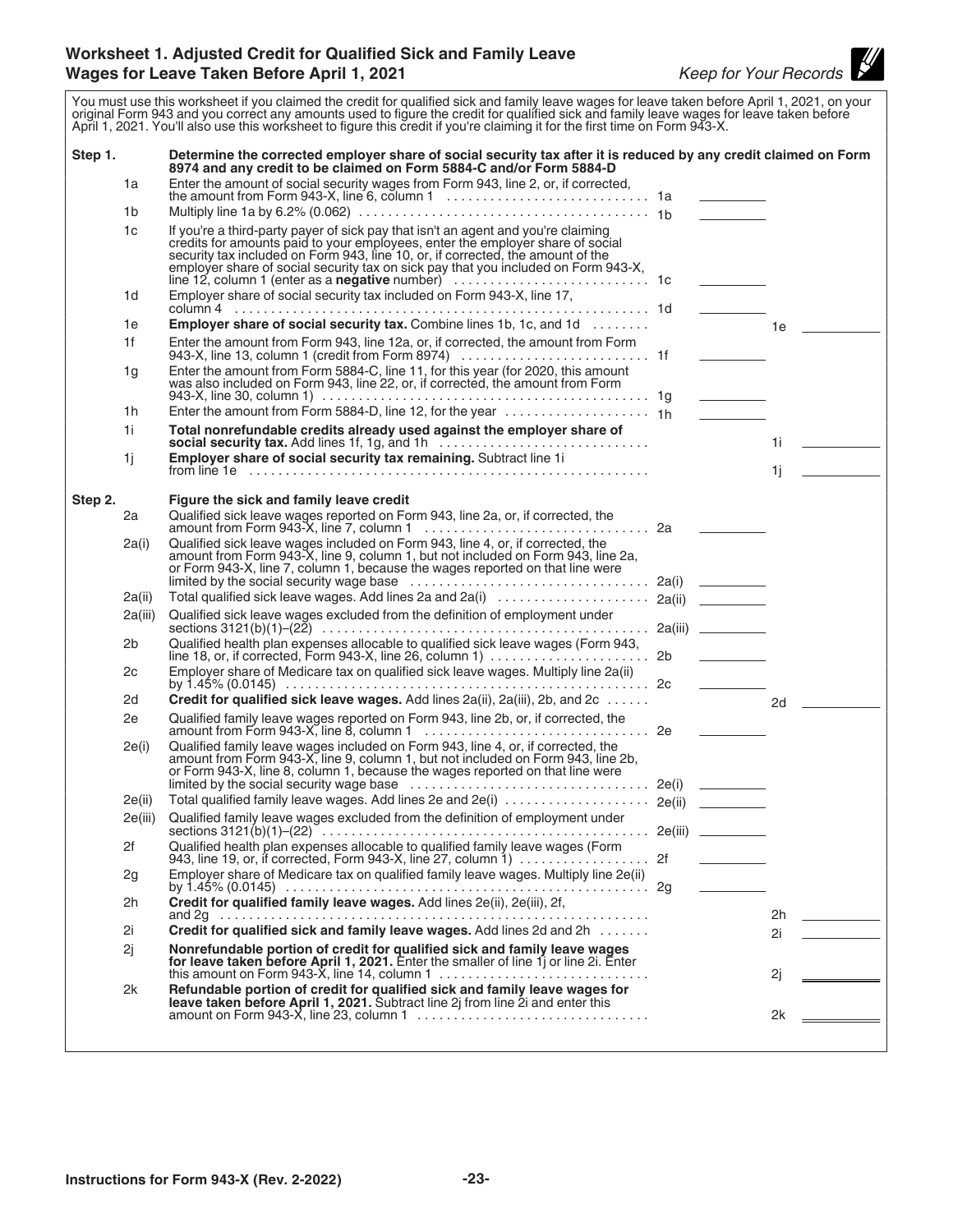## Worksheet 1. Adjusted Credit for Qualified Sick and Family Leave Wages for Leave Taken Before April 1, 2021

*Keep for Your Records*

You must use this worksheet if you claimed the credit for qualified sick and family leave wages for leave taken before April 1, 2021, on your original Form 943 and you correct any amounts used to figure the credit for qualified sick and family leave wages for leave taken before April 1, 2021. You'll also use this worksheet to figure this credit if you're claiming it for the first time on Form 943-X.

**Step 1. Determine the corrected employer share of social security tax after it is reduced by any credit claimed on Form 8974 and any credit to be claimed on Form 5884-C and/or Form 5884-D**

| Line | Description | | | | |
|---|---|---|---|---|---|
| 1a | Enter the amount of social security wages from Form 943, line 2, or, if corrected, the amount from Form 943-X, line 6, column 1 | 1a | ______ | | |
| 1b | Multiply line 1a by 6.2% (0.062) | 1b | ______ | | |
| 1c | If you're a third-party payer of sick pay that isn't an agent and you're claiming credits for amounts paid to your employees, enter the employer share of social security tax included on Form 943, line 10, or, if corrected, the amount of the employer share of social security tax on sick pay that you included on Form 943-X, line 12, column 1 (enter as a **negative** number) | 1c | ______ | | |
| 1d | Employer share of social security tax included on Form 943-X, line 17, column 4 | 1d | ______ | | |
| 1e | **Employer share of social security tax.** Combine lines 1b, 1c, and 1d | | | 1e | ______ |
| 1f | Enter the amount from Form 943, line 12a, or, if corrected, the amount from Form 943-X, line 13, column 1 (credit from Form 8974) | 1f | ______ | | |
| 1g | Enter the amount from Form 5884-C, line 11, for this year (for 2020, this amount was also included on Form 943, line 22, or, if corrected, the amount from Form 943-X, line 30, column 1) | 1g | ______ | | |
| 1h | Enter the amount from Form 5884-D, line 12, for the year | 1h | ______ | | |
| 1i | **Total nonrefundable credits already used against the employer share of social security tax.** Add lines 1f, 1g, and 1h | | | 1i | ______ |
| 1j | **Employer share of social security tax remaining.** Subtract line 1i from line 1e | | | 1j | ______ |

**Step 2. Figure the sick and family leave credit**

| Line | Description | | | | |
|---|---|---|---|---|---|
| 2a | Qualified sick leave wages reported on Form 943, line 2a, or, if corrected, the amount from Form 943-X, line 7, column 1 | 2a | ______ | | |
| 2a(i) | Qualified sick leave wages included on Form 943, line 4, or, if corrected, the amount from Form 943-X, line 9, column 1, but not included on Form 943, line 2a, or Form 943-X, line 7, column 1, because the wages reported on that line were limited by the social security wage base | 2a(i) | ______ | | |
| 2a(ii) | Total qualified sick leave wages. Add lines 2a and 2a(i) | 2a(ii) | ______ | | |
| 2a(iii) | Qualified sick leave wages excluded from the definition of employment under sections 3121(b)(1)–(22) | 2a(iii) | ______ | | |
| 2b | Qualified health plan expenses allocable to qualified sick leave wages (Form 943, line 18, or, if corrected, Form 943-X, line 26, column 1) | 2b | ______ | | |
| 2c | Employer share of Medicare tax on qualified sick leave wages. Multiply line 2a(ii) by 1.45% (0.0145) | 2c | ______ | | |
| 2d | **Credit for qualified sick leave wages.** Add lines 2a(ii), 2a(iii), 2b, and 2c | | | 2d | ______ |
| 2e | Qualified family leave wages reported on Form 943, line 2b, or, if corrected, the amount from Form 943-X, line 8, column 1 | 2e | ______ | | |
| 2e(i) | Qualified family leave wages included on Form 943, line 4, or, if corrected, the amount from Form 943-X, line 9, column 1, but not included on Form 943, line 2b, or Form 943-X, line 8, column 1, because the wages reported on that line were limited by the social security wage base | 2e(i) | ______ | | |
| 2e(ii) | Total qualified family leave wages. Add lines 2e and 2e(i) | 2e(ii) | ______ | | |
| 2e(iii) | Qualified family leave wages excluded from the definition of employment under sections 3121(b)(1)–(22) | 2e(iii) | ______ | | |
| 2f | Qualified health plan expenses allocable to qualified family leave wages (Form 943, line 19, or, if corrected, Form 943-X, line 27, column 1) | 2f | ______ | | |
| 2g | Employer share of Medicare tax on qualified family leave wages. Multiply line 2e(ii) by 1.45% (0.0145) | 2g | ______ | | |
| 2h | **Credit for qualified family leave wages.** Add lines 2e(ii), 2e(iii), 2f, and 2g | | | 2h | ______ |
| 2i | **Credit for qualified sick and family leave wages.** Add lines 2d and 2h | | | 2i | ______ |
| 2j | **Nonrefundable portion of credit for qualified sick and family leave wages for leave taken before April 1, 2021.** Enter the smaller of line 1j or line 2i. Enter this amount on Form 943-X, line 14, column 1 | | | 2j | ______ |
| 2k | **Refundable portion of credit for qualified sick and family leave wages for leave taken before April 1, 2021.** Subtract line 2j from line 2i and enter this amount on Form 943-X, line 23, column 1 | | | 2k | ______ |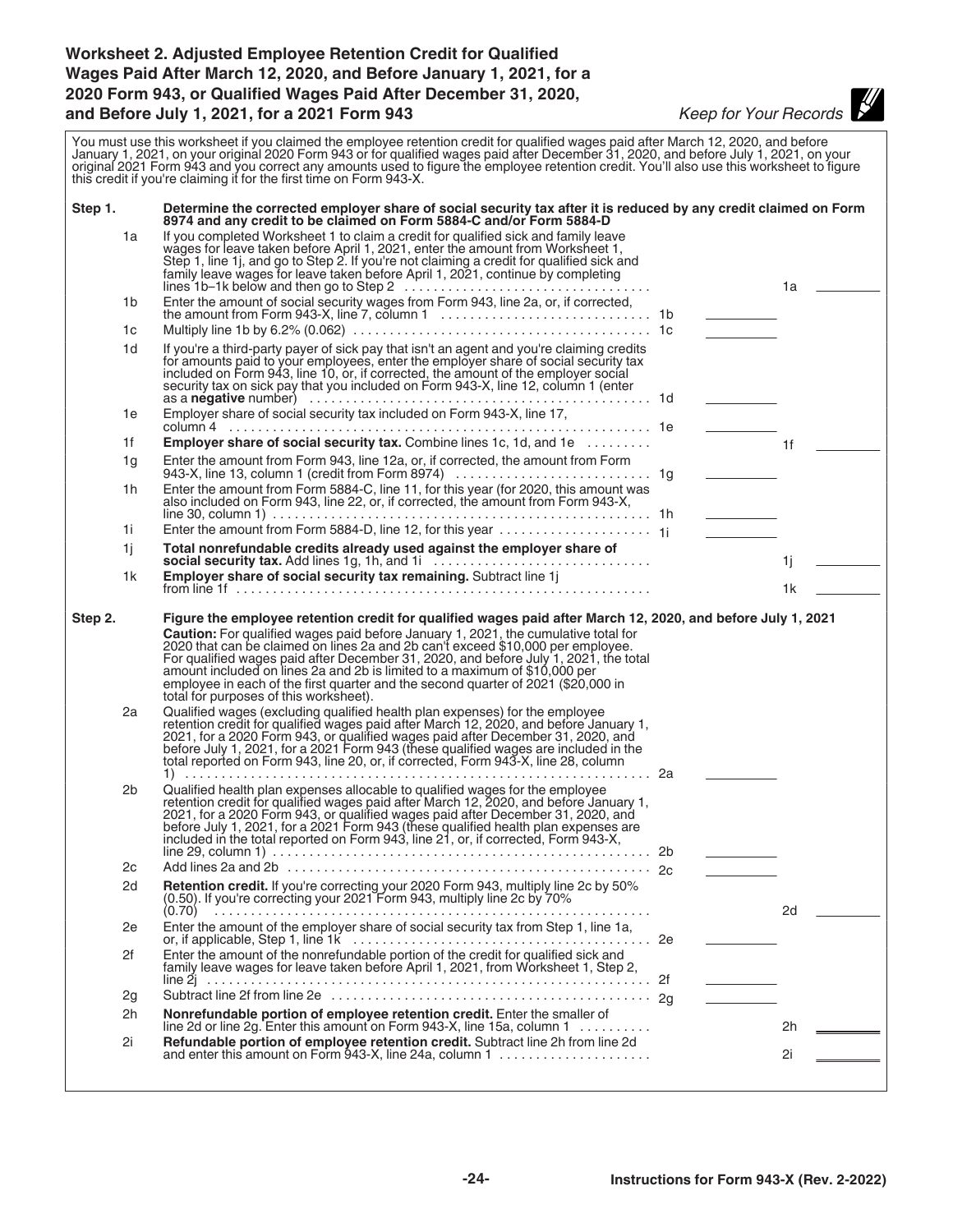## Worksheet 2. Adjusted Employee Retention Credit for Qualified Wages Paid After March 12, 2020, and Before January 1, 2021, for a 2020 Form 943, or Qualified Wages Paid After December 31, 2020, and Before July 1, 2021, for a 2021 Form 943

*Keep for Your Records*

You must use this worksheet if you claimed the employee retention credit for qualified wages paid after March 12, 2020, and before January 1, 2021, on your original 2020 Form 943 or for qualified wages paid after December 31, 2020, and before July 1, 2021, on your original 2021 Form 943 and you correct any amounts used to figure the employee retention credit. You'll also use this worksheet to figure this credit if you're claiming it for the first time on Form 943-X.

**Step 1. Determine the corrected employer share of social security tax after it is reduced by any credit claimed on Form 8974 and any credit to be claimed on Form 5884-C and/or Form 5884-D**

| Line | Description | | |
|---|---|---|---|
| 1a | If you completed Worksheet 1 to claim a credit for qualified sick and family leave wages for leave taken before April 1, 2021, enter the amount from Worksheet 1, Step 1, line 1j, and go to Step 2. If you're not claiming a credit for qualified sick and family leave wages for leave taken before April 1, 2021, continue by completing lines 1b–1k below and then go to Step 2 | | 1a ______ |
| 1b | Enter the amount of social security wages from Form 943, line 2a, or, if corrected, the amount from Form 943-X, line 7, column 1 | 1b ______ | |
| 1c | Multiply line 1b by 6.2% (0.062) | 1c ______ | |
| 1d | If you're a third-party payer of sick pay that isn't an agent and you're claiming credits for amounts paid to your employees, enter the employer share of social security tax included on Form 943, line 10, or, if corrected, the amount of the employer social security tax on sick pay that you included on Form 943-X, line 12, column 1 (enter as a **negative** number) | 1d ______ | |
| 1e | Employer share of social security tax included on Form 943-X, line 17, column 4 | 1e ______ | |
| 1f | **Employer share of social security tax.** Combine lines 1c, 1d, and 1e | | 1f ______ |
| 1g | Enter the amount from Form 943, line 12a, or, if corrected, the amount from Form 943-X, line 13, column 1 (credit from Form 8974) | 1g ______ | |
| 1h | Enter the amount from Form 5884-C, line 11, for this year (for 2020, this amount was also included on Form 943, line 22, or, if corrected, the amount from Form 943-X, line 30, column 1) | 1h ______ | |
| 1i | Enter the amount from Form 5884-D, line 12, for this year | 1i ______ | |
| 1j | **Total nonrefundable credits already used against the employer share of social security tax.** Add lines 1g, 1h, and 1i | | 1j ______ |
| 1k | **Employer share of social security tax remaining.** Subtract line 1j from line 1f | | 1k ______ |

**Step 2. Figure the employee retention credit for qualified wages paid after March 12, 2020, and before July 1, 2021**

**Caution:** For qualified wages paid before January 1, 2021, the cumulative total for 2020 that can be claimed on lines 2a and 2b can't exceed $10,000 per employee. For qualified wages paid after December 31, 2020, and before July 1, 2021, the total amount included on lines 2a and 2b is limited to a maximum of $10,000 per employee in each of the first quarter and the second quarter of 2021 ($20,000 in total for purposes of this worksheet).

| Line | Description | | |
|---|---|---|---|
| 2a | Qualified wages (excluding qualified health plan expenses) for the employee retention credit for qualified wages paid after March 12, 2020, and before January 1, 2021, for a 2020 Form 943, or qualified wages paid after December 31, 2020, and before July 1, 2021, for a 2021 Form 943 (these qualified wages are included in the total reported on Form 943, line 20, or, if corrected, Form 943-X, line 28, column 1) | 2a ______ | |
| 2b | Qualified health plan expenses allocable to qualified wages for the employee retention credit for qualified wages paid after March 12, 2020, and before January 1, 2021, for a 2020 Form 943, or qualified wages paid after December 31, 2020, and before July 1, 2021, for a 2021 Form 943 (these qualified health plan expenses are included in the total reported on Form 943, line 21, or, if corrected, Form 943-X, line 29, column 1) | 2b ______ | |
| 2c | Add lines 2a and 2b | 2c ______ | |
| 2d | **Retention credit.** If you're correcting your 2020 Form 943, multiply line 2c by 50% (0.50). If you're correcting your 2021 Form 943, multiply line 2c by 70% (0.70) | | 2d ______ |
| 2e | Enter the amount of the employer share of social security tax from Step 1, line 1a, or, if applicable, Step 1, line 1k | 2e ______ | |
| 2f | Enter the amount of the nonrefundable portion of the credit for qualified sick and family leave wages for leave taken before April 1, 2021, from Worksheet 1, Step 2, line 2j | 2f ______ | |
| 2g | Subtract line 2f from line 2e | 2g ______ | |
| 2h | **Nonrefundable portion of employee retention credit.** Enter the smaller of line 2d or line 2g. Enter this amount on Form 943-X, line 15a, column 1 | | 2h ______ |
| 2i | **Refundable portion of employee retention credit.** Subtract line 2h from line 2d and enter this amount on Form 943-X, line 24a, column 1 | | 2i ______ |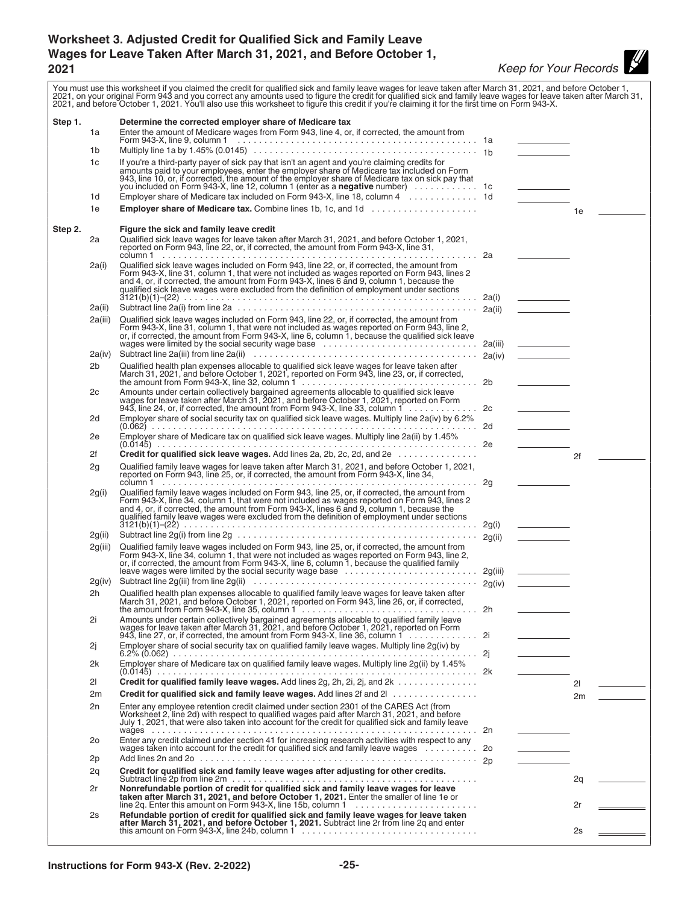## Worksheet 3. Adjusted Credit for Qualified Sick and Family Leave Wages for Leave Taken After March 31, 2021, and Before October 1, 2021

*Keep for Your Records*

You must use this worksheet if you claimed the credit for qualified sick and family leave wages for leave taken after March 31, 2021, and before October 1, 2021, on your original Form 943 and you correct any amounts used to figure the credit for qualified sick and family leave wages for leave taken after March 31, 2021, and before October 1, 2021. You'll also use this worksheet to figure this credit if you're claiming it for the first time on Form 943-X.

**Step 1.** **Determine the corrected employer share of Medicare tax**

| Line | Description | | | | |
|---|---|---|---|---|---|
| 1a | Enter the amount of Medicare wages from Form 943, line 4, or, if corrected, the amount from Form 943-X, line 9, column 1 | 1a | | | |
| 1b | Multiply line 1a by 1.45% (0.0145) | 1b | | | |
| 1c | If you're a third-party payer of sick pay that isn't an agent and you're claiming credits for amounts paid to your employees, enter the employer share of Medicare tax included on Form 943, line 10, or, if corrected, the amount of the employer share of Medicare tax on sick pay that you included on Form 943-X, line 12, column 1 (enter as a **negative** number) | 1c | | | |
| 1d | Employer share of Medicare tax included on Form 943-X, line 18, column 4 | 1d | | | |
| 1e | **Employer share of Medicare tax.** Combine lines 1b, 1c, and 1d | | | 1e | |

**Step 2.** **Figure the sick and family leave credit**

| Line | Description | | | | |
|---|---|---|---|---|---|
| 2a | Qualified sick leave wages for leave taken after March 31, 2021, and before October 1, 2021, reported on Form 943, line 22, or, if corrected, the amount from Form 943-X, line 31, column 1 | 2a | | | |
| 2a(i) | Qualified sick leave wages included on Form 943, line 22, or, if corrected, the amount from Form 943-X, line 31, column 1, that were not included as wages reported on Form 943, lines 2 and 4, or, if corrected, the amount from Form 943-X, lines 6 and 9, column 1, because the qualified sick leave wages were excluded from the definition of employment under sections 3121(b)(1)–(22) | 2a(i) | | | |
| 2a(ii) | Subtract line 2a(i) from line 2a | 2a(ii) | | | |
| 2a(iii) | Qualified sick leave wages included on Form 943, line 22, or, if corrected, the amount from Form 943-X, line 31, column 1, that were not included as wages reported on Form 943, line 2, or, if corrected, the amount from Form 943-X, line 6, column 1, because the qualified sick leave wages were limited by the social security wage base | 2a(iii) | | | |
| 2a(iv) | Subtract line 2a(iii) from line 2a(ii) | 2a(iv) | | | |
| 2b | Qualified health plan expenses allocable to qualified sick leave wages for leave taken after March 31, 2021, and before October 1, 2021, reported on Form 943, line 23, or, if corrected, the amount from Form 943-X, line 32, column 1 | 2b | | | |
| 2c | Amounts under certain collectively bargained agreements allocable to qualified sick leave wages for leave taken after March 31, 2021, and before October 1, 2021, reported on Form 943, line 24, or, if corrected, the amount from Form 943-X, line 33, column 1 | 2c | | | |
| 2d | Employer share of social security tax on qualified sick leave wages. Multiply line 2a(iv) by 6.2% (0.062) | 2d | | | |
| 2e | Employer share of Medicare tax on qualified sick leave wages. Multiply line 2a(ii) by 1.45% (0.0145) | 2e | | | |
| 2f | **Credit for qualified sick leave wages.** Add lines 2a, 2b, 2c, 2d, and 2e | | | 2f | |
| 2g | Qualified family leave wages for leave taken after March 31, 2021, and before October 1, 2021, reported on Form 943, line 25, or, if corrected, the amount from Form 943-X, line 34, column 1 | 2g | | | |
| 2g(i) | Qualified family leave wages included on Form 943, line 25, or, if corrected, the amount from Form 943-X, line 34, column 1, that were not included as wages reported on Form 943, lines 2 and 4, or, if corrected, the amount from Form 943-X, lines 6 and 9, column 1, because the qualified family leave wages were excluded from the definition of employment under sections 3121(b)(1)–(22) | 2g(i) | | | |
| 2g(ii) | Subtract line 2g(i) from line 2g | 2g(ii) | | | |
| 2g(iii) | Qualified family leave wages included on Form 943, line 25, or, if corrected, the amount from Form 943-X, line 34, column 1, that were not included as wages reported on Form 943, line 2, or, if corrected, the amount from Form 943-X, line 6, column 1, because the qualified family leave wages were limited by the social security wage base | 2g(iii) | | | |
| 2g(iv) | Subtract line 2g(iii) from line 2g(ii) | 2g(iv) | | | |
| 2h | Qualified health plan expenses allocable to qualified family leave wages for leave taken after March 31, 2021, and before October 1, 2021, reported on Form 943, line 26, or, if corrected, the amount from Form 943-X, line 35, column 1 | 2h | | | |
| 2i | Amounts under certain collectively bargained agreements allocable to qualified family leave wages for leave taken after March 31, 2021, and before October 1, 2021, reported on Form 943, line 27, or, if corrected, the amount from Form 943-X, line 36, column 1 | 2i | | | |
| 2j | Employer share of social security tax on qualified family leave wages. Multiply line 2g(iv) by 6.2% (0.062) | 2j | | | |
| 2k | Employer share of Medicare tax on qualified family leave wages. Multiply line 2g(ii) by 1.45% (0.0145) | 2k | | | |
| 2l | **Credit for qualified family leave wages.** Add lines 2g, 2h, 2i, 2j, and 2k | | | 2l | |
| 2m | **Credit for qualified sick and family leave wages.** Add lines 2f and 2l | | | 2m | |
| 2n | Enter any employee retention credit claimed under section 2301 of the CARES Act (from Worksheet 2, line 2d) with respect to qualified wages paid after March 31, 2021, and before July 1, 2021, that were also taken into account for the credit for qualified sick and family leave wages | 2n | | | |
| 2o | Enter any credit claimed under section 41 for increasing research activities with respect to any wages taken into account for the credit for qualified sick and family leave wages | 2o | | | |
| 2p | Add lines 2n and 2o | 2p | | | |
| 2q | **Credit for qualified sick and family leave wages after adjusting for other credits.** Subtract line 2p from line 2m | | | 2q | |
| 2r | **Nonrefundable portion of credit for qualified sick and family leave wages for leave taken after March 31, 2021, and before October 1, 2021.** Enter the smaller of line 1e or line 2q. Enter this amount on Form 943-X, line 15b, column 1 | | | 2r | |
| 2s | **Refundable portion of credit for qualified sick and family leave wages for leave taken after March 31, 2021, and before October 1, 2021.** Subtract line 2r from line 2q and enter this amount on Form 943-X, line 24b, column 1 | | | 2s | |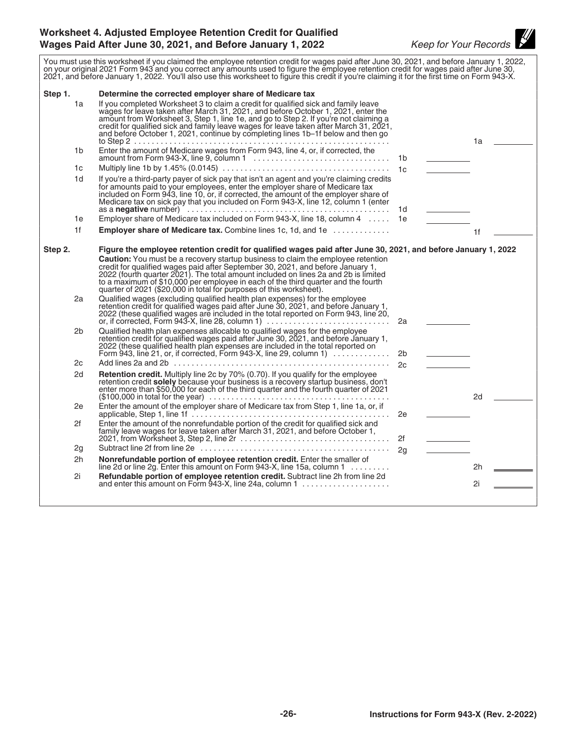## Worksheet 4. Adjusted Employee Retention Credit for Qualified Wages Paid After June 30, 2021, and Before January 1, 2022

*Keep for Your Records*

You must use this worksheet if you claimed the employee retention credit for wages paid after June 30, 2021, and before January 1, 2022, on your original 2021 Form 943 and you correct any amounts used to figure the employee retention credit for wages paid after June 30, 2021, and before January 1, 2022. You'll also use this worksheet to figure this credit if you're claiming it for the first time on Form 943-X.

**Step 1. Determine the corrected employer share of Medicare tax**

| | | | | | |
|---|---|---|---|---|---|
| 1a | If you completed Worksheet 3 to claim a credit for qualified sick and family leave wages for leave taken after March 31, 2021, and before October 1, 2021, enter the amount from Worksheet 3, Step 1, line 1e, and go to Step 2. If you're not claiming a credit for qualified sick and family leave wages for leave taken after March 31, 2021, and before October 1, 2021, continue by completing lines 1b–1f below and then go to Step 2 | | | 1a | |
| 1b | Enter the amount of Medicare wages from Form 943, line 4, or, if corrected, the amount from Form 943-X, line 9, column 1 | 1b | | | |
| 1c | Multiply line 1b by 1.45% (0.0145) | 1c | | | |
| 1d | If you're a third-party payer of sick pay that isn't an agent and you're claiming credits for amounts paid to your employees, enter the employer share of Medicare tax included on Form 943, line 10, or, if corrected, the amount of the employer share of Medicare tax on sick pay that you included on Form 943-X, line 12, column 1 (enter as a **negative** number) | 1d | | | |
| 1e | Employer share of Medicare tax included on Form 943-X, line 18, column 4 | 1e | | | |
| 1f | **Employer share of Medicare tax.** Combine lines 1c, 1d, and 1e | | | 1f | |

**Step 2. Figure the employee retention credit for qualified wages paid after June 30, 2021, and before January 1, 2022**

**Caution:** You must be a recovery startup business to claim the employee retention credit for qualified wages paid after September 30, 2021, and before January 1, 2022 (fourth quarter 2021). The total amount included on lines 2a and 2b is limited to a maximum of $10,000 per employee in each of the third quarter and the fourth quarter of 2021 ($20,000 in total for purposes of this worksheet).

| | | | | | |
|---|---|---|---|---|---|
| 2a | Qualified wages (excluding qualified health plan expenses) for the employee retention credit for qualified wages paid after June 30, 2021, and before January 1, 2022 (these qualified wages are included in the total reported on Form 943, line 20, or, if corrected, Form 943-X, line 28, column 1) | 2a | | | |
| 2b | Qualified health plan expenses allocable to qualified wages for the employee retention credit for qualified wages paid after June 30, 2021, and before January 1, 2022 (these qualified health plan expenses are included in the total reported on Form 943, line 21, or, if corrected, Form 943-X, line 29, column 1) | 2b | | | |
| 2c | Add lines 2a and 2b | 2c | | | |
| 2d | **Retention credit.** Multiply line 2c by 70% (0.70). If you qualify for the employee retention credit **solely** because your business is a recovery startup business, don't enter more than $50,000 for each of the third quarter and the fourth quarter of 2021 ($100,000 in total for the year) | | | 2d | |
| 2e | Enter the amount of the employer share of Medicare tax from Step 1, line 1a, or, if applicable, Step 1, line 1f | 2e | | | |
| 2f | Enter the amount of the nonrefundable portion of the credit for qualified sick and family leave wages for leave taken after March 31, 2021, and before October 1, 2021, from Worksheet 3, Step 2, line 2r | 2f | | | |
| 2g | Subtract line 2f from line 2e | 2g | | | |
| 2h | **Nonrefundable portion of employee retention credit.** Enter the smaller of line 2d or line 2g. Enter this amount on Form 943-X, line 15a, column 1 | | | 2h | |
| 2i | **Refundable portion of employee retention credit.** Subtract line 2h from line 2d and enter this amount on Form 943-X, line 24a, column 1 | | | 2i | |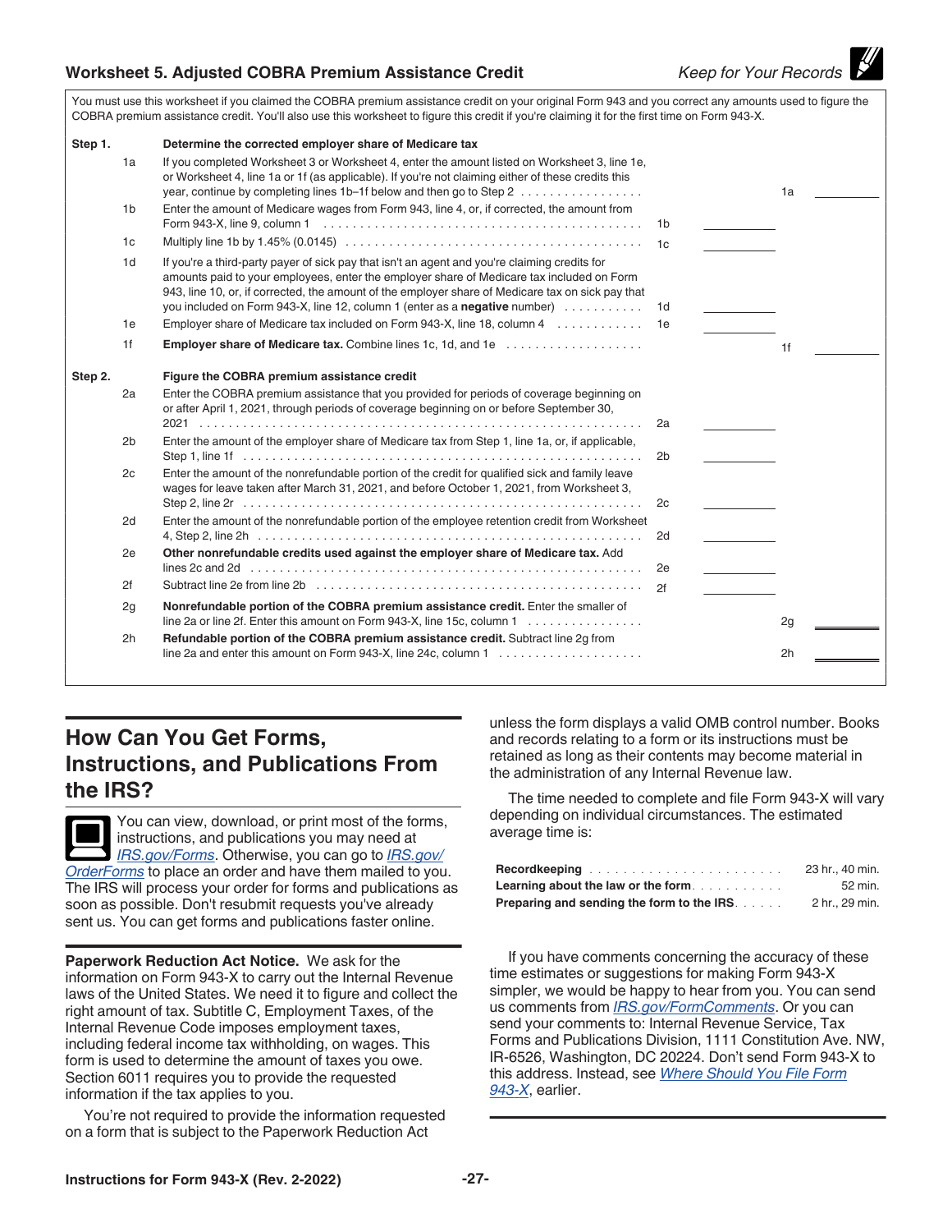## Worksheet 5. Adjusted COBRA Premium Assistance Credit

*Keep for Your Records*

You must use this worksheet if you claimed the COBRA premium assistance credit on your original Form 943 and you correct any amounts used to figure the COBRA premium assistance credit. You'll also use this worksheet to figure this credit if you're claiming it for the first time on Form 943-X.

| | | | | | | |
|---|---|---|---|---|---|---|
| **Step 1.** | | **Determine the corrected employer share of Medicare tax** | | | | |
| | 1a | If you completed Worksheet 3 or Worksheet 4, enter the amount listed on Worksheet 3, line 1e, or Worksheet 4, line 1a or 1f (as applicable). If you're not claiming either of these credits this year, continue by completing lines 1b–1f below and then go to Step 2 | | | 1a | |
| | 1b | Enter the amount of Medicare wages from Form 943, line 4, or, if corrected, the amount from Form 943-X, line 9, column 1 | 1b | | | |
| | 1c | Multiply line 1b by 1.45% (0.0145) | 1c | | | |
| | 1d | If you're a third-party payer of sick pay that isn't an agent and you're claiming credits for amounts paid to your employees, enter the employer share of Medicare tax included on Form 943, line 10, or, if corrected, the amount of the employer share of Medicare tax on sick pay that you included on Form 943-X, line 12, column 1 (enter as a **negative** number) | 1d | | | |
| | 1e | Employer share of Medicare tax included on Form 943-X, line 18, column 4 | 1e | | | |
| | 1f | **Employer share of Medicare tax.** Combine lines 1c, 1d, and 1e | | | 1f | |
| **Step 2.** | | **Figure the COBRA premium assistance credit** | | | | |
| | 2a | Enter the COBRA premium assistance that you provided for periods of coverage beginning on or after April 1, 2021, through periods of coverage beginning on or before September 30, 2021 | 2a | | | |
| | 2b | Enter the amount of the employer share of Medicare tax from Step 1, line 1a, or, if applicable, Step 1, line 1f | 2b | | | |
| | 2c | Enter the amount of the nonrefundable portion of the credit for qualified sick and family leave wages for leave taken after March 31, 2021, and before October 1, 2021, from Worksheet 3, Step 2, line 2r | 2c | | | |
| | 2d | Enter the amount of the nonrefundable portion of the employee retention credit from Worksheet 4, Step 2, line 2h | 2d | | | |
| | 2e | **Other nonrefundable credits used against the employer share of Medicare tax.** Add lines 2c and 2d | 2e | | | |
| | 2f | Subtract line 2e from line 2b | 2f | | | |
| | 2g | **Nonrefundable portion of the COBRA premium assistance credit.** Enter the smaller of line 2a or line 2f. Enter this amount on Form 943-X, line 15c, column 1 | | | 2g | |
| | 2h | **Refundable portion of the COBRA premium assistance credit.** Subtract line 2g from line 2a and enter this amount on Form 943-X, line 24c, column 1 | | | 2h | |

## How Can You Get Forms, Instructions, and Publications From the IRS?

You can view, download, or print most of the forms, instructions, and publications you may need at *IRS.gov/Forms*. Otherwise, you can go to *IRS.gov/OrderForms* to place an order and have them mailed to you. The IRS will process your order for forms and publications as soon as possible. Don't resubmit requests you've already sent us. You can get forms and publications faster online.

**Paperwork Reduction Act Notice.** We ask for the information on Form 943-X to carry out the Internal Revenue laws of the United States. We need it to figure and collect the right amount of tax. Subtitle C, Employment Taxes, of the Internal Revenue Code imposes employment taxes, including federal income tax withholding, on wages. This form is used to determine the amount of taxes you owe. Section 6011 requires you to provide the requested information if the tax applies to you.

You're not required to provide the information requested on a form that is subject to the Paperwork Reduction Act unless the form displays a valid OMB control number. Books and records relating to a form or its instructions must be retained as long as their contents may become material in the administration of any Internal Revenue law.

The time needed to complete and file Form 943-X will vary depending on individual circumstances. The estimated average time is:

| | |
|---|---|
| **Recordkeeping** | 23 hr., 40 min. |
| **Learning about the law or the form** | 52 min. |
| **Preparing and sending the form to the IRS** | 2 hr., 29 min. |

If you have comments concerning the accuracy of these time estimates or suggestions for making Form 943-X simpler, we would be happy to hear from you. You can send us comments from *IRS.gov/FormComments*. Or you can send your comments to: Internal Revenue Service, Tax Forms and Publications Division, 1111 Constitution Ave. NW, IR-6526, Washington, DC 20224. Don't send Form 943-X to this address. Instead, see *Where Should You File Form 943-X*, earlier.